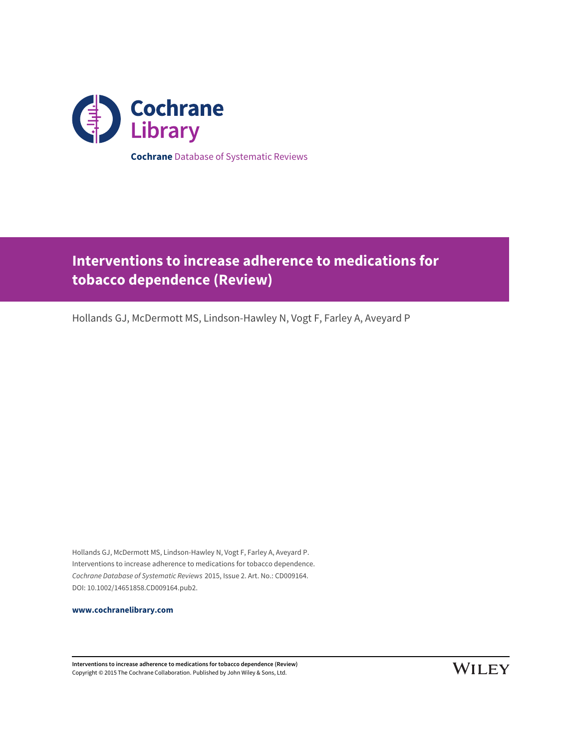Cochrane Library

**Cochrane** Database of Systematic Reviews

# Interventions to increase adherence to medications for tobacco dependence (Review)

Hollands GJ, McDermott MS, Lindson-Hawley N, Vogt F, Farley A, Aveyard P

Hollands GJ, McDermott MS, Lindson-Hawley N, Vogt F, Farley A, Aveyard P.
Interventions to increase adherence to medications for tobacco dependence.
*Cochrane Database of Systematic Reviews* 2015, Issue 2. Art. No.: CD009164.
DOI: 10.1002/14651858.CD009164.pub2.

**www.cochranelibrary.com**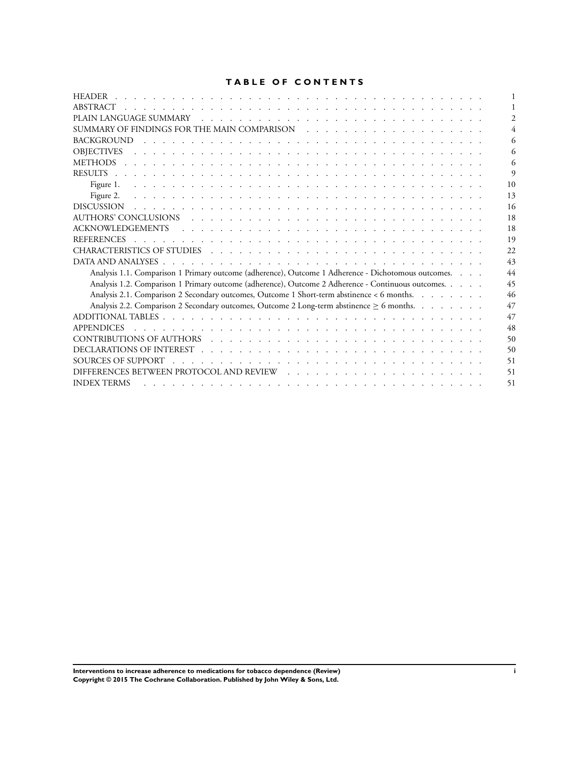# TABLE OF CONTENTS

| | |
|---|---|
| HEADER | 1 |
| ABSTRACT | 1 |
| PLAIN LANGUAGE SUMMARY | 2 |
| SUMMARY OF FINDINGS FOR THE MAIN COMPARISON | 4 |
| BACKGROUND | 6 |
| OBJECTIVES | 6 |
| METHODS | 6 |
| RESULTS | 9 |
| Figure 1. | 10 |
| Figure 2. | 13 |
| DISCUSSION | 16 |
| AUTHORS' CONCLUSIONS | 18 |
| ACKNOWLEDGEMENTS | 18 |
| REFERENCES | 19 |
| CHARACTERISTICS OF STUDIES | 22 |
| DATA AND ANALYSES | 43 |
| Analysis 1.1. Comparison 1 Primary outcome (adherence), Outcome 1 Adherence - Dichotomous outcomes. | 44 |
| Analysis 1.2. Comparison 1 Primary outcome (adherence), Outcome 2 Adherence - Continuous outcomes. | 45 |
| Analysis 2.1. Comparison 2 Secondary outcomes, Outcome 1 Short-term abstinence < 6 months. | 46 |
| Analysis 2.2. Comparison 2 Secondary outcomes, Outcome 2 Long-term abstinence ≥ 6 months. | 47 |
| ADDITIONAL TABLES | 47 |
| APPENDICES | 48 |
| CONTRIBUTIONS OF AUTHORS | 50 |
| DECLARATIONS OF INTEREST | 50 |
| SOURCES OF SUPPORT | 51 |
| DIFFERENCES BETWEEN PROTOCOL AND REVIEW | 51 |
| INDEX TERMS | 51 |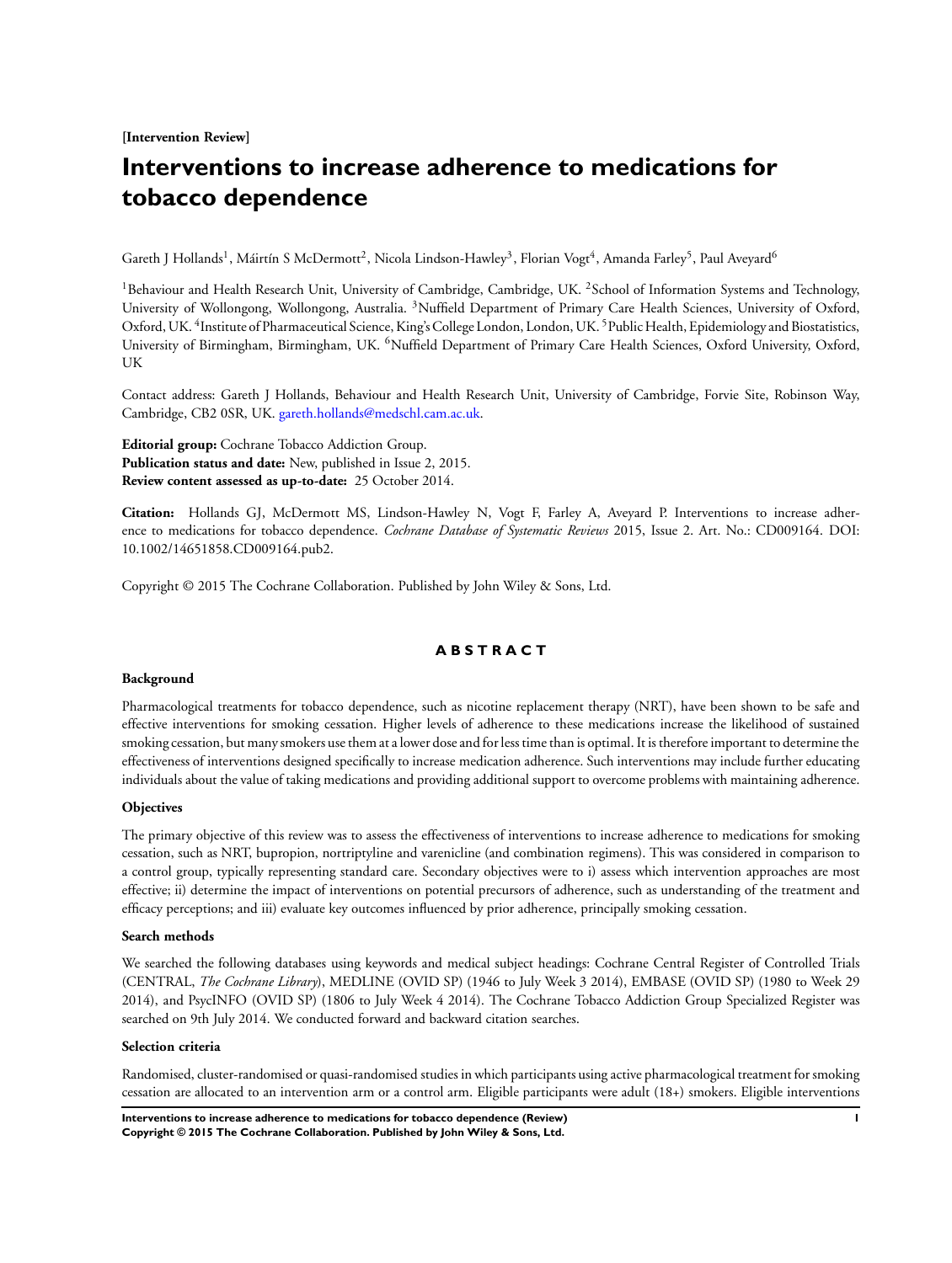**[Intervention Review]**

# Interventions to increase adherence to medications for tobacco dependence

Gareth J Hollands[1], Máirtín S McDermott[2], Nicola Lindson-Hawley[3], Florian Vogt[4], Amanda Farley[5], Paul Aveyard[6]

[1]Behaviour and Health Research Unit, University of Cambridge, Cambridge, UK. [2]School of Information Systems and Technology, University of Wollongong, Wollongong, Australia. [3]Nuffield Department of Primary Care Health Sciences, University of Oxford, Oxford, UK. [4]Institute of Pharmaceutical Science, King's College London, London, UK. [5]Public Health, Epidemiology and Biostatistics, University of Birmingham, Birmingham, UK. [6]Nuffield Department of Primary Care Health Sciences, Oxford University, Oxford, UK

Contact address: Gareth J Hollands, Behaviour and Health Research Unit, University of Cambridge, Forvie Site, Robinson Way, Cambridge, CB2 0SR, UK. gareth.hollands@medschl.cam.ac.uk.

**Editorial group:** Cochrane Tobacco Addiction Group.
**Publication status and date:** New, published in Issue 2, 2015.
**Review content assessed as up-to-date:** 25 October 2014.

**Citation:** Hollands GJ, McDermott MS, Lindson-Hawley N, Vogt F, Farley A, Aveyard P. Interventions to increase adherence to medications for tobacco dependence. *Cochrane Database of Systematic Reviews* 2015, Issue 2. Art. No.: CD009164. DOI: 10.1002/14651858.CD009164.pub2.

Copyright © 2015 The Cochrane Collaboration. Published by John Wiley & Sons, Ltd.

## ABSTRACT

### Background

Pharmacological treatments for tobacco dependence, such as nicotine replacement therapy (NRT), have been shown to be safe and effective interventions for smoking cessation. Higher levels of adherence to these medications increase the likelihood of sustained smoking cessation, but many smokers use them at a lower dose and for less time than is optimal. It is therefore important to determine the effectiveness of interventions designed specifically to increase medication adherence. Such interventions may include further educating individuals about the value of taking medications and providing additional support to overcome problems with maintaining adherence.

### Objectives

The primary objective of this review was to assess the effectiveness of interventions to increase adherence to medications for smoking cessation, such as NRT, bupropion, nortriptyline and varenicline (and combination regimens). This was considered in comparison to a control group, typically representing standard care. Secondary objectives were to i) assess which intervention approaches are most effective; ii) determine the impact of interventions on potential precursors of adherence, such as understanding of the treatment and efficacy perceptions; and iii) evaluate key outcomes influenced by prior adherence, principally smoking cessation.

### Search methods

We searched the following databases using keywords and medical subject headings: Cochrane Central Register of Controlled Trials (CENTRAL, *The Cochrane Library*), MEDLINE (OVID SP) (1946 to July Week 3 2014), EMBASE (OVID SP) (1980 to Week 29 2014), and PsycINFO (OVID SP) (1806 to July Week 4 2014). The Cochrane Tobacco Addiction Group Specialized Register was searched on 9th July 2014. We conducted forward and backward citation searches.

### Selection criteria

Randomised, cluster-randomised or quasi-randomised studies in which participants using active pharmacological treatment for smoking cessation are allocated to an intervention arm or a control arm. Eligible participants were adult (18+) smokers. Eligible interventions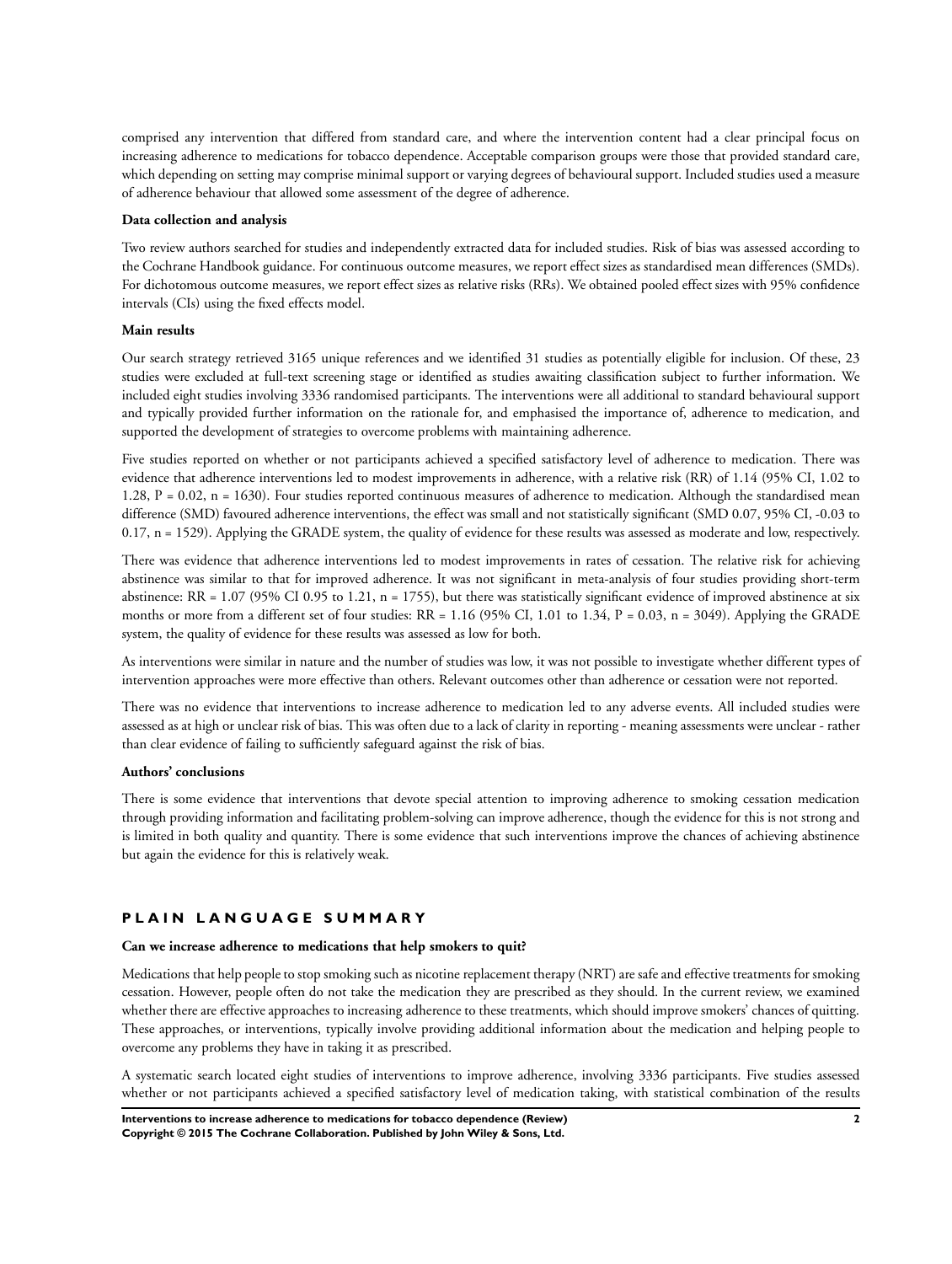comprised any intervention that differed from standard care, and where the intervention content had a clear principal focus on increasing adherence to medications for tobacco dependence. Acceptable comparison groups were those that provided standard care, which depending on setting may comprise minimal support or varying degrees of behavioural support. Included studies used a measure of adherence behaviour that allowed some assessment of the degree of adherence.

**Data collection and analysis**

Two review authors searched for studies and independently extracted data for included studies. Risk of bias was assessed according to the Cochrane Handbook guidance. For continuous outcome measures, we report effect sizes as standardised mean differences (SMDs). For dichotomous outcome measures, we report effect sizes as relative risks (RRs). We obtained pooled effect sizes with 95% confidence intervals (CIs) using the fixed effects model.

**Main results**

Our search strategy retrieved 3165 unique references and we identified 31 studies as potentially eligible for inclusion. Of these, 23 studies were excluded at full-text screening stage or identified as studies awaiting classification subject to further information. We included eight studies involving 3336 randomised participants. The interventions were all additional to standard behavioural support and typically provided further information on the rationale for, and emphasised the importance of, adherence to medication, and supported the development of strategies to overcome problems with maintaining adherence.

Five studies reported on whether or not participants achieved a specified satisfactory level of adherence to medication. There was evidence that adherence interventions led to modest improvements in adherence, with a relative risk (RR) of 1.14 (95% CI, 1.02 to 1.28, P = 0.02, n = 1630). Four studies reported continuous measures of adherence to medication. Although the standardised mean difference (SMD) favoured adherence interventions, the effect was small and not statistically significant (SMD 0.07, 95% CI, -0.03 to 0.17, n = 1529). Applying the GRADE system, the quality of evidence for these results was assessed as moderate and low, respectively.

There was evidence that adherence interventions led to modest improvements in rates of cessation. The relative risk for achieving abstinence was similar to that for improved adherence. It was not significant in meta-analysis of four studies providing short-term abstinence: RR = 1.07 (95% CI 0.95 to 1.21, n = 1755), but there was statistically significant evidence of improved abstinence at six months or more from a different set of four studies: RR = 1.16 (95% CI, 1.01 to 1.34, P = 0.03, n = 3049). Applying the GRADE system, the quality of evidence for these results was assessed as low for both.

As interventions were similar in nature and the number of studies was low, it was not possible to investigate whether different types of intervention approaches were more effective than others. Relevant outcomes other than adherence or cessation were not reported.

There was no evidence that interventions to increase adherence to medication led to any adverse events. All included studies were assessed as at high or unclear risk of bias. This was often due to a lack of clarity in reporting - meaning assessments were unclear - rather than clear evidence of failing to sufficiently safeguard against the risk of bias.

**Authors' conclusions**

There is some evidence that interventions that devote special attention to improving adherence to smoking cessation medication through providing information and facilitating problem-solving can improve adherence, though the evidence for this is not strong and is limited in both quality and quantity. There is some evidence that such interventions improve the chances of achieving abstinence but again the evidence for this is relatively weak.

## PLAIN LANGUAGE SUMMARY

**Can we increase adherence to medications that help smokers to quit?**

Medications that help people to stop smoking such as nicotine replacement therapy (NRT) are safe and effective treatments for smoking cessation. However, people often do not take the medication they are prescribed as they should. In the current review, we examined whether there are effective approaches to increasing adherence to these treatments, which should improve smokers' chances of quitting. These approaches, or interventions, typically involve providing additional information about the medication and helping people to overcome any problems they have in taking it as prescribed.

A systematic search located eight studies of interventions to improve adherence, involving 3336 participants. Five studies assessed whether or not participants achieved a specified satisfactory level of medication taking, with statistical combination of the results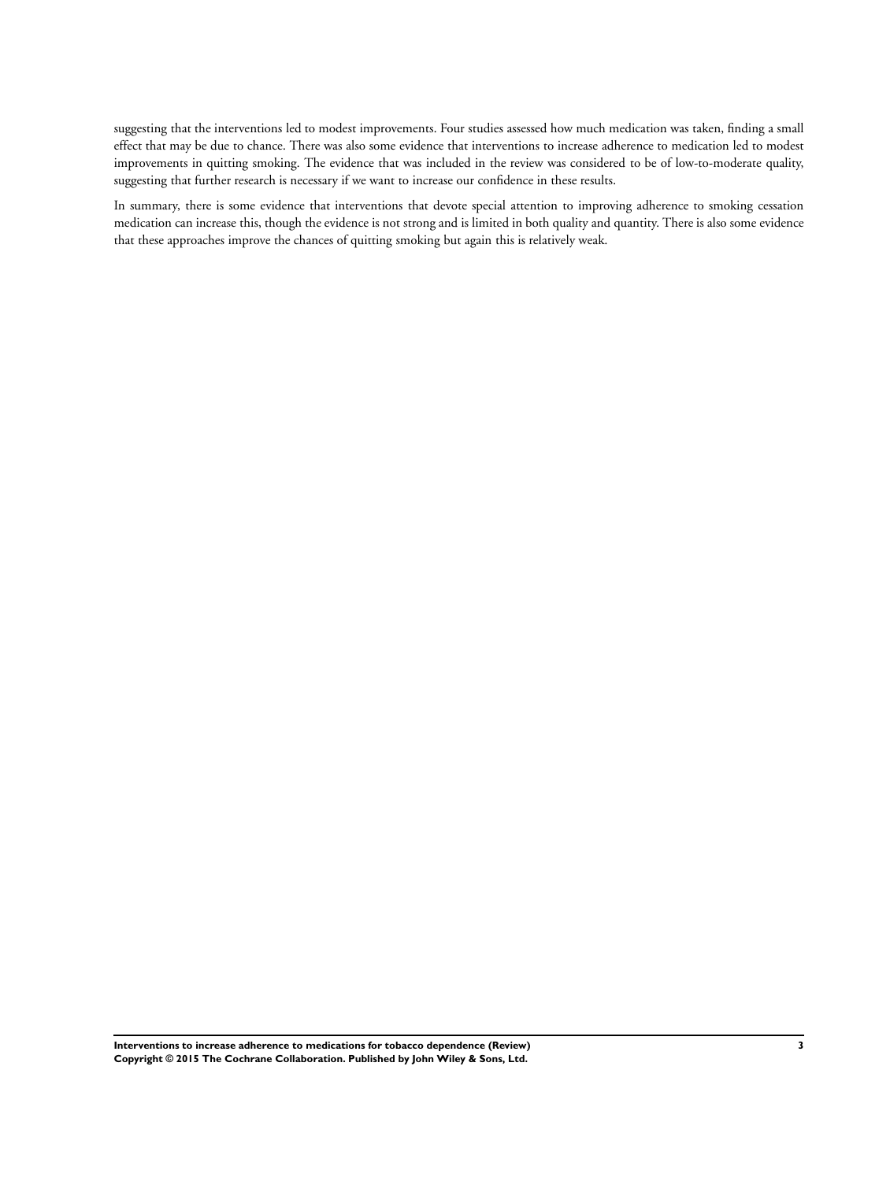suggesting that the interventions led to modest improvements. Four studies assessed how much medication was taken, finding a small effect that may be due to chance. There was also some evidence that interventions to increase adherence to medication led to modest improvements in quitting smoking. The evidence that was included in the review was considered to be of low-to-moderate quality, suggesting that further research is necessary if we want to increase our confidence in these results.

In summary, there is some evidence that interventions that devote special attention to improving adherence to smoking cessation medication can increase this, though the evidence is not strong and is limited in both quality and quantity. There is also some evidence that these approaches improve the chances of quitting smoking but again this is relatively weak.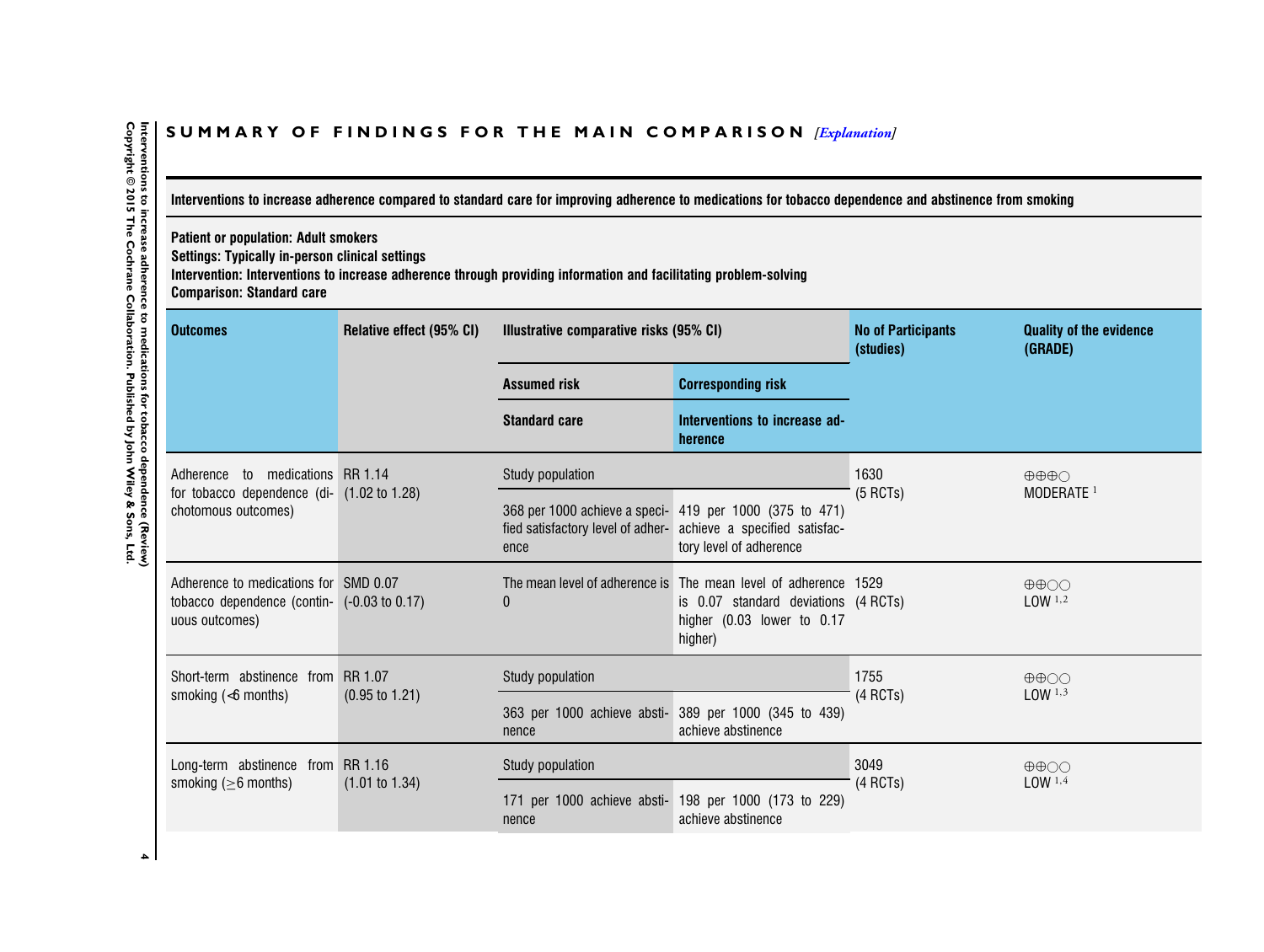## SUMMARY OF FINDINGS FOR THE MAIN COMPARISON *[Explanation]*

**Interventions to increase adherence compared to standard care for improving adherence to medications for tobacco dependence and abstinence from smoking**

**Patient or population: Adult smokers**
**Settings: Typically in-person clinical settings**
**Intervention: Interventions to increase adherence through providing information and facilitating problem-solving**
**Comparison: Standard care**

| Outcomes | Relative effect (95% CI) | Illustrative comparative risks (95% CI) | | No of Participants (studies) | Quality of the evidence (GRADE) |
|---|---|---|---|---|---|
| | | **Assumed risk** | **Corresponding risk** | | |
| | | **Standard care** | **Interventions to increase adherence** | | |
| Adherence to medications for tobacco dependence (dichotomous outcomes) | RR 1.14 (1.02 to 1.28) | Study population | | 1630 (5 RCTs) | ⊕⊕⊕◯ MODERATE [1] |
| | | 368 per 1000 achieve a specified satisfactory level of adherence | 419 per 1000 (375 to 471) achieve a specified satisfactory level of adherence | | |
| Adherence to medications for tobacco dependence (continuous outcomes) | SMD 0.07 (-0.03 to 0.17) | The mean level of adherence is 0 | The mean level of adherence is 0.07 standard deviations higher (0.03 lower to 0.17 higher) | 1529 (4 RCTs) | ⊕⊕◯◯ LOW [1,2] |
| Short-term abstinence from smoking (<6 months) | RR 1.07 (0.95 to 1.21) | Study population | | 1755 (4 RCTs) | ⊕⊕◯◯ LOW [1,3] |
| | | 363 per 1000 achieve abstinence | 389 per 1000 (345 to 439) achieve abstinence | | |
| Long-term abstinence from smoking (≥6 months) | RR 1.16 (1.01 to 1.34) | Study population | | 3049 (4 RCTs) | ⊕⊕◯◯ LOW [1,4] |
| | | 171 per 1000 achieve abstinence | 198 per 1000 (173 to 229) achieve abstinence | | |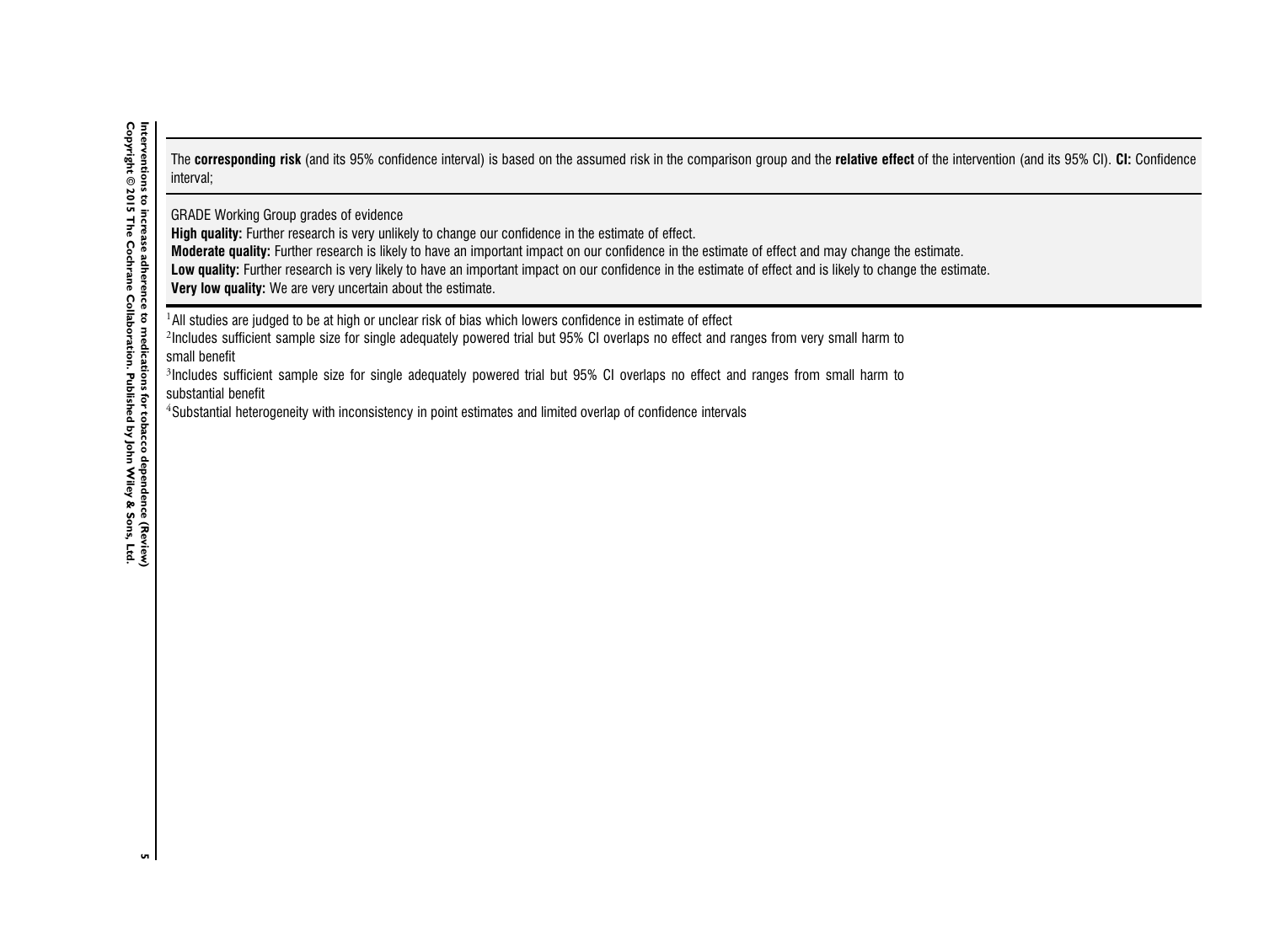The **corresponding risk** (and its 95% confidence interval) is based on the assumed risk in the comparison group and the **relative effect** of the intervention (and its 95% CI). **CI:** Confidence interval;

GRADE Working Group grades of evidence
**High quality:** Further research is very unlikely to change our confidence in the estimate of effect.
**Moderate quality:** Further research is likely to have an important impact on our confidence in the estimate of effect and may change the estimate.
**Low quality:** Further research is very likely to have an important impact on our confidence in the estimate of effect and is likely to change the estimate.
**Very low quality:** We are very uncertain about the estimate.

[1] All studies are judged to be at high or unclear risk of bias which lowers confidence in estimate of effect
[2] Includes sufficient sample size for single adequately powered trial but 95% CI overlaps no effect and ranges from very small harm to small benefit
[3] Includes sufficient sample size for single adequately powered trial but 95% CI overlaps no effect and ranges from small harm to substantial benefit
[4] Substantial heterogeneity with inconsistency in point estimates and limited overlap of confidence intervals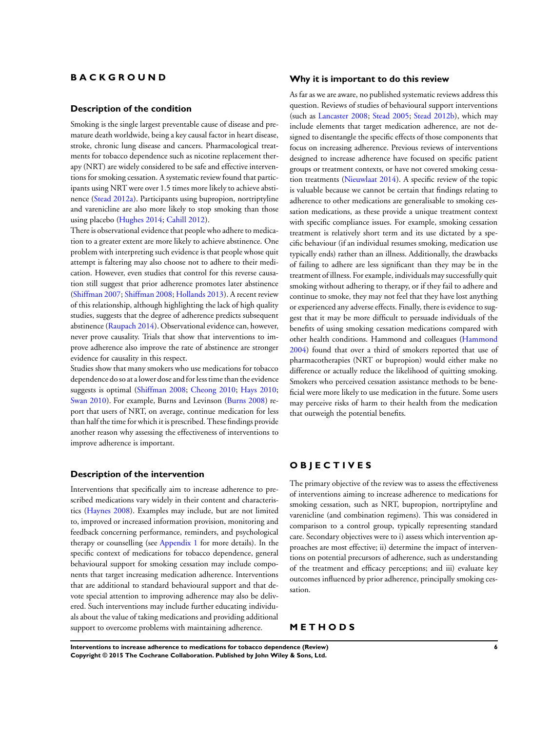# BACKGROUND

## Description of the condition

Smoking is the single largest preventable cause of disease and premature death worldwide, being a key causal factor in heart disease, stroke, chronic lung disease and cancers. Pharmacological treatments for tobacco dependence such as nicotine replacement therapy (NRT) are widely considered to be safe and effective interventions for smoking cessation. A systematic review found that participants using NRT were over 1.5 times more likely to achieve abstinence (Stead 2012a). Participants using bupropion, nortriptyline and varenicline are also more likely to stop smoking than those using placebo (Hughes 2014; Cahill 2012).

There is observational evidence that people who adhere to medication to a greater extent are more likely to achieve abstinence. One problem with interpreting such evidence is that people whose quit attempt is faltering may also choose not to adhere to their medication. However, even studies that control for this reverse causation still suggest that prior adherence promotes later abstinence (Shiffman 2007; Shiffman 2008; Hollands 2013). A recent review of this relationship, although highlighting the lack of high quality studies, suggests that the degree of adherence predicts subsequent abstinence (Raupach 2014). Observational evidence can, however, never prove causality. Trials that show that interventions to improve adherence also improve the rate of abstinence are stronger evidence for causality in this respect.

Studies show that many smokers who use medications for tobacco dependence do so at a lower dose and for less time than the evidence suggests is optimal (Shiffman 2008; Cheong 2010; Hays 2010; Swan 2010). For example, Burns and Levinson (Burns 2008) report that users of NRT, on average, continue medication for less than half the time for which it is prescribed. These findings provide another reason why assessing the effectiveness of interventions to improve adherence is important.

## Description of the intervention

Interventions that specifically aim to increase adherence to prescribed medications vary widely in their content and characteristics (Haynes 2008). Examples may include, but are not limited to, improved or increased information provision, monitoring and feedback concerning performance, reminders, and psychological therapy or counselling (see Appendix 1 for more details). In the specific context of medications for tobacco dependence, general behavioural support for smoking cessation may include components that target increasing medication adherence. Interventions that are additional to standard behavioural support and that devote special attention to improving adherence may also be delivered. Such interventions may include further educating individuals about the value of taking medications and providing additional support to overcome problems with maintaining adherence.

## Why it is important to do this review

As far as we are aware, no published systematic reviews address this question. Reviews of studies of behavioural support interventions (such as Lancaster 2008; Stead 2005; Stead 2012b), which may include elements that target medication adherence, are not designed to disentangle the specific effects of those components that focus on increasing adherence. Previous reviews of interventions designed to increase adherence have focused on specific patient groups or treatment contexts, or have not covered smoking cessation treatments (Nieuwlaat 2014). A specific review of the topic is valuable because we cannot be certain that findings relating to adherence to other medications are generalisable to smoking cessation medications, as these provide a unique treatment context with specific compliance issues. For example, smoking cessation treatment is relatively short term and its use dictated by a specific behaviour (if an individual resumes smoking, medication use typically ends) rather than an illness. Additionally, the drawbacks of failing to adhere are less significant than they may be in the treatment of illness. For example, individuals may successfully quit smoking without adhering to therapy, or if they fail to adhere and continue to smoke, they may not feel that they have lost anything or experienced any adverse effects. Finally, there is evidence to suggest that it may be more difficult to persuade individuals of the benefits of using smoking cessation medications compared with other health conditions. Hammond and colleagues (Hammond 2004) found that over a third of smokers reported that use of pharmacotherapies (NRT or bupropion) would either make no difference or actually reduce the likelihood of quitting smoking. Smokers who perceived cessation assistance methods to be beneficial were more likely to use medication in the future. Some users may perceive risks of harm to their health from the medication that outweigh the potential benefits.

# OBJECTIVES

The primary objective of the review was to assess the effectiveness of interventions aiming to increase adherence to medications for smoking cessation, such as NRT, bupropion, nortriptyline and varenicline (and combination regimens). This was considered in comparison to a control group, typically representing standard care. Secondary objectives were to i) assess which intervention approaches are most effective; ii) determine the impact of interventions on potential precursors of adherence, such as understanding of the treatment and efficacy perceptions; and iii) evaluate key outcomes influenced by prior adherence, principally smoking cessation.

# METHODS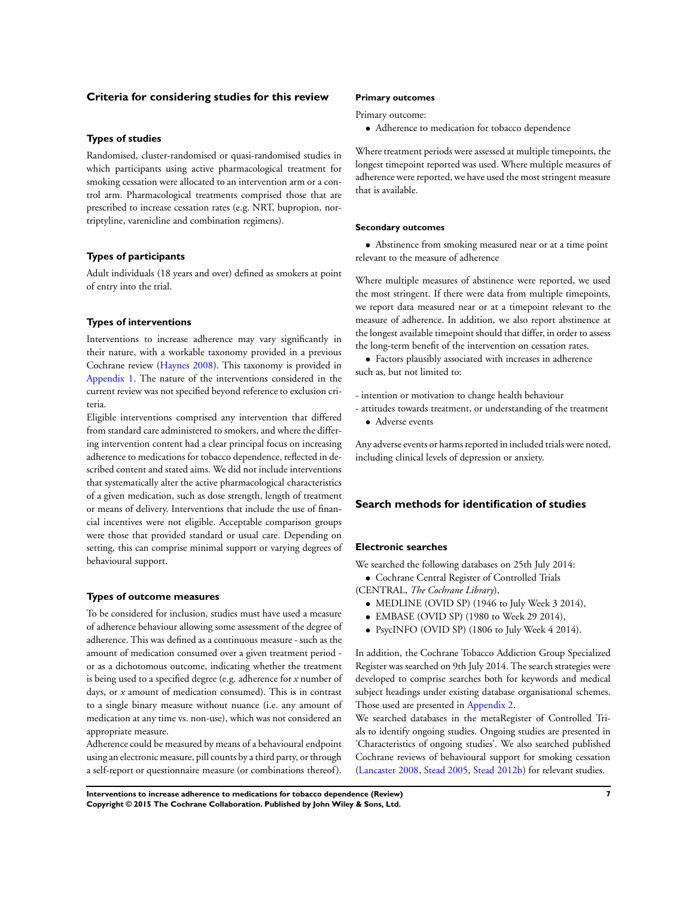## Criteria for considering studies for this review

### Types of studies

Randomised, cluster-randomised or quasi-randomised studies in which participants using active pharmacological treatment for smoking cessation were allocated to an intervention arm or a control arm. Pharmacological treatments comprised those that are prescribed to increase cessation rates (e.g. NRT, bupropion, nortriptyline, varenicline and combination regimens).

### Types of participants

Adult individuals (18 years and over) defined as smokers at point of entry into the trial.

### Types of interventions

Interventions to increase adherence may vary significantly in their nature, with a workable taxonomy provided in a previous Cochrane review (Haynes 2008). This taxonomy is provided in Appendix 1. The nature of the interventions considered in the current review was not specified beyond reference to exclusion criteria.

Eligible interventions comprised any intervention that differed from standard care administered to smokers, and where the differing intervention content had a clear principal focus on increasing adherence to medications for tobacco dependence, reflected in described content and stated aims. We did not include interventions that systematically alter the active pharmacological characteristics of a given medication, such as dose strength, length of treatment or means of delivery. Interventions that include the use of financial incentives were not eligible. Acceptable comparison groups were those that provided standard or usual care. Depending on setting, this can comprise minimal support or varying degrees of behavioural support.

### Types of outcome measures

To be considered for inclusion, studies must have used a measure of adherence behaviour allowing some assessment of the degree of adherence. This was defined as a continuous measure - such as the amount of medication consumed over a given treatment period - or as a dichotomous outcome, indicating whether the treatment is being used to a specified degree (e.g. adherence for *x* number of days, or *x* amount of medication consumed). This is in contrast to a single binary measure without nuance (i.e. any amount of medication at any time vs. non-use), which was not considered an appropriate measure.

Adherence could be measured by means of a behavioural endpoint using an electronic measure, pill counts by a third party, or through a self-report or questionnaire measure (or combinations thereof).

#### Primary outcomes

Primary outcome:

- Adherence to medication for tobacco dependence

Where treatment periods were assessed at multiple timepoints, the longest timepoint reported was used. Where multiple measures of adherence were reported, we have used the most stringent measure that is available.

#### Secondary outcomes

- Abstinence from smoking measured near or at a time point relevant to the measure of adherence

Where multiple measures of abstinence were reported, we used the most stringent. If there were data from multiple timepoints, we report data measured near or at a timepoint relevant to the measure of adherence. In addition, we also report abstinence at the longest available timepoint should that differ, in order to assess the long-term benefit of the intervention on cessation rates.

- Factors plausibly associated with increases in adherence such as, but not limited to:

- intention or motivation to change health behaviour
- attitudes towards treatment, or understanding of the treatment

- Adverse events

Any adverse events or harms reported in included trials were noted, including clinical levels of depression or anxiety.

## Search methods for identification of studies

### Electronic searches

We searched the following databases on 25th July 2014:

- Cochrane Central Register of Controlled Trials (CENTRAL, *The Cochrane Library*),
- MEDLINE (OVID SP) (1946 to July Week 3 2014),
- EMBASE (OVID SP) (1980 to Week 29 2014),
- PsycINFO (OVID SP) (1806 to July Week 4 2014).

In addition, the Cochrane Tobacco Addiction Group Specialized Register was searched on 9th July 2014. The search strategies were developed to comprise searches both for keywords and medical subject headings under existing database organisational schemes. Those used are presented in Appendix 2.

We searched databases in the metaRegister of Controlled Trials to identify ongoing studies. Ongoing studies are presented in 'Characteristics of ongoing studies'. We also searched published Cochrane reviews of behavioural support for smoking cessation (Lancaster 2008, Stead 2005, Stead 2012b) for relevant studies.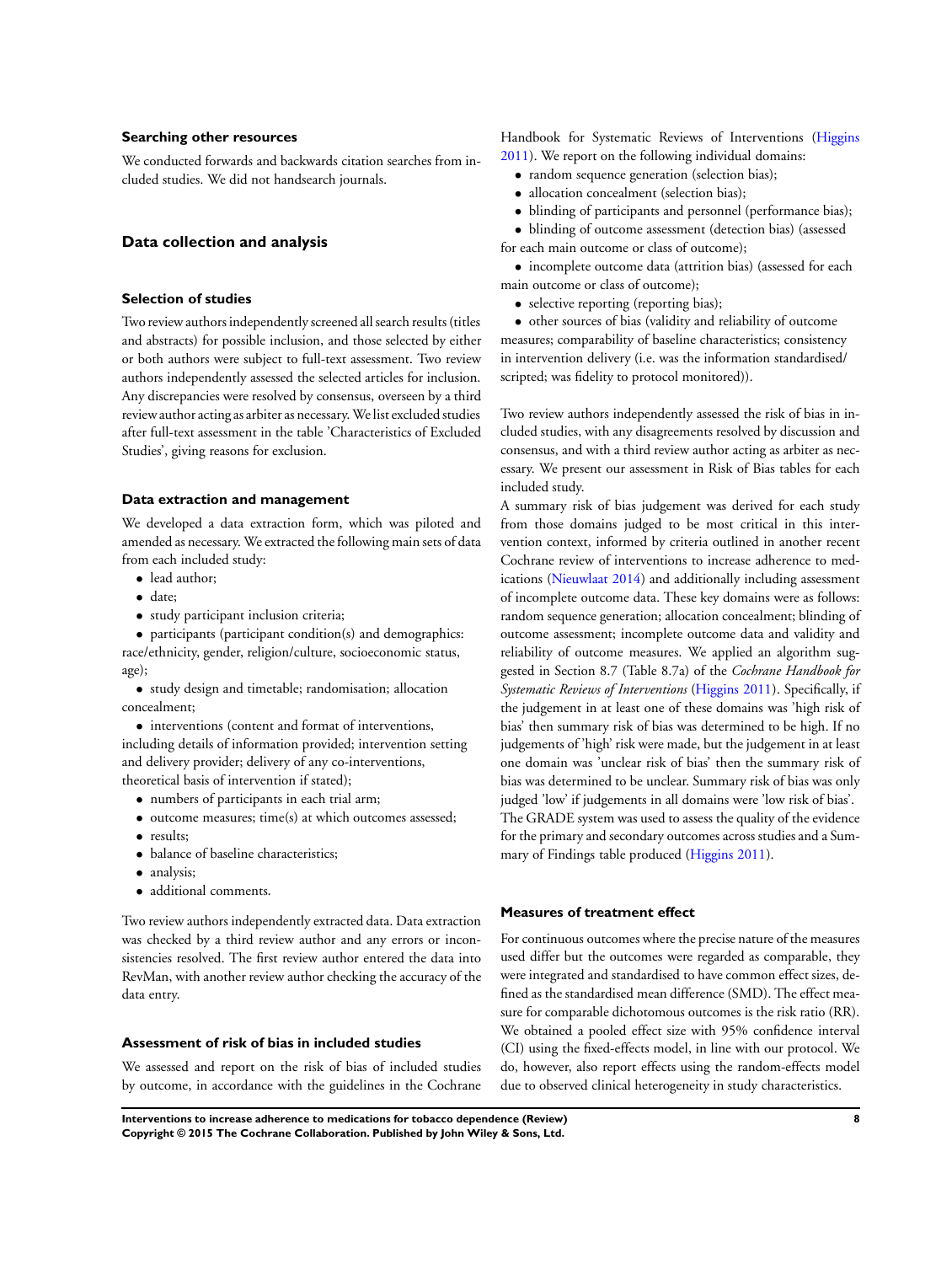### Searching other resources

We conducted forwards and backwards citation searches from included studies. We did not handsearch journals.

## Data collection and analysis

### Selection of studies

Two review authors independently screened all search results (titles and abstracts) for possible inclusion, and those selected by either or both authors were subject to full-text assessment. Two review authors independently assessed the selected articles for inclusion. Any discrepancies were resolved by consensus, overseen by a third review author acting as arbiter as necessary. We list excluded studies after full-text assessment in the table 'Characteristics of Excluded Studies', giving reasons for exclusion.

### Data extraction and management

We developed a data extraction form, which was piloted and amended as necessary. We extracted the following main sets of data from each included study:

- lead author;
- date;
- study participant inclusion criteria;
- participants (participant condition(s) and demographics: race/ethnicity, gender, religion/culture, socioeconomic status, age);
- study design and timetable; randomisation; allocation concealment;
- interventions (content and format of interventions, including details of information provided; intervention setting and delivery provider; delivery of any co-interventions, theoretical basis of intervention if stated);
- numbers of participants in each trial arm;
- outcome measures; time(s) at which outcomes assessed;
- results;
- balance of baseline characteristics;
- analysis;
- additional comments.

Two review authors independently extracted data. Data extraction was checked by a third review author and any errors or inconsistencies resolved. The first review author entered the data into RevMan, with another review author checking the accuracy of the data entry.

### Assessment of risk of bias in included studies

We assessed and report on the risk of bias of included studies by outcome, in accordance with the guidelines in the Cochrane Handbook for Systematic Reviews of Interventions (Higgins 2011). We report on the following individual domains:

- random sequence generation (selection bias);
- allocation concealment (selection bias);
- blinding of participants and personnel (performance bias);
- blinding of outcome assessment (detection bias) (assessed for each main outcome or class of outcome);
- incomplete outcome data (attrition bias) (assessed for each main outcome or class of outcome);
- selective reporting (reporting bias);
- other sources of bias (validity and reliability of outcome measures; comparability of baseline characteristics; consistency in intervention delivery (i.e. was the information standardised/scripted; was fidelity to protocol monitored)).

Two review authors independently assessed the risk of bias in included studies, with any disagreements resolved by discussion and consensus, and with a third review author acting as arbiter as necessary. We present our assessment in Risk of Bias tables for each included study.

A summary risk of bias judgement was derived for each study from those domains judged to be most critical in this intervention context, informed by criteria outlined in another recent Cochrane review of interventions to increase adherence to medications (Nieuwlaat 2014) and additionally including assessment of incomplete outcome data. These key domains were as follows: random sequence generation; allocation concealment; blinding of outcome assessment; incomplete outcome data and validity and reliability of outcome measures. We applied an algorithm suggested in Section 8.7 (Table 8.7a) of the *Cochrane Handbook for Systematic Reviews of Interventions* (Higgins 2011). Specifically, if the judgement in at least one of these domains was 'high risk of bias' then summary risk of bias was determined to be high. If no judgements of 'high' risk were made, but the judgement in at least one domain was 'unclear risk of bias' then the summary risk of bias was determined to be unclear. Summary risk of bias was only judged 'low' if judgements in all domains were 'low risk of bias'.

The GRADE system was used to assess the quality of the evidence for the primary and secondary outcomes across studies and a Summary of Findings table produced (Higgins 2011).

### Measures of treatment effect

For continuous outcomes where the precise nature of the measures used differ but the outcomes were regarded as comparable, they were integrated and standardised to have common effect sizes, defined as the standardised mean difference (SMD). The effect measure for comparable dichotomous outcomes is the risk ratio (RR). We obtained a pooled effect size with 95% confidence interval (CI) using the fixed-effects model, in line with our protocol. We do, however, also report effects using the random-effects model due to observed clinical heterogeneity in study characteristics.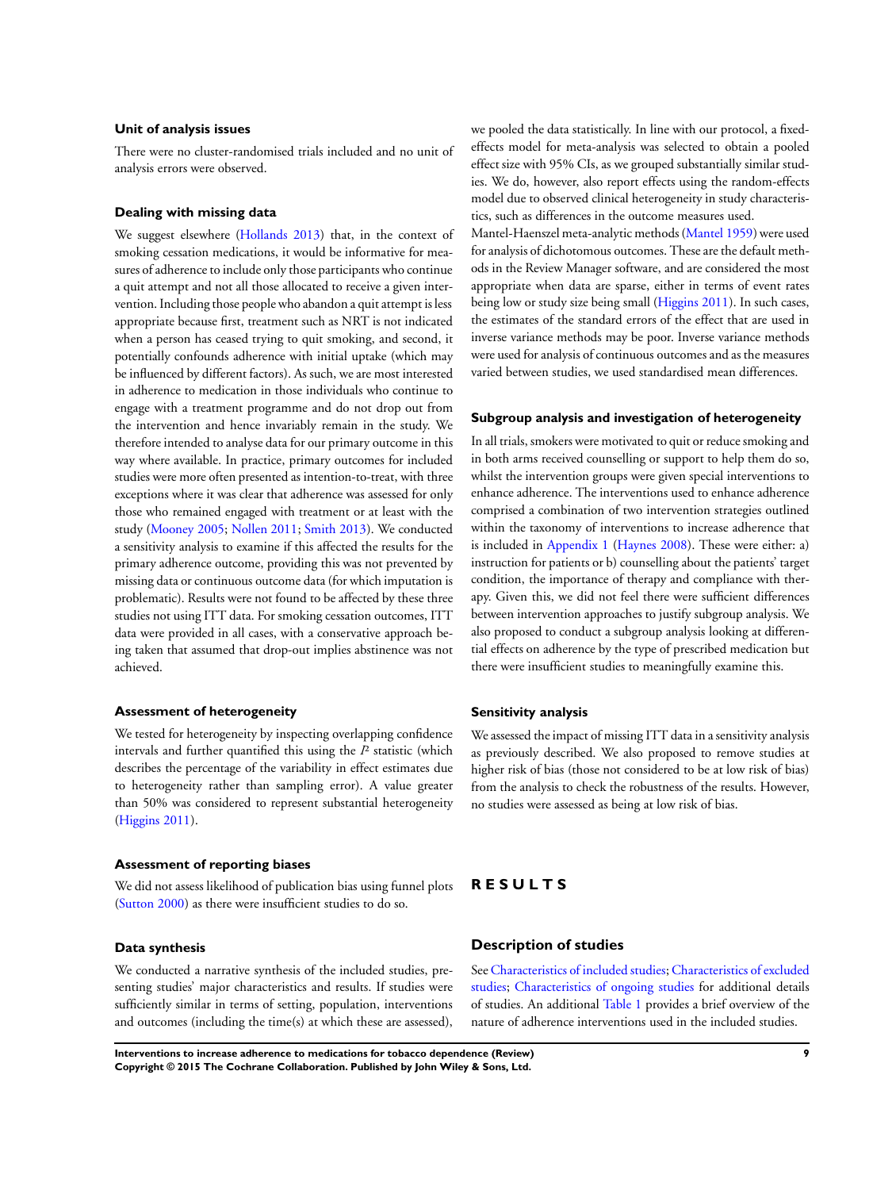### Unit of analysis issues

There were no cluster-randomised trials included and no unit of analysis errors were observed.

### Dealing with missing data

We suggest elsewhere (Hollands 2013) that, in the context of smoking cessation medications, it would be informative for measures of adherence to include only those participants who continue a quit attempt and not all those allocated to receive a given intervention. Including those people who abandon a quit attempt is less appropriate because first, treatment such as NRT is not indicated when a person has ceased trying to quit smoking, and second, it potentially confounds adherence with initial uptake (which may be influenced by different factors). As such, we are most interested in adherence to medication in those individuals who continue to engage with a treatment programme and do not drop out from the intervention and hence invariably remain in the study. We therefore intended to analyse data for our primary outcome in this way where available. In practice, primary outcomes for included studies were more often presented as intention-to-treat, with three exceptions where it was clear that adherence was assessed for only those who remained engaged with treatment or at least with the study (Mooney 2005; Nollen 2011; Smith 2013). We conducted a sensitivity analysis to examine if this affected the results for the primary adherence outcome, providing this was not prevented by missing data or continuous outcome data (for which imputation is problematic). Results were not found to be affected by these three studies not using ITT data. For smoking cessation outcomes, ITT data were provided in all cases, with a conservative approach being taken that assumed that drop-out implies abstinence was not achieved.

### Assessment of heterogeneity

We tested for heterogeneity by inspecting overlapping confidence intervals and further quantified this using the $I^2$ statistic (which describes the percentage of the variability in effect estimates due to heterogeneity rather than sampling error). A value greater than 50% was considered to represent substantial heterogeneity (Higgins 2011).

### Assessment of reporting biases

We did not assess likelihood of publication bias using funnel plots (Sutton 2000) as there were insufficient studies to do so.

### Data synthesis

We conducted a narrative synthesis of the included studies, presenting studies' major characteristics and results. If studies were sufficiently similar in terms of setting, population, interventions and outcomes (including the time(s) at which these are assessed), we pooled the data statistically. In line with our protocol, a fixed-effects model for meta-analysis was selected to obtain a pooled effect size with 95% CIs, as we grouped substantially similar studies. We do, however, also report effects using the random-effects model due to observed clinical heterogeneity in study characteristics, such as differences in the outcome measures used.

Mantel-Haenszel meta-analytic methods (Mantel 1959) were used for analysis of dichotomous outcomes. These are the default methods in the Review Manager software, and are considered the most appropriate when data are sparse, either in terms of event rates being low or study size being small (Higgins 2011). In such cases, the estimates of the standard errors of the effect that are used in inverse variance methods may be poor. Inverse variance methods were used for analysis of continuous outcomes and as the measures varied between studies, we used standardised mean differences.

### Subgroup analysis and investigation of heterogeneity

In all trials, smokers were motivated to quit or reduce smoking and in both arms received counselling or support to help them do so, whilst the intervention groups were given special interventions to enhance adherence. The interventions used to enhance adherence comprised a combination of two intervention strategies outlined within the taxonomy of interventions to increase adherence that is included in Appendix 1 (Haynes 2008). These were either: a) instruction for patients or b) counselling about the patients' target condition, the importance of therapy and compliance with therapy. Given this, we did not feel there were sufficient differences between intervention approaches to justify subgroup analysis. We also proposed to conduct a subgroup analysis looking at differential effects on adherence by the type of prescribed medication but there were insufficient studies to meaningfully examine this.

### Sensitivity analysis

We assessed the impact of missing ITT data in a sensitivity analysis as previously described. We also proposed to remove studies at higher risk of bias (those not considered to be at low risk of bias) from the analysis to check the robustness of the results. However, no studies were assessed as being at low risk of bias.

# RESULTS

## Description of studies

See Characteristics of included studies; Characteristics of excluded studies; Characteristics of ongoing studies for additional details of studies. An additional Table 1 provides a brief overview of the nature of adherence interventions used in the included studies.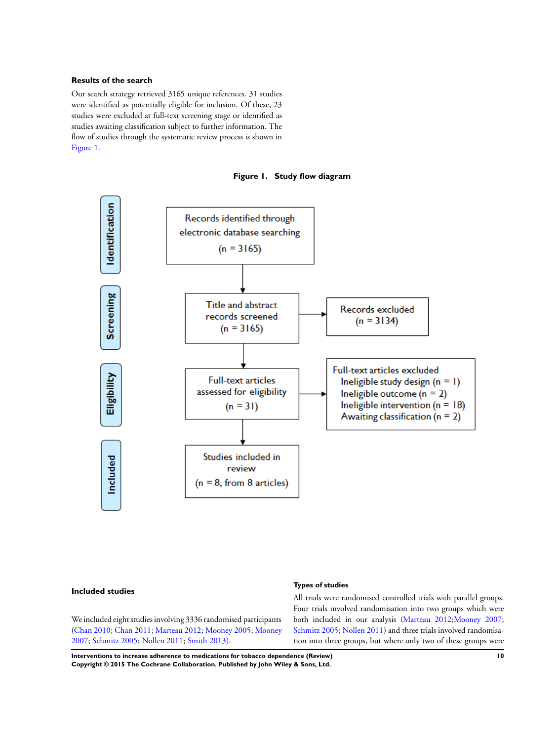### Results of the search

Our search strategy retrieved 3165 unique references. 31 studies were identified as potentially eligible for inclusion. Of these, 23 studies were excluded at full-text screening stage or identified as studies awaiting classification subject to further information. The flow of studies through the systematic review process is shown in Figure 1.

**Figure 1. Study flow diagram**

**Identification**

Records identified through electronic database searching (n = 3165)

**Screening**

Title and abstract records screened (n = 3165)

Records excluded (n = 3134)

**Eligibility**

Full-text articles assessed for eligibility (n = 31)

Full-text articles excluded
- Ineligible study design (n = 1)
- Ineligible outcome (n = 2)
- Ineligible intervention (n = 18)
- Awaiting classification (n = 2)

**Included**

Studies included in review (n = 8, from 8 articles)

### Included studies

We included eight studies involving 3336 randomised participants (Chan 2010; Chan 2011; Marteau 2012; Mooney 2005; Mooney 2007; Schmitz 2005; Nollen 2011; Smith 2013).

#### Types of studies

All trials were randomised controlled trials with parallel groups. Four trials involved randomisation into two groups which were both included in our analysis (Marteau 2012;Mooney 2007; Schmitz 2005; Nollen 2011) and three trials involved randomisation into three groups, but where only two of these groups were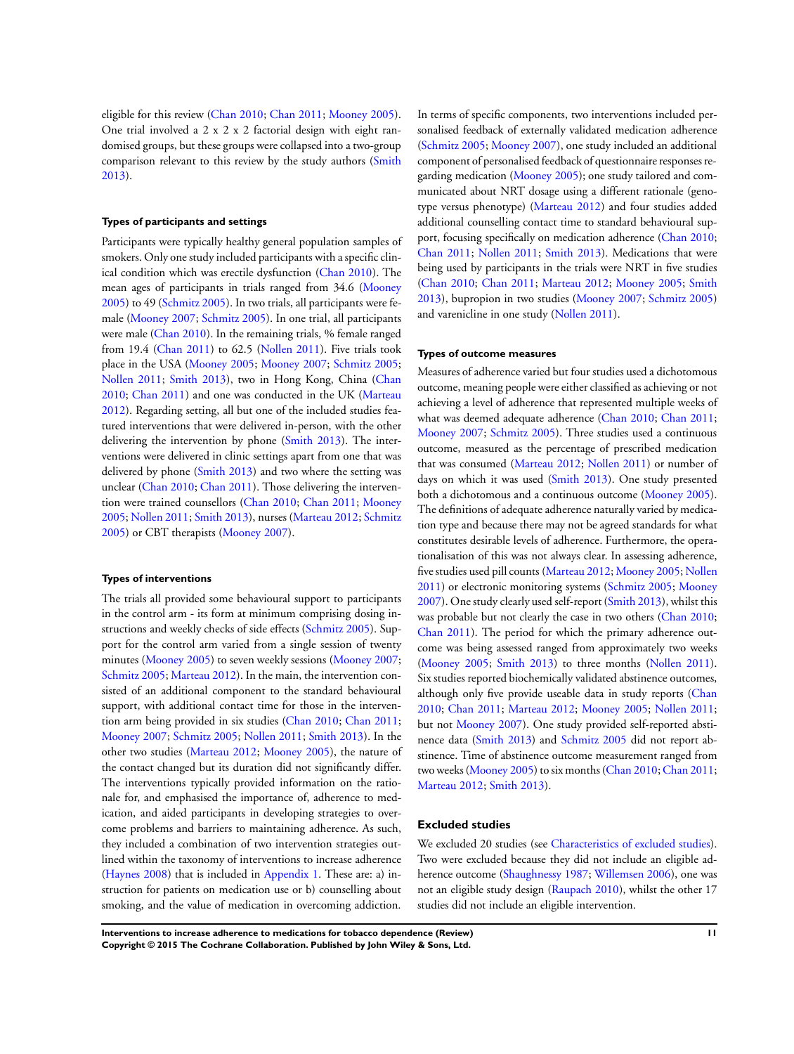eligible for this review (Chan 2010; Chan 2011; Mooney 2005). One trial involved a 2 x 2 x 2 factorial design with eight randomised groups, but these groups were collapsed into a two-group comparison relevant to this review by the study authors (Smith 2013).

#### Types of participants and settings

Participants were typically healthy general population samples of smokers. Only one study included participants with a specific clinical condition which was erectile dysfunction (Chan 2010). The mean ages of participants in trials ranged from 34.6 (Mooney 2005) to 49 (Schmitz 2005). In two trials, all participants were female (Mooney 2007; Schmitz 2005). In one trial, all participants were male (Chan 2010). In the remaining trials, % female ranged from 19.4 (Chan 2011) to 62.5 (Nollen 2011). Five trials took place in the USA (Mooney 2005; Mooney 2007; Schmitz 2005; Nollen 2011; Smith 2013), two in Hong Kong, China (Chan 2010; Chan 2011) and one was conducted in the UK (Marteau 2012). Regarding setting, all but one of the included studies featured interventions that were delivered in-person, with the other delivering the intervention by phone (Smith 2013). The interventions were delivered in clinic settings apart from one that was delivered by phone (Smith 2013) and two where the setting was unclear (Chan 2010; Chan 2011). Those delivering the intervention were trained counsellors (Chan 2010; Chan 2011; Mooney 2005; Nollen 2011; Smith 2013), nurses (Marteau 2012; Schmitz 2005) or CBT therapists (Mooney 2007).

#### Types of interventions

The trials all provided some behavioural support to participants in the control arm - its form at minimum comprising dosing instructions and weekly checks of side effects (Schmitz 2005). Support for the control arm varied from a single session of twenty minutes (Mooney 2005) to seven weekly sessions (Mooney 2007; Schmitz 2005; Marteau 2012). In the main, the intervention consisted of an additional component to the standard behavioural support, with additional contact time for those in the intervention arm being provided in six studies (Chan 2010; Chan 2011; Mooney 2007; Schmitz 2005; Nollen 2011; Smith 2013). In the other two studies (Marteau 2012; Mooney 2005), the nature of the contact changed but its duration did not significantly differ. The interventions typically provided information on the rationale for, and emphasised the importance of, adherence to medication, and aided participants in developing strategies to overcome problems and barriers to maintaining adherence. As such, they included a combination of two intervention strategies outlined within the taxonomy of interventions to increase adherence (Haynes 2008) that is included in Appendix 1. These are: a) instruction for patients on medication use or b) counselling about smoking, and the value of medication in overcoming addiction.

In terms of specific components, two interventions included personalised feedback of externally validated medication adherence (Schmitz 2005; Mooney 2007), one study included an additional component of personalised feedback of questionnaire responses regarding medication (Mooney 2005); one study tailored and communicated about NRT dosage using a different rationale (genotype versus phenotype) (Marteau 2012) and four studies added additional counselling contact time to standard behavioural support, focusing specifically on medication adherence (Chan 2010; Chan 2011; Nollen 2011; Smith 2013). Medications that were being used by participants in the trials were NRT in five studies (Chan 2010; Chan 2011; Marteau 2012; Mooney 2005; Smith 2013), bupropion in two studies (Mooney 2007; Schmitz 2005) and varenicline in one study (Nollen 2011).

#### Types of outcome measures

Measures of adherence varied but four studies used a dichotomous outcome, meaning people were either classified as achieving or not achieving a level of adherence that represented multiple weeks of what was deemed adequate adherence (Chan 2010; Chan 2011; Mooney 2007; Schmitz 2005). Three studies used a continuous outcome, measured as the percentage of prescribed medication that was consumed (Marteau 2012; Nollen 2011) or number of days on which it was used (Smith 2013). One study presented both a dichotomous and a continuous outcome (Mooney 2005). The definitions of adequate adherence naturally varied by medication type and because there may not be agreed standards for what constitutes desirable levels of adherence. Furthermore, the operationalisation of this was not always clear. In assessing adherence, five studies used pill counts (Marteau 2012; Mooney 2005; Nollen 2011) or electronic monitoring systems (Schmitz 2005; Mooney 2007). One study clearly used self-report (Smith 2013), whilst this was probable but not clearly the case in two others (Chan 2010; Chan 2011). The period for which the primary adherence outcome was being assessed ranged from approximately two weeks (Mooney 2005; Smith 2013) to three months (Nollen 2011). Six studies reported biochemically validated abstinence outcomes, although only five provide useable data in study reports (Chan 2010; Chan 2011; Marteau 2012; Mooney 2005; Nollen 2011; but not Mooney 2007). One study provided self-reported abstinence data (Smith 2013) and Schmitz 2005 did not report abstinence. Time of abstinence outcome measurement ranged from two weeks (Mooney 2005) to six months (Chan 2010; Chan 2011; Marteau 2012; Smith 2013).

### Excluded studies

We excluded 20 studies (see Characteristics of excluded studies). Two were excluded because they did not include an eligible adherence outcome (Shaughnessy 1987; Willemsen 2006), one was not an eligible study design (Raupach 2010), whilst the other 17 studies did not include an eligible intervention.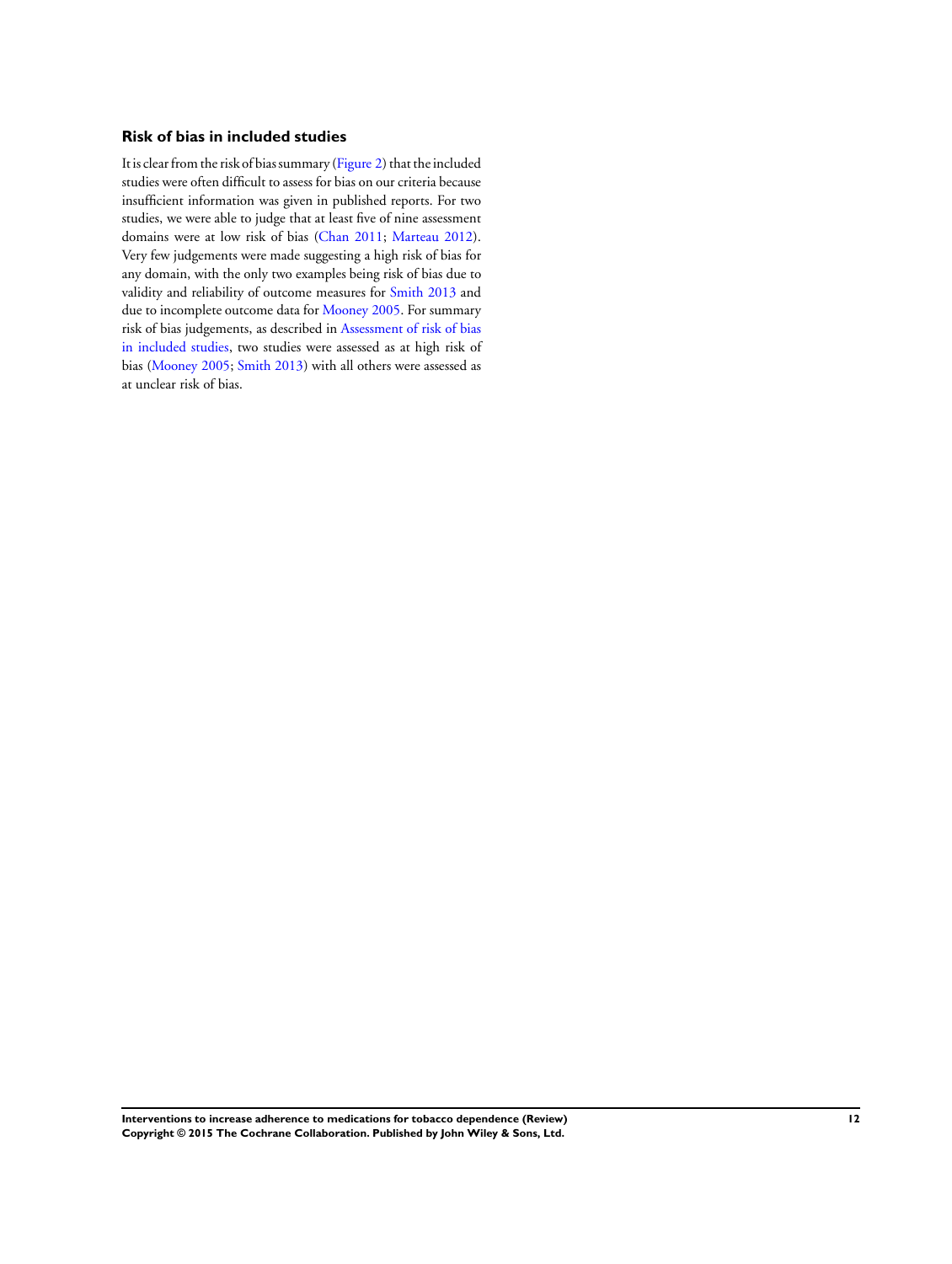### Risk of bias in included studies

It is clear from the risk of bias summary (Figure 2) that the included studies were often difficult to assess for bias on our criteria because insufficient information was given in published reports. For two studies, we were able to judge that at least five of nine assessment domains were at low risk of bias (Chan 2011; Marteau 2012). Very few judgements were made suggesting a high risk of bias for any domain, with the only two examples being risk of bias due to validity and reliability of outcome measures for Smith 2013 and due to incomplete outcome data for Mooney 2005. For summary risk of bias judgements, as described in Assessment of risk of bias in included studies, two studies were assessed as at high risk of bias (Mooney 2005; Smith 2013) with all others were assessed as at unclear risk of bias.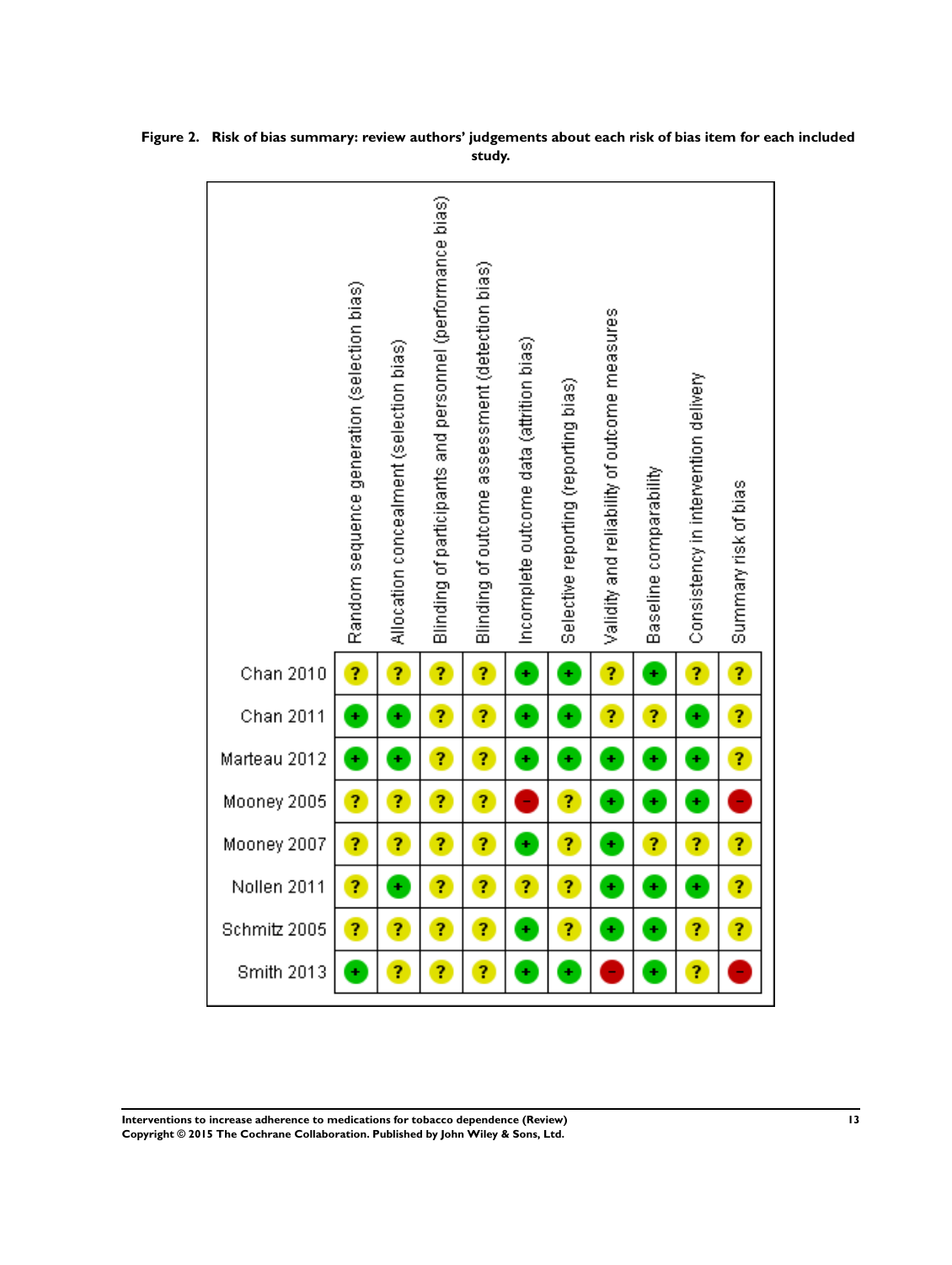**Figure 2. Risk of bias summary: review authors' judgements about each risk of bias item for each included study.**

| | Random sequence generation (selection bias) | Allocation concealment (selection bias) | Blinding of participants and personnel (performance bias) | Blinding of outcome assessment (detection bias) | Incomplete outcome data (attrition bias) | Selective reporting (reporting bias) | Validity and reliability of outcome measures | Baseline comparability | Consistency in intervention delivery | Summary risk of bias |
|---|---|---|---|---|---|---|---|---|---|---|
| Chan 2010 | ? | ? | ? | ? | + | + | ? | + | ? | ? |
| Chan 2011 | + | + | ? | ? | + | + | ? | ? | + | ? |
| Marteau 2012 | + | + | ? | ? | + | + | + | + | + | ? |
| Mooney 2005 | ? | ? | ? | ? | - | ? | + | + | + | - |
| Mooney 2007 | ? | ? | ? | ? | + | ? | + | ? | ? | ? |
| Nollen 2011 | ? | + | ? | ? | ? | ? | + | + | + | ? |
| Schmitz 2005 | ? | ? | ? | ? | + | ? | + | + | ? | ? |
| Smith 2013 | + | ? | ? | ? | + | + | - | + | ? | - |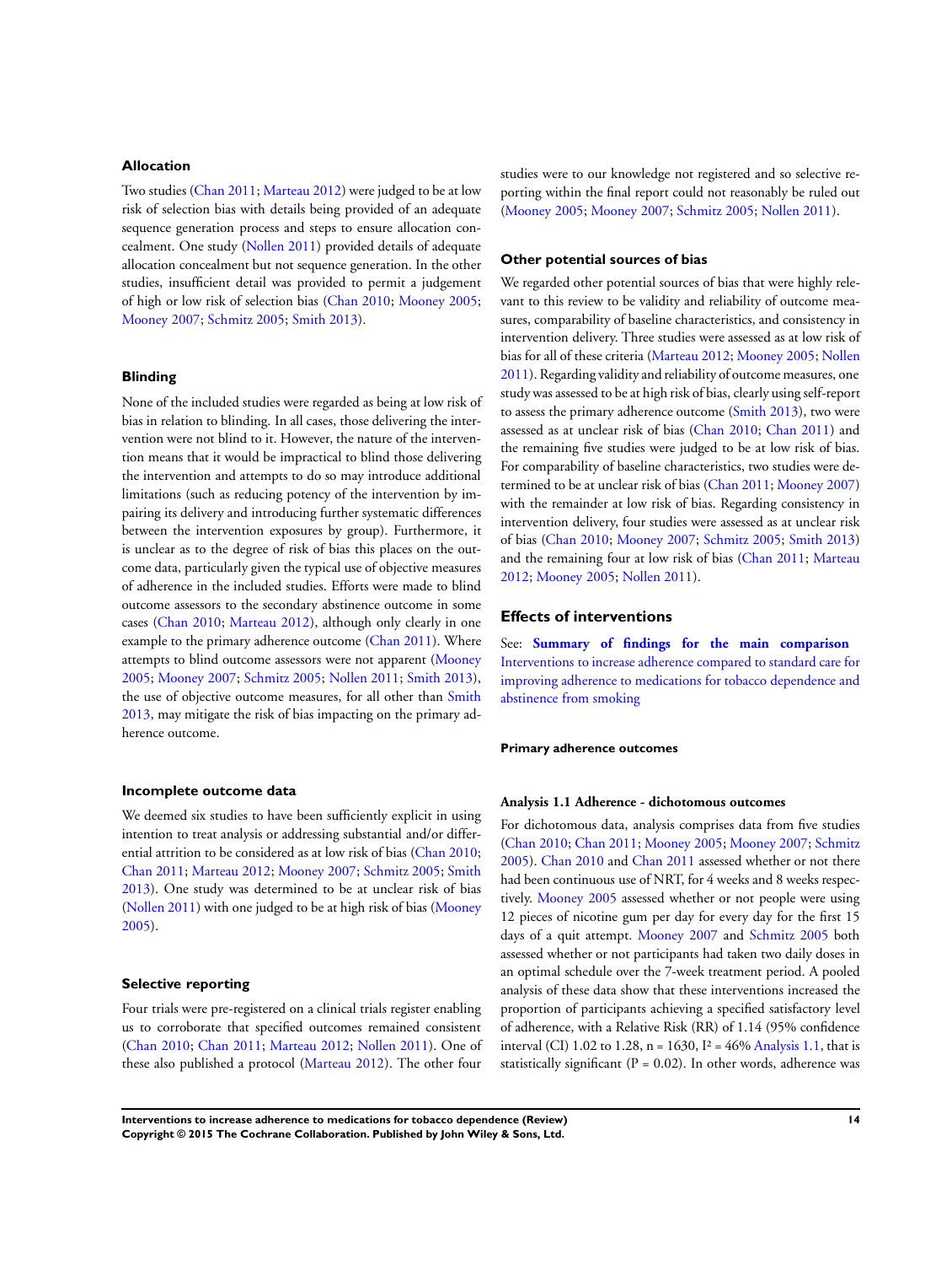### Allocation

Two studies (Chan 2011; Marteau 2012) were judged to be at low risk of selection bias with details being provided of an adequate sequence generation process and steps to ensure allocation concealment. One study (Nollen 2011) provided details of adequate allocation concealment but not sequence generation. In the other studies, insufficient detail was provided to permit a judgement of high or low risk of selection bias (Chan 2010; Mooney 2005; Mooney 2007; Schmitz 2005; Smith 2013).

### Blinding

None of the included studies were regarded as being at low risk of bias in relation to blinding. In all cases, those delivering the intervention were not blind to it. However, the nature of the intervention means that it would be impractical to blind those delivering the intervention and attempts to do so may introduce additional limitations (such as reducing potency of the intervention by impairing its delivery and introducing further systematic differences between the intervention exposures by group). Furthermore, it is unclear as to the degree of risk of bias this places on the outcome data, particularly given the typical use of objective measures of adherence in the included studies. Efforts were made to blind outcome assessors to the secondary abstinence outcome in some cases (Chan 2010; Marteau 2012), although only clearly in one example to the primary adherence outcome (Chan 2011). Where attempts to blind outcome assessors were not apparent (Mooney 2005; Mooney 2007; Schmitz 2005; Nollen 2011; Smith 2013), the use of objective outcome measures, for all other than Smith 2013, may mitigate the risk of bias impacting on the primary adherence outcome.

### Incomplete outcome data

We deemed six studies to have been sufficiently explicit in using intention to treat analysis or addressing substantial and/or differential attrition to be considered as at low risk of bias (Chan 2010; Chan 2011; Marteau 2012; Mooney 2007; Schmitz 2005; Smith 2013). One study was determined to be at unclear risk of bias (Nollen 2011) with one judged to be at high risk of bias (Mooney 2005).

### Selective reporting

Four trials were pre-registered on a clinical trials register enabling us to corroborate that specified outcomes remained consistent (Chan 2010; Chan 2011; Marteau 2012; Nollen 2011). One of these also published a protocol (Marteau 2012). The other four studies were to our knowledge not registered and so selective reporting within the final report could not reasonably be ruled out (Mooney 2005; Mooney 2007; Schmitz 2005; Nollen 2011).

### Other potential sources of bias

We regarded other potential sources of bias that were highly relevant to this review to be validity and reliability of outcome measures, comparability of baseline characteristics, and consistency in intervention delivery. Three studies were assessed as at low risk of bias for all of these criteria (Marteau 2012; Mooney 2005; Nollen 2011). Regarding validity and reliability of outcome measures, one study was assessed to be at high risk of bias, clearly using self-report to assess the primary adherence outcome (Smith 2013), two were assessed as at unclear risk of bias (Chan 2010; Chan 2011) and the remaining five studies were judged to be at low risk of bias. For comparability of baseline characteristics, two studies were determined to be at unclear risk of bias (Chan 2011; Mooney 2007) with the remainder at low risk of bias. Regarding consistency in intervention delivery, four studies were assessed as at unclear risk of bias (Chan 2010; Mooney 2007; Schmitz 2005; Smith 2013) and the remaining four at low risk of bias (Chan 2011; Marteau 2012; Mooney 2005; Nollen 2011).

## Effects of interventions

See: **Summary of findings for the main comparison** Interventions to increase adherence compared to standard care for improving adherence to medications for tobacco dependence and abstinence from smoking

#### Primary adherence outcomes

#### Analysis 1.1 Adherence - dichotomous outcomes

For dichotomous data, analysis comprises data from five studies (Chan 2010; Chan 2011; Mooney 2005; Mooney 2007; Schmitz 2005). Chan 2010 and Chan 2011 assessed whether or not there had been continuous use of NRT, for 4 weeks and 8 weeks respectively. Mooney 2005 assessed whether or not people were using 12 pieces of nicotine gum per day for every day for the first 15 days of a quit attempt. Mooney 2007 and Schmitz 2005 both assessed whether or not participants had taken two daily doses in an optimal schedule over the 7-week treatment period. A pooled analysis of these data show that these interventions increased the proportion of participants achieving a specified satisfactory level of adherence, with a Relative Risk (RR) of 1.14 (95% confidence interval (CI) 1.02 to 1.28, n = 1630, $I^2$ = 46% Analysis 1.1, that is statistically significant (P = 0.02). In other words, adherence was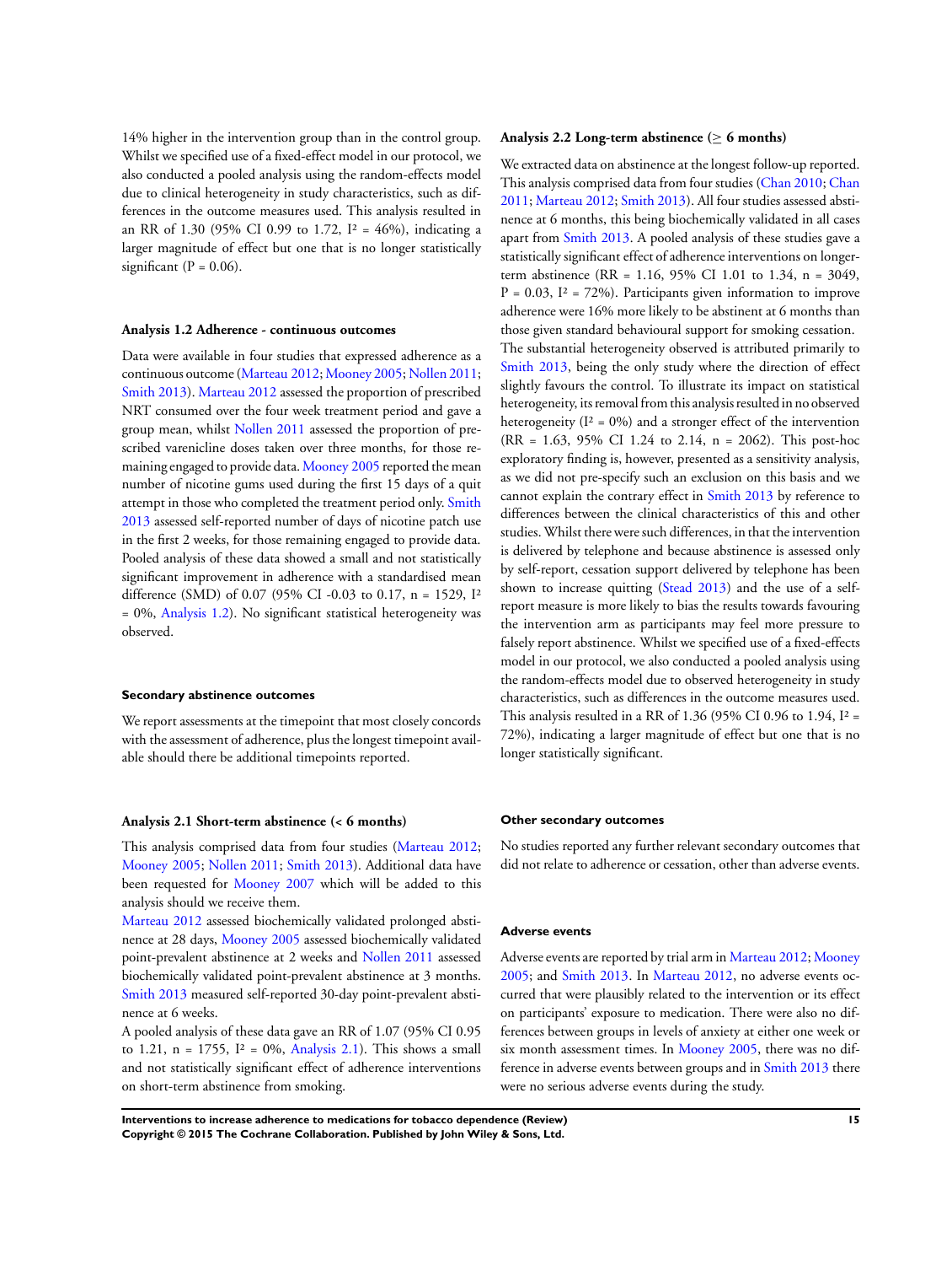14% higher in the intervention group than in the control group. Whilst we specified use of a fixed-effect model in our protocol, we also conducted a pooled analysis using the random-effects model due to clinical heterogeneity in study characteristics, such as differences in the outcome measures used. This analysis resulted in an RR of 1.30 (95% CI 0.99 to 1.72, $I^2$ = 46%), indicating a larger magnitude of effect but one that is no longer statistically significant (P = 0.06).

#### Analysis 1.2 Adherence - continuous outcomes

Data were available in four studies that expressed adherence as a continuous outcome (Marteau 2012; Mooney 2005; Nollen 2011; Smith 2013). Marteau 2012 assessed the proportion of prescribed NRT consumed over the four week treatment period and gave a group mean, whilst Nollen 2011 assessed the proportion of prescribed varenicline doses taken over three months, for those remaining engaged to provide data. Mooney 2005 reported the mean number of nicotine gums used during the first 15 days of a quit attempt in those who completed the treatment period only. Smith 2013 assessed self-reported number of days of nicotine patch use in the first 2 weeks, for those remaining engaged to provide data. Pooled analysis of these data showed a small and not statistically significant improvement in adherence with a standardised mean difference (SMD) of 0.07 (95% CI -0.03 to 0.17, n = 1529, $I^2$ = 0%, Analysis 1.2). No significant statistical heterogeneity was observed.

### Secondary abstinence outcomes

We report assessments at the timepoint that most closely concords with the assessment of adherence, plus the longest timepoint available should there be additional timepoints reported.

#### Analysis 2.1 Short-term abstinence (< 6 months)

This analysis comprised data from four studies (Marteau 2012; Mooney 2005; Nollen 2011; Smith 2013). Additional data have been requested for Mooney 2007 which will be added to this analysis should we receive them.

Marteau 2012 assessed biochemically validated prolonged abstinence at 28 days, Mooney 2005 assessed biochemically validated point-prevalent abstinence at 2 weeks and Nollen 2011 assessed biochemically validated point-prevalent abstinence at 3 months. Smith 2013 measured self-reported 30-day point-prevalent abstinence at 6 weeks.

A pooled analysis of these data gave an RR of 1.07 (95% CI 0.95 to 1.21, n = 1755, $I^2$ = 0%, Analysis 2.1). This shows a small and not statistically significant effect of adherence interventions on short-term abstinence from smoking.

#### Analysis 2.2 Long-term abstinence (≥ 6 months)

We extracted data on abstinence at the longest follow-up reported. This analysis comprised data from four studies (Chan 2010; Chan 2011; Marteau 2012; Smith 2013). All four studies assessed abstinence at 6 months, this being biochemically validated in all cases apart from Smith 2013. A pooled analysis of these studies gave a statistically significant effect of adherence interventions on longer-term abstinence (RR = 1.16, 95% CI 1.01 to 1.34, n = 3049, P = 0.03, $I^2$ = 72%). Participants given information to improve adherence were 16% more likely to be abstinent at 6 months than those given standard behavioural support for smoking cessation.

The substantial heterogeneity observed is attributed primarily to Smith 2013, being the only study where the direction of effect slightly favours the control. To illustrate its impact on statistical heterogeneity, its removal from this analysis resulted in no observed heterogeneity ($I^2$ = 0%) and a stronger effect of the intervention (RR = 1.63, 95% CI 1.24 to 2.14, n = 2062). This post-hoc exploratory finding is, however, presented as a sensitivity analysis, as we did not pre-specify such an exclusion on this basis and we cannot explain the contrary effect in Smith 2013 by reference to differences between the clinical characteristics of this and other studies. Whilst there were such differences, in that the intervention is delivered by telephone and because abstinence is assessed only by self-report, cessation support delivered by telephone has been shown to increase quitting (Stead 2013) and the use of a self-report measure is more likely to bias the results towards favouring the intervention arm as participants may feel more pressure to falsely report abstinence. Whilst we specified use of a fixed-effects model in our protocol, we also conducted a pooled analysis using the random-effects model due to observed heterogeneity in study characteristics, such as differences in the outcome measures used. This analysis resulted in a RR of 1.36 (95% CI 0.96 to 1.94, $I^2$ = 72%), indicating a larger magnitude of effect but one that is no longer statistically significant.

### Other secondary outcomes

No studies reported any further relevant secondary outcomes that did not relate to adherence or cessation, other than adverse events.

### Adverse events

Adverse events are reported by trial arm in Marteau 2012; Mooney 2005; and Smith 2013. In Marteau 2012, no adverse events occurred that were plausibly related to the intervention or its effect on participants' exposure to medication. There were also no differences between groups in levels of anxiety at either one week or six month assessment times. In Mooney 2005, there was no difference in adverse events between groups and in Smith 2013 there were no serious adverse events during the study.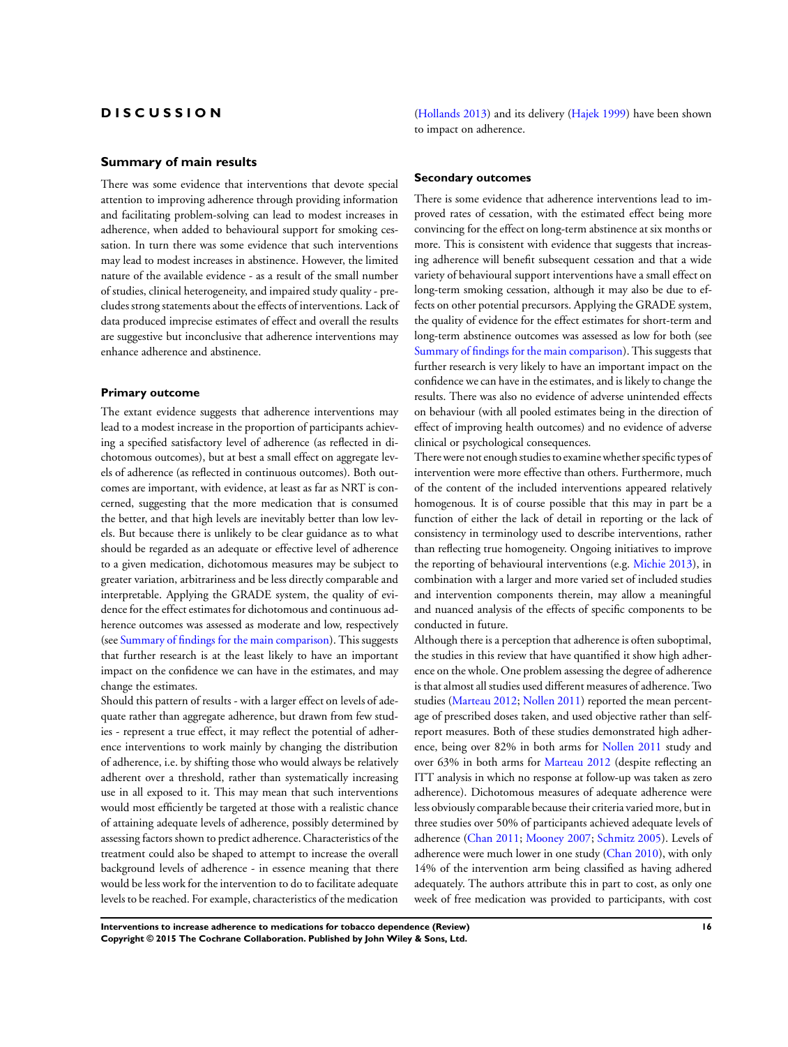# DISCUSSION

## Summary of main results

There was some evidence that interventions that devote special attention to improving adherence through providing information and facilitating problem-solving can lead to modest increases in adherence, when added to behavioural support for smoking cessation. In turn there was some evidence that such interventions may lead to modest increases in abstinence. However, the limited nature of the available evidence - as a result of the small number of studies, clinical heterogeneity, and impaired study quality - precludes strong statements about the effects of interventions. Lack of data produced imprecise estimates of effect and overall the results are suggestive but inconclusive that adherence interventions may enhance adherence and abstinence.

### Primary outcome

The extant evidence suggests that adherence interventions may lead to a modest increase in the proportion of participants achieving a specified satisfactory level of adherence (as reflected in dichotomous outcomes), but at best a small effect on aggregate levels of adherence (as reflected in continuous outcomes). Both outcomes are important, with evidence, at least as far as NRT is concerned, suggesting that the more medication that is consumed the better, and that high levels are inevitably better than low levels. But because there is unlikely to be clear guidance as to what should be regarded as an adequate or effective level of adherence to a given medication, dichotomous measures may be subject to greater variation, arbitrariness and be less directly comparable and interpretable. Applying the GRADE system, the quality of evidence for the effect estimates for dichotomous and continuous adherence outcomes was assessed as moderate and low, respectively (see Summary of findings for the main comparison). This suggests that further research is at the least likely to have an important impact on the confidence we can have in the estimates, and may change the estimates.

Should this pattern of results - with a larger effect on levels of adequate rather than aggregate adherence, but drawn from few studies - represent a true effect, it may reflect the potential of adherence interventions to work mainly by changing the distribution of adherence, i.e. by shifting those who would always be relatively adherent over a threshold, rather than systematically increasing use in all exposed to it. This may mean that such interventions would most efficiently be targeted at those with a realistic chance of attaining adequate levels of adherence, possibly determined by assessing factors shown to predict adherence. Characteristics of the treatment could also be shaped to attempt to increase the overall background levels of adherence - in essence meaning that there would be less work for the intervention to do to facilitate adequate levels to be reached. For example, characteristics of the medication (Hollands 2013) and its delivery (Hajek 1999) have been shown to impact on adherence.

### Secondary outcomes

There is some evidence that adherence interventions lead to improved rates of cessation, with the estimated effect being more convincing for the effect on long-term abstinence at six months or more. This is consistent with evidence that suggests that increasing adherence will benefit subsequent cessation and that a wide variety of behavioural support interventions have a small effect on long-term smoking cessation, although it may also be due to effects on other potential precursors. Applying the GRADE system, the quality of evidence for the effect estimates for short-term and long-term abstinence outcomes was assessed as low for both (see Summary of findings for the main comparison). This suggests that further research is very likely to have an important impact on the confidence we can have in the estimates, and is likely to change the results. There was also no evidence of adverse unintended effects on behaviour (with all pooled estimates being in the direction of effect of improving health outcomes) and no evidence of adverse clinical or psychological consequences.

There were not enough studies to examine whether specific types of intervention were more effective than others. Furthermore, much of the content of the included interventions appeared relatively homogenous. It is of course possible that this may in part be a function of either the lack of detail in reporting or the lack of consistency in terminology used to describe interventions, rather than reflecting true homogeneity. Ongoing initiatives to improve the reporting of behavioural interventions (e.g. Michie 2013), in combination with a larger and more varied set of included studies and intervention components therein, may allow a meaningful and nuanced analysis of the effects of specific components to be conducted in future.

Although there is a perception that adherence is often suboptimal, the studies in this review that have quantified it show high adherence on the whole. One problem assessing the degree of adherence is that almost all studies used different measures of adherence. Two studies (Marteau 2012; Nollen 2011) reported the mean percentage of prescribed doses taken, and used objective rather than self-report measures. Both of these studies demonstrated high adherence, being over 82% in both arms for Nollen 2011 study and over 63% in both arms for Marteau 2012 (despite reflecting an ITT analysis in which no response at follow-up was taken as zero adherence). Dichotomous measures of adequate adherence were less obviously comparable because their criteria varied more, but in three studies over 50% of participants achieved adequate levels of adherence (Chan 2011; Mooney 2007; Schmitz 2005). Levels of adherence were much lower in one study (Chan 2010), with only 14% of the intervention arm being classified as having adhered adequately. The authors attribute this in part to cost, as only one week of free medication was provided to participants, with cost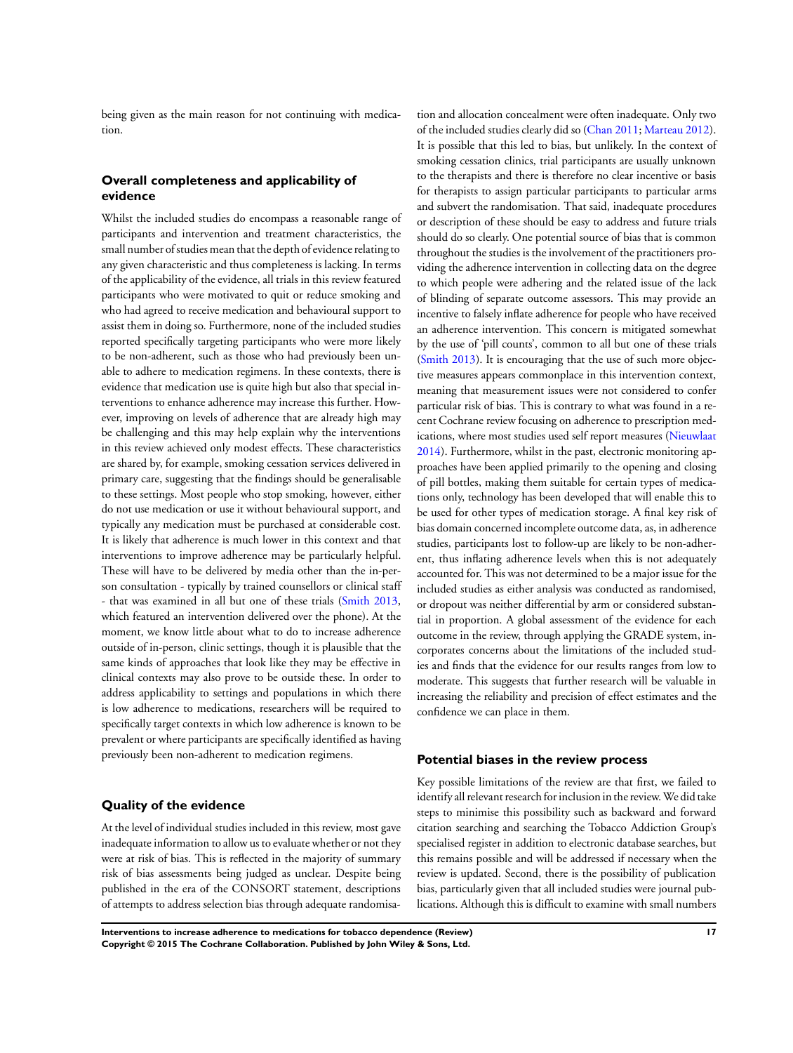being given as the main reason for not continuing with medication.

## Overall completeness and applicability of evidence

Whilst the included studies do encompass a reasonable range of participants and intervention and treatment characteristics, the small number of studies mean that the depth of evidence relating to any given characteristic and thus completeness is lacking. In terms of the applicability of the evidence, all trials in this review featured participants who were motivated to quit or reduce smoking and who had agreed to receive medication and behavioural support to assist them in doing so. Furthermore, none of the included studies reported specifically targeting participants who were more likely to be non-adherent, such as those who had previously been unable to adhere to medication regimens. In these contexts, there is evidence that medication use is quite high but also that special interventions to enhance adherence may increase this further. However, improving on levels of adherence that are already high may be challenging and this may help explain why the interventions in this review achieved only modest effects. These characteristics are shared by, for example, smoking cessation services delivered in primary care, suggesting that the findings should be generalisable to these settings. Most people who stop smoking, however, either do not use medication or use it without behavioural support, and typically any medication must be purchased at considerable cost. It is likely that adherence is much lower in this context and that interventions to improve adherence may be particularly helpful. These will have to be delivered by media other than the in-person consultation - typically by trained counsellors or clinical staff - that was examined in all but one of these trials (Smith 2013, which featured an intervention delivered over the phone). At the moment, we know little about what to do to increase adherence outside of in-person, clinic settings, though it is plausible that the same kinds of approaches that look like they may be effective in clinical contexts may also prove to be outside these. In order to address applicability to settings and populations in which there is low adherence to medications, researchers will be required to specifically target contexts in which low adherence is known to be prevalent or where participants are specifically identified as having previously been non-adherent to medication regimens.

## Quality of the evidence

At the level of individual studies included in this review, most gave inadequate information to allow us to evaluate whether or not they were at risk of bias. This is reflected in the majority of summary risk of bias assessments being judged as unclear. Despite being published in the era of the CONSORT statement, descriptions of attempts to address selection bias through adequate randomisation and allocation concealment were often inadequate. Only two of the included studies clearly did so (Chan 2011; Marteau 2012). It is possible that this led to bias, but unlikely. In the context of smoking cessation clinics, trial participants are usually unknown to the therapists and there is therefore no clear incentive or basis for therapists to assign particular participants to particular arms and subvert the randomisation. That said, inadequate procedures or description of these should be easy to address and future trials should do so clearly. One potential source of bias that is common throughout the studies is the involvement of the practitioners providing the adherence intervention in collecting data on the degree to which people were adhering and the related issue of the lack of blinding of separate outcome assessors. This may provide an incentive to falsely inflate adherence for people who have received an adherence intervention. This concern is mitigated somewhat by the use of 'pill counts', common to all but one of these trials (Smith 2013). It is encouraging that the use of such more objective measures appears commonplace in this intervention context, meaning that measurement issues were not considered to confer particular risk of bias. This is contrary to what was found in a recent Cochrane review focusing on adherence to prescription medications, where most studies used self report measures (Nieuwlaat 2014). Furthermore, whilst in the past, electronic monitoring approaches have been applied primarily to the opening and closing of pill bottles, making them suitable for certain types of medications only, technology has been developed that will enable this to be used for other types of medication storage. A final key risk of bias domain concerned incomplete outcome data, as, in adherence studies, participants lost to follow-up are likely to be non-adherent, thus inflating adherence levels when this is not adequately accounted for. This was not determined to be a major issue for the included studies as either analysis was conducted as randomised, or dropout was neither differential by arm or considered substantial in proportion. A global assessment of the evidence for each outcome in the review, through applying the GRADE system, incorporates concerns about the limitations of the included studies and finds that the evidence for our results ranges from low to moderate. This suggests that further research will be valuable in increasing the reliability and precision of effect estimates and the confidence we can place in them.

## Potential biases in the review process

Key possible limitations of the review are that first, we failed to identify all relevant research for inclusion in the review. We did take steps to minimise this possibility such as backward and forward citation searching and searching the Tobacco Addiction Group's specialised register in addition to electronic database searches, but this remains possible and will be addressed if necessary when the review is updated. Second, there is the possibility of publication bias, particularly given that all included studies were journal publications. Although this is difficult to examine with small numbers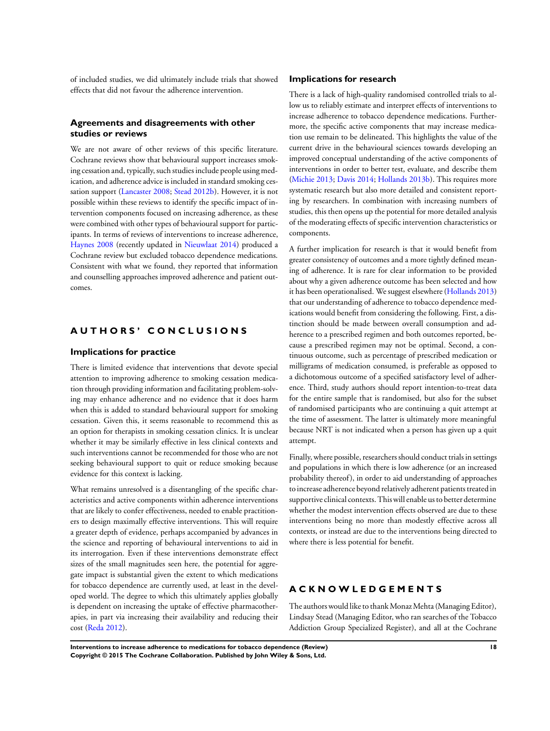of included studies, we did ultimately include trials that showed effects that did not favour the adherence intervention.

## Agreements and disagreements with other studies or reviews

We are not aware of other reviews of this specific literature. Cochrane reviews show that behavioural support increases smoking cessation and, typically, such studies include people using medication, and adherence advice is included in standard smoking cessation support (Lancaster 2008; Stead 2012b). However, it is not possible within these reviews to identify the specific impact of intervention components focused on increasing adherence, as these were combined with other types of behavioural support for participants. In terms of reviews of interventions to increase adherence, Haynes 2008 (recently updated in Nieuwlaat 2014) produced a Cochrane review but excluded tobacco dependence medications. Consistent with what we found, they reported that information and counselling approaches improved adherence and patient outcomes.

# AUTHORS' CONCLUSIONS

## Implications for practice

There is limited evidence that interventions that devote special attention to improving adherence to smoking cessation medication through providing information and facilitating problem-solving may enhance adherence and no evidence that it does harm when this is added to standard behavioural support for smoking cessation. Given this, it seems reasonable to recommend this as an option for therapists in smoking cessation clinics. It is unclear whether it may be similarly effective in less clinical contexts and such interventions cannot be recommended for those who are not seeking behavioural support to quit or reduce smoking because evidence for this context is lacking.

What remains unresolved is a disentangling of the specific characteristics and active components within adherence interventions that are likely to confer effectiveness, needed to enable practitioners to design maximally effective interventions. This will require a greater depth of evidence, perhaps accompanied by advances in the science and reporting of behavioural interventions to aid in its interrogation. Even if these interventions demonstrate effect sizes of the small magnitudes seen here, the potential for aggregate impact is substantial given the extent to which medications for tobacco dependence are currently used, at least in the developed world. The degree to which this ultimately applies globally is dependent on increasing the uptake of effective pharmacotherapies, in part via increasing their availability and reducing their cost (Reda 2012).

## Implications for research

There is a lack of high-quality randomised controlled trials to allow us to reliably estimate and interpret effects of interventions to increase adherence to tobacco dependence medications. Furthermore, the specific active components that may increase medication use remain to be delineated. This highlights the value of the current drive in the behavioural sciences towards developing an improved conceptual understanding of the active components of interventions in order to better test, evaluate, and describe them (Michie 2013; Davis 2014; Hollands 2013b). This requires more systematic research but also more detailed and consistent reporting by researchers. In combination with increasing numbers of studies, this then opens up the potential for more detailed analysis of the moderating effects of specific intervention characteristics or components.

A further implication for research is that it would benefit from greater consistency of outcomes and a more tightly defined meaning of adherence. It is rare for clear information to be provided about why a given adherence outcome has been selected and how it has been operationalised. We suggest elsewhere (Hollands 2013) that our understanding of adherence to tobacco dependence medications would benefit from considering the following. First, a distinction should be made between overall consumption and adherence to a prescribed regimen and both outcomes reported, because a prescribed regimen may not be optimal. Second, a continuous outcome, such as percentage of prescribed medication or milligrams of medication consumed, is preferable as opposed to a dichotomous outcome of a specified satisfactory level of adherence. Third, study authors should report intention-to-treat data for the entire sample that is randomised, but also for the subset of randomised participants who are continuing a quit attempt at the time of assessment. The latter is ultimately more meaningful because NRT is not indicated when a person has given up a quit attempt.

Finally, where possible, researchers should conduct trials in settings and populations in which there is low adherence (or an increased probability thereof), in order to aid understanding of approaches to increase adherence beyond relatively adherent patients treated in supportive clinical contexts. This will enable us to better determine whether the modest intervention effects observed are due to these interventions being no more than modestly effective across all contexts, or instead are due to the interventions being directed to where there is less potential for benefit.

# ACKNOWLEDGEMENTS

The authors would like to thank Monaz Mehta (Managing Editor), Lindsay Stead (Managing Editor, who ran searches of the Tobacco Addiction Group Specialized Register), and all at the Cochrane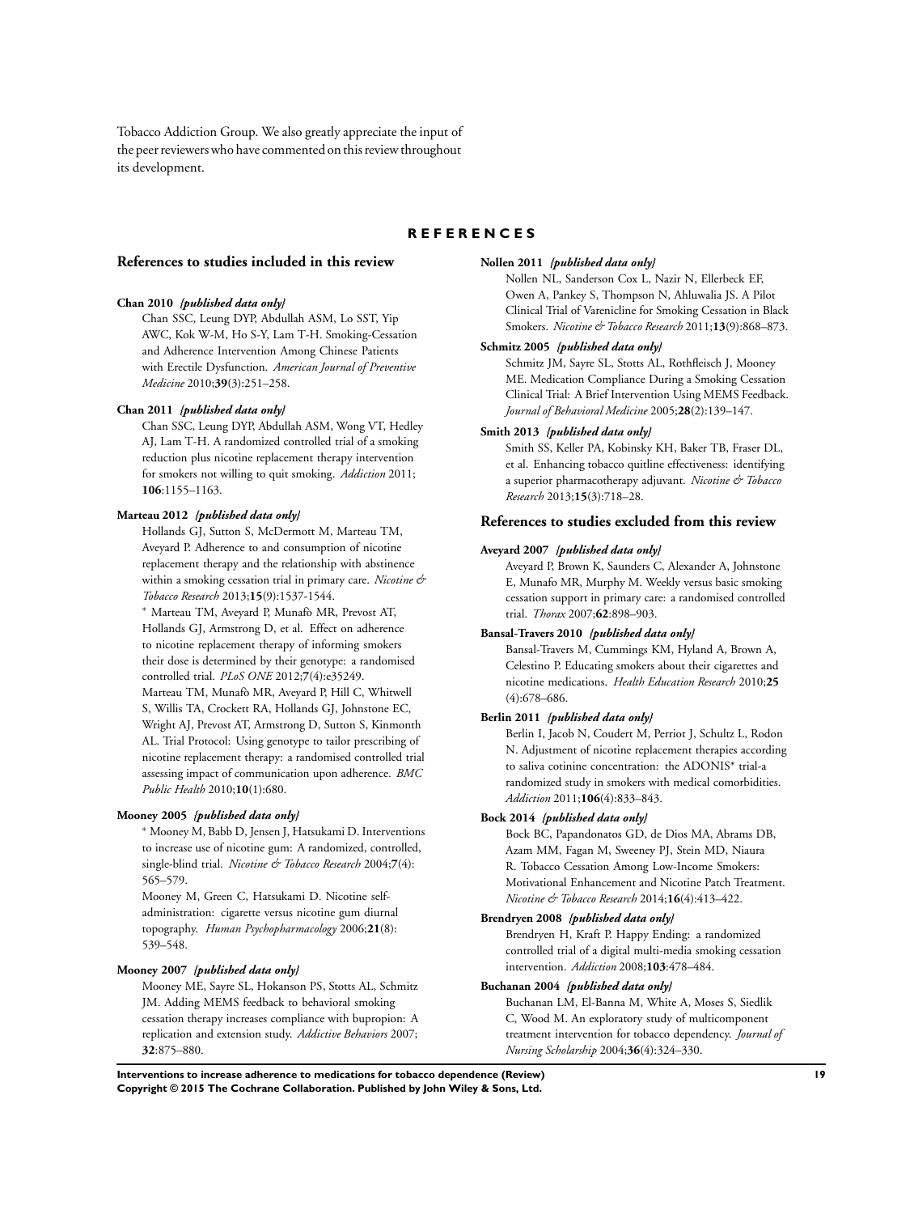Tobacco Addiction Group. We also greatly appreciate the input of the peer reviewers who have commented on this review throughout its development.

# REFERENCES

## References to studies included in this review

**Chan 2010** *{published data only}*

Chan SSC, Leung DYP, Abdullah ASM, Lo SST, Yip AWC, Kok W-M, Ho S-Y, Lam T-H. Smoking-Cessation and Adherence Intervention Among Chinese Patients with Erectile Dysfunction. *American Journal of Preventive Medicine* 2010;**39**(3):251–258.

**Chan 2011** *{published data only}*

Chan SSC, Leung DYP, Abdullah ASM, Wong VT, Hedley AJ, Lam T-H. A randomized controlled trial of a smoking reduction plus nicotine replacement therapy intervention for smokers not willing to quit smoking. *Addiction* 2011; **106**:1155–1163.

**Marteau 2012** *{published data only}*

Hollands GJ, Sutton S, McDermott M, Marteau TM, Aveyard P. Adherence to and consumption of nicotine replacement therapy and the relationship with abstinence within a smoking cessation trial in primary care. *Nicotine & Tobacco Research* 2013;**15**(9):1537-1544.

* Marteau TM, Aveyard P, Munafò MR, Prevost AT, Hollands GJ, Armstrong D, et al. Effect on adherence to nicotine replacement therapy of informing smokers their dose is determined by their genotype: a randomised controlled trial. *PLoS ONE* 2012;**7**(4):e35249.

Marteau TM, Munafò MR, Aveyard P, Hill C, Whitwell S, Willis TA, Crockett RA, Hollands GJ, Johnstone EC, Wright AJ, Prevost AT, Armstrong D, Sutton S, Kinmonth AL. Trial Protocol: Using genotype to tailor prescribing of nicotine replacement therapy: a randomised controlled trial assessing impact of communication upon adherence. *BMC Public Health* 2010;**10**(1):680.

**Mooney 2005** *{published data only}*

* Mooney M, Babb D, Jensen J, Hatsukami D. Interventions to increase use of nicotine gum: A randomized, controlled, single-blind trial. *Nicotine & Tobacco Research* 2004;**7**(4): 565–579.

Mooney M, Green C, Hatsukami D. Nicotine self-administration: cigarette versus nicotine gum diurnal topography. *Human Psychopharmacology* 2006;**21**(8): 539–548.

**Mooney 2007** *{published data only}*

Mooney ME, Sayre SL, Hokanson PS, Stotts AL, Schmitz JM. Adding MEMS feedback to behavioral smoking cessation therapy increases compliance with bupropion: A replication and extension study. *Addictive Behaviors* 2007; **32**:875–880.

**Nollen 2011** *{published data only}*

Nollen NL, Sanderson Cox L, Nazir N, Ellerbeck EF, Owen A, Pankey S, Thompson N, Ahluwalia JS. A Pilot Clinical Trial of Varenicline for Smoking Cessation in Black Smokers. *Nicotine & Tobacco Research* 2011;**13**(9):868–873.

**Schmitz 2005** *{published data only}*

Schmitz JM, Sayre SL, Stotts AL, Rothfleisch J, Mooney ME. Medication Compliance During a Smoking Cessation Clinical Trial: A Brief Intervention Using MEMS Feedback. *Journal of Behavioral Medicine* 2005;**28**(2):139–147.

**Smith 2013** *{published data only}*

Smith SS, Keller PA, Kobinsky KH, Baker TB, Fraser DL, et al. Enhancing tobacco quitline effectiveness: identifying a superior pharmacotherapy adjuvant. *Nicotine & Tobacco Research* 2013;**15**(3):718–28.

## References to studies excluded from this review

**Aveyard 2007** *{published data only}*

Aveyard P, Brown K, Saunders C, Alexander A, Johnstone E, Munafo MR, Murphy M. Weekly versus basic smoking cessation support in primary care: a randomised controlled trial. *Thorax* 2007;**62**:898–903.

**Bansal-Travers 2010** *{published data only}*

Bansal-Travers M, Cummings KM, Hyland A, Brown A, Celestino P. Educating smokers about their cigarettes and nicotine medications. *Health Education Research* 2010;**25** (4):678–686.

**Berlin 2011** *{published data only}*

Berlin I, Jacob N, Coudert M, Perriot J, Schultz L, Rodon N. Adjustment of nicotine replacement therapies according to saliva cotinine concentration: the ADONIS* trial-a randomized study in smokers with medical comorbidities. *Addiction* 2011;**106**(4):833–843.

**Bock 2014** *{published data only}*

Bock BC, Papandonatos GD, de Dios MA, Abrams DB, Azam MM, Fagan M, Sweeney PJ, Stein MD, Niaura R. Tobacco Cessation Among Low-Income Smokers: Motivational Enhancement and Nicotine Patch Treatment. *Nicotine & Tobacco Research* 2014;**16**(4):413–422.

**Brendryen 2008** *{published data only}*

Brendryen H, Kraft P. Happy Ending: a randomized controlled trial of a digital multi-media smoking cessation intervention. *Addiction* 2008;**103**:478–484.

**Buchanan 2004** *{published data only}*

Buchanan LM, El-Banna M, White A, Moses S, Siedlik C, Wood M. An exploratory study of multicomponent treatment intervention for tobacco dependency. *Journal of Nursing Scholarship* 2004;**36**(4):324–330.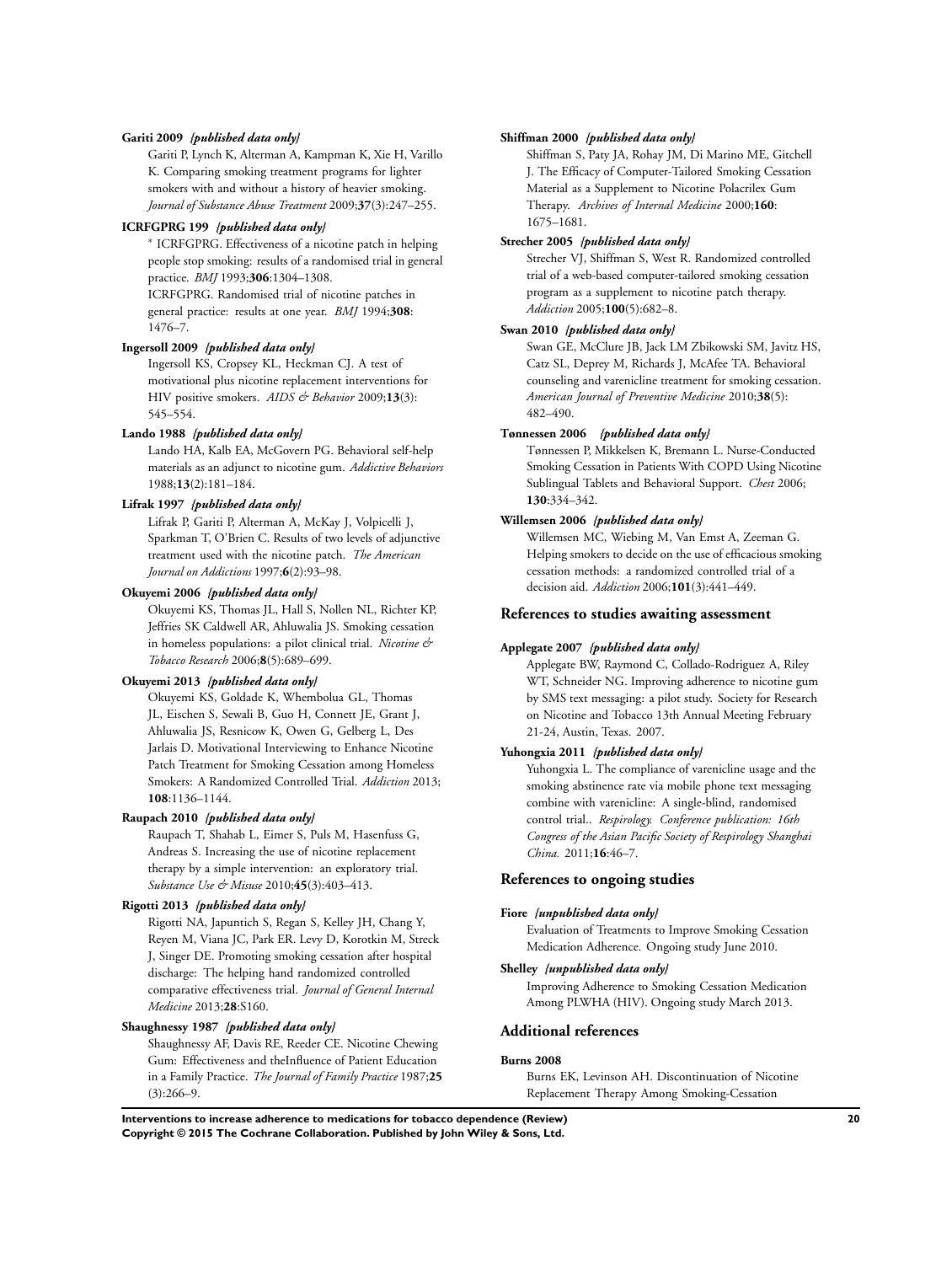**Gariti 2009** *{published data only}*

Gariti P, Lynch K, Alterman A, Kampman K, Xie H, Varillo K. Comparing smoking treatment programs for lighter smokers with and without a history of heavier smoking. *Journal of Substance Abuse Treatment* 2009;**37**(3):247–255.

**ICRFGPRG 199** *{published data only}*

* ICRFGPRG. Effectiveness of a nicotine patch in helping people stop smoking: results of a randomised trial in general practice. *BMJ* 1993;**306**:1304–1308.

ICRFGPRG. Randomised trial of nicotine patches in general practice: results at one year. *BMJ* 1994;**308**: 1476–7.

**Ingersoll 2009** *{published data only}*

Ingersoll KS, Cropsey KL, Heckman CJ. A test of motivational plus nicotine replacement interventions for HIV positive smokers. *AIDS & Behavior* 2009;**13**(3): 545–554.

**Lando 1988** *{published data only}*

Lando HA, Kalb EA, McGovern PG. Behavioral self-help materials as an adjunct to nicotine gum. *Addictive Behaviors* 1988;**13**(2):181–184.

**Lifrak 1997** *{published data only}*

Lifrak P, Gariti P, Alterman A, McKay J, Volpicelli J, Sparkman T, O'Brien C. Results of two levels of adjunctive treatment used with the nicotine patch. *The American Journal on Addictions* 1997;**6**(2):93–98.

**Okuyemi 2006** *{published data only}*

Okuyemi KS, Thomas JL, Hall S, Nollen NL, Richter KP, Jeffries SK Caldwell AR, Ahluwalia JS. Smoking cessation in homeless populations: a pilot clinical trial. *Nicotine & Tobacco Research* 2006;**8**(5):689–699.

**Okuyemi 2013** *{published data only}*

Okuyemi KS, Goldade K, Whembolua GL, Thomas JL, Eischen S, Sewali B, Guo H, Connett JE, Grant J, Ahluwalia JS, Resnicow K, Owen G, Gelberg L, Des Jarlais D. Motivational Interviewing to Enhance Nicotine Patch Treatment for Smoking Cessation among Homeless Smokers: A Randomized Controlled Trial. *Addiction* 2013; **108**:1136–1144.

**Raupach 2010** *{published data only}*

Raupach T, Shahab L, Eimer S, Puls M, Hasenfuss G, Andreas S. Increasing the use of nicotine replacement therapy by a simple intervention: an exploratory trial. *Substance Use & Misuse* 2010;**45**(3):403–413.

**Rigotti 2013** *{published data only}*

Rigotti NA, Japuntich S, Regan S, Kelley JH, Chang Y, Reyen M, Viana JC, Park ER. Levy D, Korotkin M, Streck J, Singer DE. Promoting smoking cessation after hospital discharge: The helping hand randomized controlled comparative effectiveness trial. *Journal of General Internal Medicine* 2013;**28**:S160.

**Shaughnessy 1987** *{published data only}*

Shaughnessy AF, Davis RE, Reeder CE. Nicotine Chewing Gum: Effectiveness and theInfluence of Patient Education in a Family Practice. *The Journal of Family Practice* 1987;**25** (3):266–9.

**Shiffman 2000** *{published data only}*

Shiffman S, Paty JA, Rohay JM, Di Marino ME, Gitchell J. The Efficacy of Computer-Tailored Smoking Cessation Material as a Supplement to Nicotine Polacrilex Gum Therapy. *Archives of Internal Medicine* 2000;**160**: 1675–1681.

**Strecher 2005** *{published data only}*

Strecher VJ, Shiffman S, West R. Randomized controlled trial of a web-based computer-tailored smoking cessation program as a supplement to nicotine patch therapy. *Addiction* 2005;**100**(5):682–8.

**Swan 2010** *{published data only}*

Swan GE, McClure JB, Jack LM Zbikowski SM, Javitz HS, Catz SL, Deprey M, Richards J, McAfee TA. Behavioral counseling and varenicline treatment for smoking cessation. *American Journal of Preventive Medicine* 2010;**38**(5): 482–490.

**Tønnessen 2006** *{published data only}*

Tønnessen P, Mikkelsen K, Bremann L. Nurse-Conducted Smoking Cessation in Patients With COPD Using Nicotine Sublingual Tablets and Behavioral Support. *Chest* 2006; **130**:334–342.

**Willemsen 2006** *{published data only}*

Willemsen MC, Wiebing M, Van Emst A, Zeeman G. Helping smokers to decide on the use of efficacious smoking cessation methods: a randomized controlled trial of a decision aid. *Addiction* 2006;**101**(3):441–449.

## References to studies awaiting assessment

**Applegate 2007** *{published data only}*

Applegate BW, Raymond C, Collado-Rodriguez A, Riley WT, Schneider NG. Improving adherence to nicotine gum by SMS text messaging: a pilot study. Society for Research on Nicotine and Tobacco 13th Annual Meeting February 21-24, Austin, Texas. 2007.

**Yuhongxia 2011** *{published data only}*

Yuhongxia L. The compliance of varenicline usage and the smoking abstinence rate via mobile phone text messaging combine with varenicline: A single-blind, randomised control trial.. *Respirology. Conference publication: 16th Congress of the Asian Pacific Society of Respirology Shanghai China.* 2011;**16**:46–7.

## References to ongoing studies

**Fiore** *{unpublished data only}*

Evaluation of Treatments to Improve Smoking Cessation Medication Adherence. Ongoing study June 2010.

**Shelley** *{unpublished data only}*

Improving Adherence to Smoking Cessation Medication Among PLWHA (HIV). Ongoing study March 2013.

## Additional references

**Burns 2008**

Burns EK, Levinson AH. Discontinuation of Nicotine Replacement Therapy Among Smoking-Cessation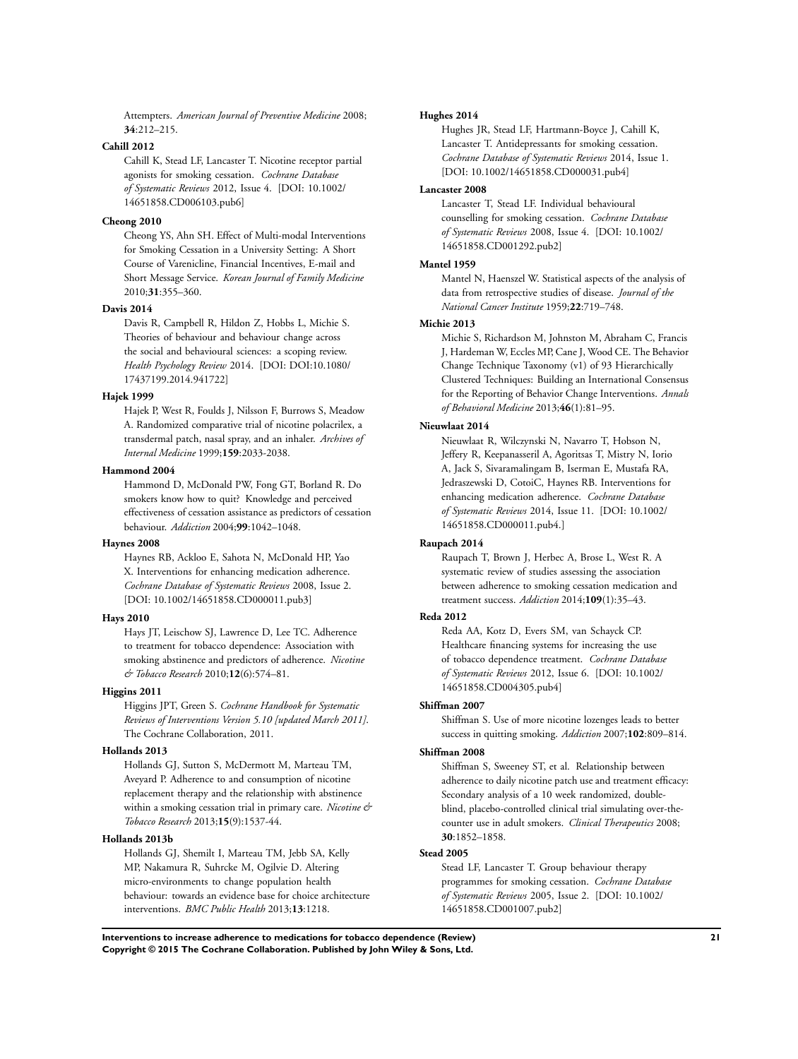Attempters. *American Journal of Preventive Medicine* 2008; **34**:212–215.

**Cahill 2012**

Cahill K, Stead LF, Lancaster T. Nicotine receptor partial agonists for smoking cessation. *Cochrane Database of Systematic Reviews* 2012, Issue 4. [DOI: 10.1002/14651858.CD006103.pub6]

**Cheong 2010**

Cheong YS, Ahn SH. Effect of Multi-modal Interventions for Smoking Cessation in a University Setting: A Short Course of Varenicline, Financial Incentives, E-mail and Short Message Service. *Korean Journal of Family Medicine* 2010;**31**:355–360.

**Davis 2014**

Davis R, Campbell R, Hildon Z, Hobbs L, Michie S. Theories of behaviour and behaviour change across the social and behavioural sciences: a scoping review. *Health Psychology Review* 2014. [DOI: DOI:10.1080/17437199.2014.941722]

**Hajek 1999**

Hajek P, West R, Foulds J, Nilsson F, Burrows S, Meadow A. Randomized comparative trial of nicotine polacrilex, a transdermal patch, nasal spray, and an inhaler. *Archives of Internal Medicine* 1999;**159**:2033-2038.

**Hammond 2004**

Hammond D, McDonald PW, Fong GT, Borland R. Do smokers know how to quit? Knowledge and perceived effectiveness of cessation assistance as predictors of cessation behaviour. *Addiction* 2004;**99**:1042–1048.

**Haynes 2008**

Haynes RB, Ackloo E, Sahota N, McDonald HP, Yao X. Interventions for enhancing medication adherence. *Cochrane Database of Systematic Reviews* 2008, Issue 2. [DOI: 10.1002/14651858.CD000011.pub3]

**Hays 2010**

Hays JT, Leischow SJ, Lawrence D, Lee TC. Adherence to treatment for tobacco dependence: Association with smoking abstinence and predictors of adherence. *Nicotine & Tobacco Research* 2010;**12**(6):574–81.

**Higgins 2011**

Higgins JPT, Green S. *Cochrane Handbook for Systematic Reviews of Interventions Version 5.10 [updated March 2011]*. The Cochrane Collaboration, 2011.

**Hollands 2013**

Hollands GJ, Sutton S, McDermott M, Marteau TM, Aveyard P. Adherence to and consumption of nicotine replacement therapy and the relationship with abstinence within a smoking cessation trial in primary care. *Nicotine & Tobacco Research* 2013;**15**(9):1537-44.

**Hollands 2013b**

Hollands GJ, Shemilt I, Marteau TM, Jebb SA, Kelly MP, Nakamura R, Suhrcke M, Ogilvie D. Altering micro-environments to change population health behaviour: towards an evidence base for choice architecture interventions. *BMC Public Health* 2013;**13**:1218.

**Hughes 2014**

Hughes JR, Stead LF, Hartmann-Boyce J, Cahill K, Lancaster T. Antidepressants for smoking cessation. *Cochrane Database of Systematic Reviews* 2014, Issue 1. [DOI: 10.1002/14651858.CD000031.pub4]

**Lancaster 2008**

Lancaster T, Stead LF. Individual behavioural counselling for smoking cessation. *Cochrane Database of Systematic Reviews* 2008, Issue 4. [DOI: 10.1002/14651858.CD001292.pub2]

**Mantel 1959**

Mantel N, Haenszel W. Statistical aspects of the analysis of data from retrospective studies of disease. *Journal of the National Cancer Institute* 1959;**22**:719–748.

**Michie 2013**

Michie S, Richardson M, Johnston M, Abraham C, Francis J, Hardeman W, Eccles MP, Cane J, Wood CE. The Behavior Change Technique Taxonomy (v1) of 93 Hierarchically Clustered Techniques: Building an International Consensus for the Reporting of Behavior Change Interventions. *Annals of Behavioral Medicine* 2013;**46**(1):81–95.

**Nieuwlaat 2014**

Nieuwlaat R, Wilczynski N, Navarro T, Hobson N, Jeffery R, Keepanasseril A, Agoritsas T, Mistry N, Iorio A, Jack S, Sivaramalingam B, Iserman E, Mustafa RA, Jedraszewski D, CotoiC, Haynes RB. Interventions for enhancing medication adherence. *Cochrane Database of Systematic Reviews* 2014, Issue 11. [DOI: 10.1002/14651858.CD000011.pub4.]

**Raupach 2014**

Raupach T, Brown J, Herbec A, Brose L, West R. A systematic review of studies assessing the association between adherence to smoking cessation medication and treatment success. *Addiction* 2014;**109**(1):35–43.

**Reda 2012**

Reda AA, Kotz D, Evers SM, van Schayck CP. Healthcare financing systems for increasing the use of tobacco dependence treatment. *Cochrane Database of Systematic Reviews* 2012, Issue 6. [DOI: 10.1002/14651858.CD004305.pub4]

**Shiffman 2007**

Shiffman S. Use of more nicotine lozenges leads to better success in quitting smoking. *Addiction* 2007;**102**:809–814.

**Shiffman 2008**

Shiffman S, Sweeney ST, et al. Relationship between adherence to daily nicotine patch use and treatment efficacy: Secondary analysis of a 10 week randomized, double-blind, placebo-controlled clinical trial simulating over-the-counter use in adult smokers. *Clinical Therapeutics* 2008; **30**:1852–1858.

**Stead 2005**

Stead LF, Lancaster T. Group behaviour therapy programmes for smoking cessation. *Cochrane Database of Systematic Reviews* 2005, Issue 2. [DOI: 10.1002/14651858.CD001007.pub2]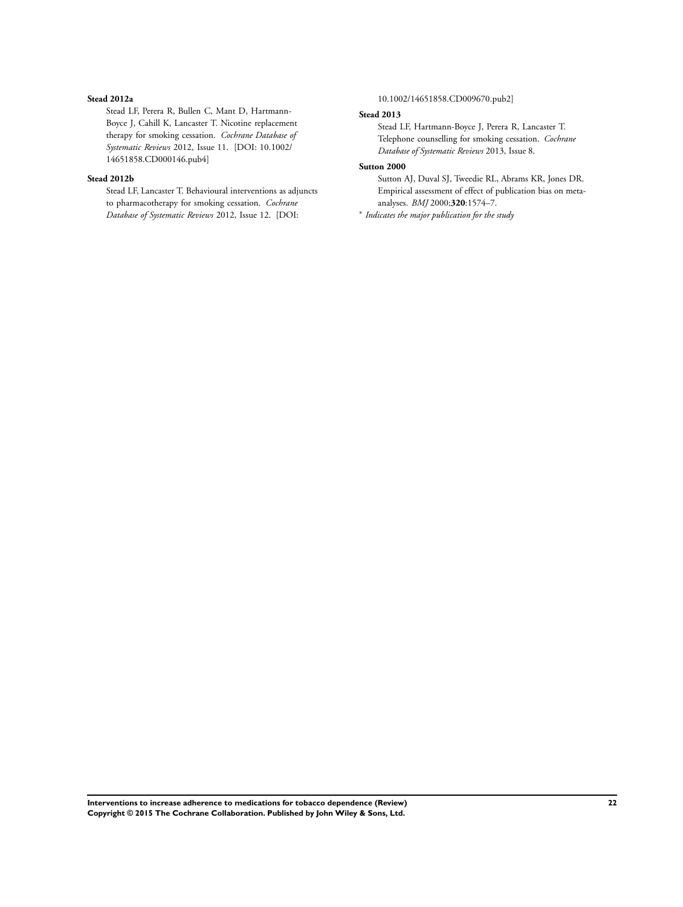**Stead 2012a**

Stead LF, Perera R, Bullen C, Mant D, Hartmann-Boyce J, Cahill K, Lancaster T. Nicotine replacement therapy for smoking cessation. *Cochrane Database of Systematic Reviews* 2012, Issue 11. [DOI: 10.1002/14651858.CD000146.pub4]

**Stead 2012b**

Stead LF, Lancaster T. Behavioural interventions as adjuncts to pharmacotherapy for smoking cessation. *Cochrane Database of Systematic Reviews* 2012, Issue 12. [DOI: 10.1002/14651858.CD009670.pub2]

**Stead 2013**

Stead LF, Hartmann-Boyce J, Perera R, Lancaster T. Telephone counselling for smoking cessation. *Cochrane Database of Systematic Reviews* 2013, Issue 8.

**Sutton 2000**

Sutton AJ, Duval SJ, Tweedie RL, Abrams KR, Jones DR. Empirical assessment of effect of publication bias on meta-analyses. *BMJ* 2000;**320**:1574–7.

* *Indicates the major publication for the study*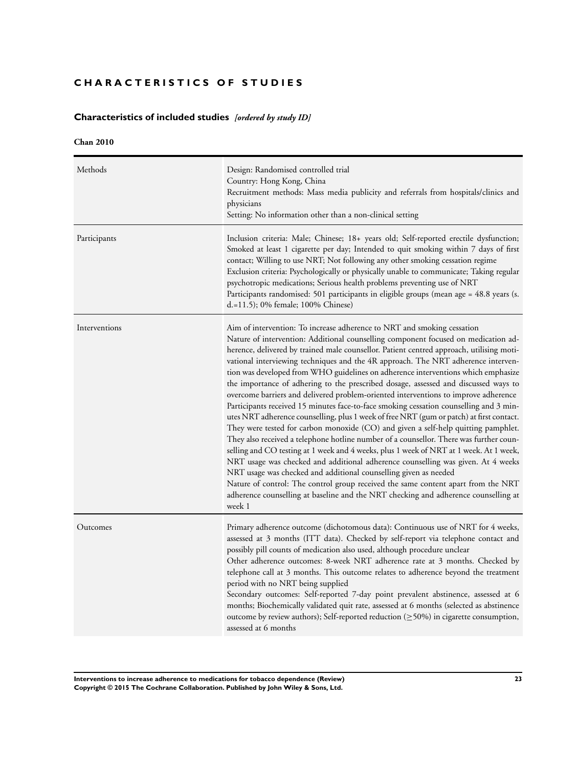# CHARACTERISTICS OF STUDIES

## Characteristics of included studies *[ordered by study ID]*

**Chan 2010**

| | |
|---|---|
| Methods | Design: Randomised controlled trial<br>Country: Hong Kong, China<br>Recruitment methods: Mass media publicity and referrals from hospitals/clinics and physicians<br>Setting: No information other than a non-clinical setting |
| Participants | Inclusion criteria: Male; Chinese; 18+ years old; Self-reported erectile dysfunction; Smoked at least 1 cigarette per day; Intended to quit smoking within 7 days of first contact; Willing to use NRT; Not following any other smoking cessation regime<br>Exclusion criteria: Psychologically or physically unable to communicate; Taking regular psychotropic medications; Serious health problems preventing use of NRT<br>Participants randomised: 501 participants in eligible groups (mean age = 48.8 years (s.d.=11.5); 0% female; 100% Chinese) |
| Interventions | Aim of intervention: To increase adherence to NRT and smoking cessation<br>Nature of intervention: Additional counselling component focused on medication adherence, delivered by trained male counsellor. Patient centred approach, utilising motivational interviewing techniques and the 4R approach. The NRT adherence intervention was developed from WHO guidelines on adherence interventions which emphasize the importance of adhering to the prescribed dosage, assessed and discussed ways to overcome barriers and delivered problem-oriented interventions to improve adherence<br>Participants received 15 minutes face-to-face smoking cessation counselling and 3 minutes NRT adherence counselling, plus 1 week of free NRT (gum or patch) at first contact. They were tested for carbon monoxide (CO) and given a self-help quitting pamphlet. They also received a telephone hotline number of a counsellor. There was further counselling and CO testing at 1 week and 4 weeks, plus 1 week of NRT at 1 week. At 1 week, NRT usage was checked and additional adherence counselling was given. At 4 weeks NRT usage was checked and additional counselling given as needed<br>Nature of control: The control group received the same content apart from the NRT adherence counselling at baseline and the NRT checking and adherence counselling at week 1 |
| Outcomes | Primary adherence outcome (dichotomous data): Continuous use of NRT for 4 weeks, assessed at 3 months (ITT data). Checked by self-report via telephone contact and possibly pill counts of medication also used, although procedure unclear<br>Other adherence outcomes: 8-week NRT adherence rate at 3 months. Checked by telephone call at 3 months. This outcome relates to adherence beyond the treatment period with no NRT being supplied<br>Secondary outcomes: Self-reported 7-day point prevalent abstinence, assessed at 6 months; Biochemically validated quit rate, assessed at 6 months (selected as abstinence outcome by review authors); Self-reported reduction ($\geq$50%) in cigarette consumption, assessed at 6 months |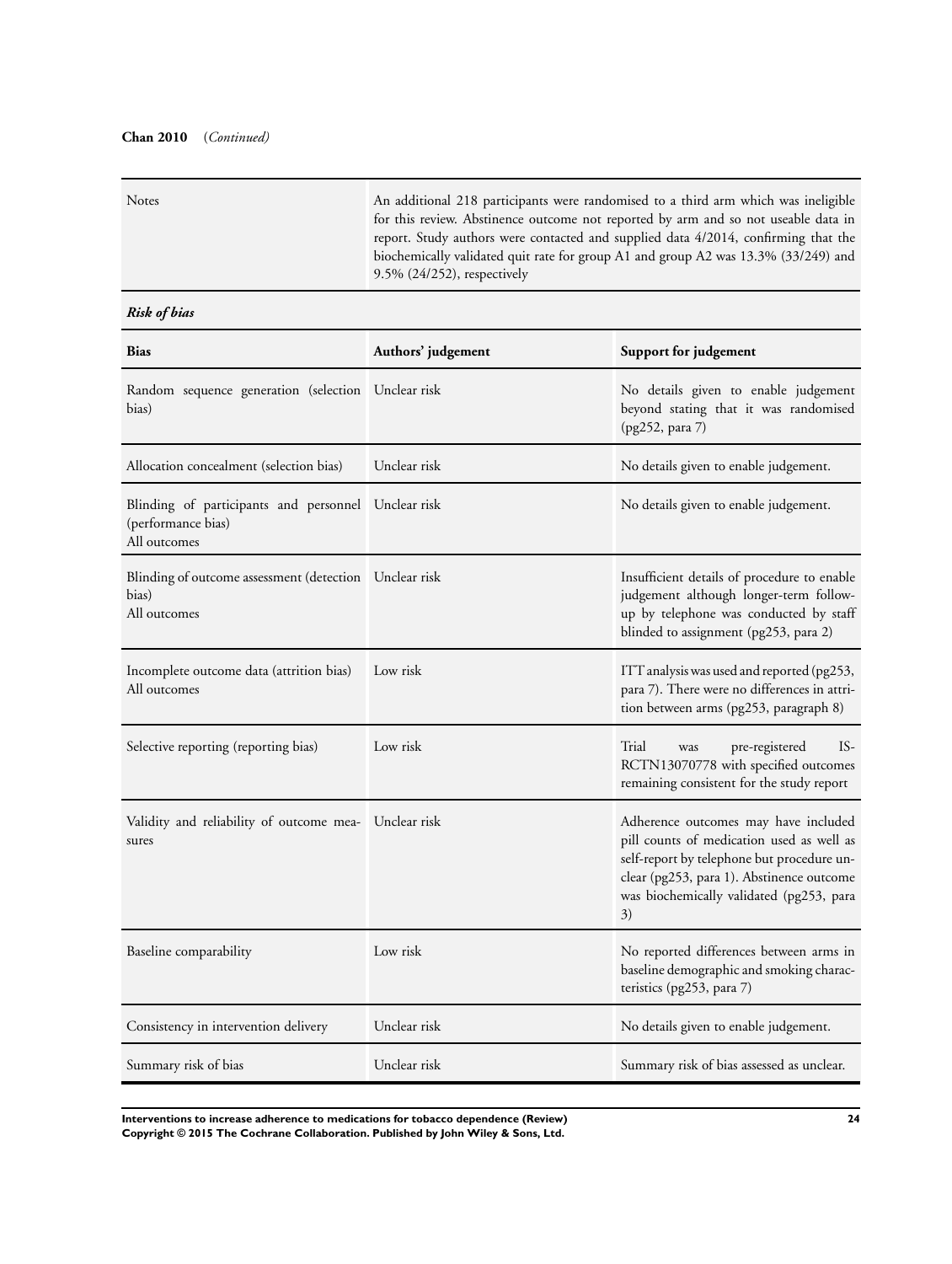**Chan 2010** (*Continued*)

| | |
|---|---|
| Notes | An additional 218 participants were randomised to a third arm which was ineligible for this review. Abstinence outcome not reported by arm and so not useable data in report. Study authors were contacted and supplied data 4/2014, confirming that the biochemically validated quit rate for group A1 and group A2 was 13.3% (33/249) and 9.5% (24/252), respectively |

***Risk of bias***

| Bias | Authors' judgement | Support for judgement |
|---|---|---|
| Random sequence generation (selection bias) | Unclear risk | No details given to enable judgement beyond stating that it was randomised (pg252, para 7) |
| Allocation concealment (selection bias) | Unclear risk | No details given to enable judgement. |
| Blinding of participants and personnel (performance bias)<br>All outcomes | Unclear risk | No details given to enable judgement. |
| Blinding of outcome assessment (detection bias)<br>All outcomes | Unclear risk | Insufficient details of procedure to enable judgement although longer-term follow-up by telephone was conducted by staff blinded to assignment (pg253, para 2) |
| Incomplete outcome data (attrition bias)<br>All outcomes | Low risk | ITT analysis was used and reported (pg253, para 7). There were no differences in attrition between arms (pg253, paragraph 8) |
| Selective reporting (reporting bias) | Low risk | Trial was pre-registered ISRCTN13070778 with specified outcomes remaining consistent for the study report |
| Validity and reliability of outcome measures | Unclear risk | Adherence outcomes may have included pill counts of medication used as well as self-report by telephone but procedure unclear (pg253, para 1). Abstinence outcome was biochemically validated (pg253, para 3) |
| Baseline comparability | Low risk | No reported differences between arms in baseline demographic and smoking characteristics (pg253, para 7) |
| Consistency in intervention delivery | Unclear risk | No details given to enable judgement. |
| Summary risk of bias | Unclear risk | Summary risk of bias assessed as unclear. |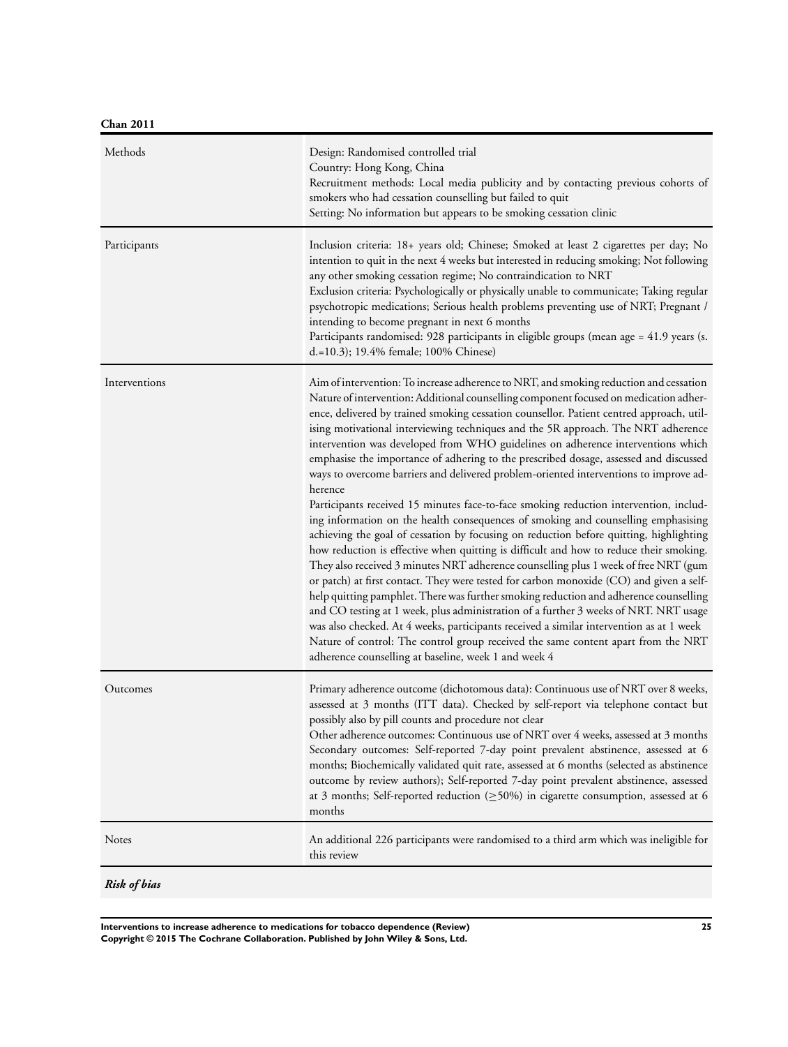**Chan 2011**

| Methods | Design: Randomised controlled trial<br>Country: Hong Kong, China<br>Recruitment methods: Local media publicity and by contacting previous cohorts of smokers who had cessation counselling but failed to quit<br>Setting: No information but appears to be smoking cessation clinic |
|---|---|
| Participants | Inclusion criteria: 18+ years old; Chinese; Smoked at least 2 cigarettes per day; No intention to quit in the next 4 weeks but interested in reducing smoking; Not following any other smoking cessation regime; No contraindication to NRT<br>Exclusion criteria: Psychologically or physically unable to communicate; Taking regular psychotropic medications; Serious health problems preventing use of NRT; Pregnant / intending to become pregnant in next 6 months<br>Participants randomised: 928 participants in eligible groups (mean age = 41.9 years (s.d.=10.3); 19.4% female; 100% Chinese) |
| Interventions | Aim of intervention: To increase adherence to NRT, and smoking reduction and cessation<br>Nature of intervention: Additional counselling component focused on medication adherence, delivered by trained smoking cessation counsellor. Patient centred approach, utilising motivational interviewing techniques and the 5R approach. The NRT adherence intervention was developed from WHO guidelines on adherence interventions which emphasise the importance of adhering to the prescribed dosage, assessed and discussed ways to overcome barriers and delivered problem-oriented interventions to improve adherence<br>Participants received 15 minutes face-to-face smoking reduction intervention, including information on the health consequences of smoking and counselling emphasising achieving the goal of cessation by focusing on reduction before quitting, highlighting how reduction is effective when quitting is difficult and how to reduce their smoking. They also received 3 minutes NRT adherence counselling plus 1 week of free NRT (gum or patch) at first contact. They were tested for carbon monoxide (CO) and given a self-help quitting pamphlet. There was further smoking reduction and adherence counselling and CO testing at 1 week, plus administration of a further 3 weeks of NRT. NRT usage was also checked. At 4 weeks, participants received a similar intervention as at 1 week<br>Nature of control: The control group received the same content apart from the NRT adherence counselling at baseline, week 1 and week 4 |
| Outcomes | Primary adherence outcome (dichotomous data): Continuous use of NRT over 8 weeks, assessed at 3 months (ITT data). Checked by self-report via telephone contact but possibly also by pill counts and procedure not clear<br>Other adherence outcomes: Continuous use of NRT over 4 weeks, assessed at 3 months<br>Secondary outcomes: Self-reported 7-day point prevalent abstinence, assessed at 6 months; Biochemically validated quit rate, assessed at 6 months (selected as abstinence outcome by review authors); Self-reported 7-day point prevalent abstinence, assessed at 3 months; Self-reported reduction ($\geq$50%) in cigarette consumption, assessed at 6 months |
| Notes | An additional 226 participants were randomised to a third arm which was ineligible for this review |

***Risk of bias***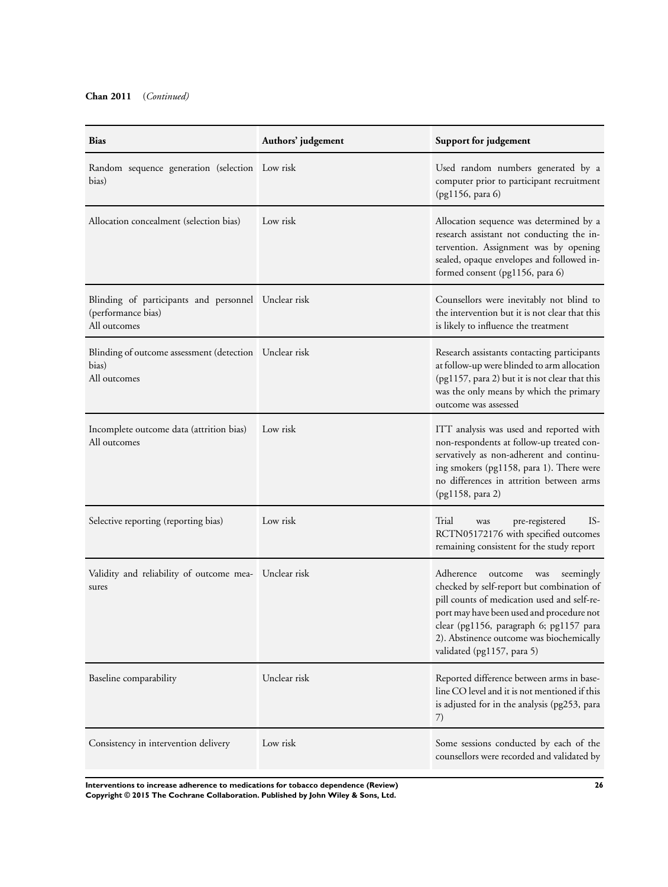**Chan 2011** (*Continued*)

| Bias | Authors' judgement | Support for judgement |
|---|---|---|
| Random sequence generation (selection bias) | Low risk | Used random numbers generated by a computer prior to participant recruitment (pg1156, para 6) |
| Allocation concealment (selection bias) | Low risk | Allocation sequence was determined by a research assistant not conducting the intervention. Assignment was by opening sealed, opaque envelopes and followed informed consent (pg1156, para 6) |
| Blinding of participants and personnel (performance bias) All outcomes | Unclear risk | Counsellors were inevitably not blind to the intervention but it is not clear that this is likely to influence the treatment |
| Blinding of outcome assessment (detection bias) All outcomes | Unclear risk | Research assistants contacting participants at follow-up were blinded to arm allocation (pg1157, para 2) but it is not clear that this was the only means by which the primary outcome was assessed |
| Incomplete outcome data (attrition bias) All outcomes | Low risk | ITT analysis was used and reported with non-respondents at follow-up treated conservatively as non-adherent and continuing smokers (pg1158, para 1). There were no differences in attrition between arms (pg1158, para 2) |
| Selective reporting (reporting bias) | Low risk | Trial was pre-registered ISRCTN05172176 with specified outcomes remaining consistent for the study report |
| Validity and reliability of outcome measures | Unclear risk | Adherence outcome was seemingly checked by self-report but combination of pill counts of medication used and self-report may have been used and procedure not clear (pg1156, paragraph 6; pg1157 para 2). Abstinence outcome was biochemically validated (pg1157, para 5) |
| Baseline comparability | Unclear risk | Reported difference between arms in baseline CO level and it is not mentioned if this is adjusted for in the analysis (pg253, para 7) |
| Consistency in intervention delivery | Low risk | Some sessions conducted by each of the counsellors were recorded and validated by |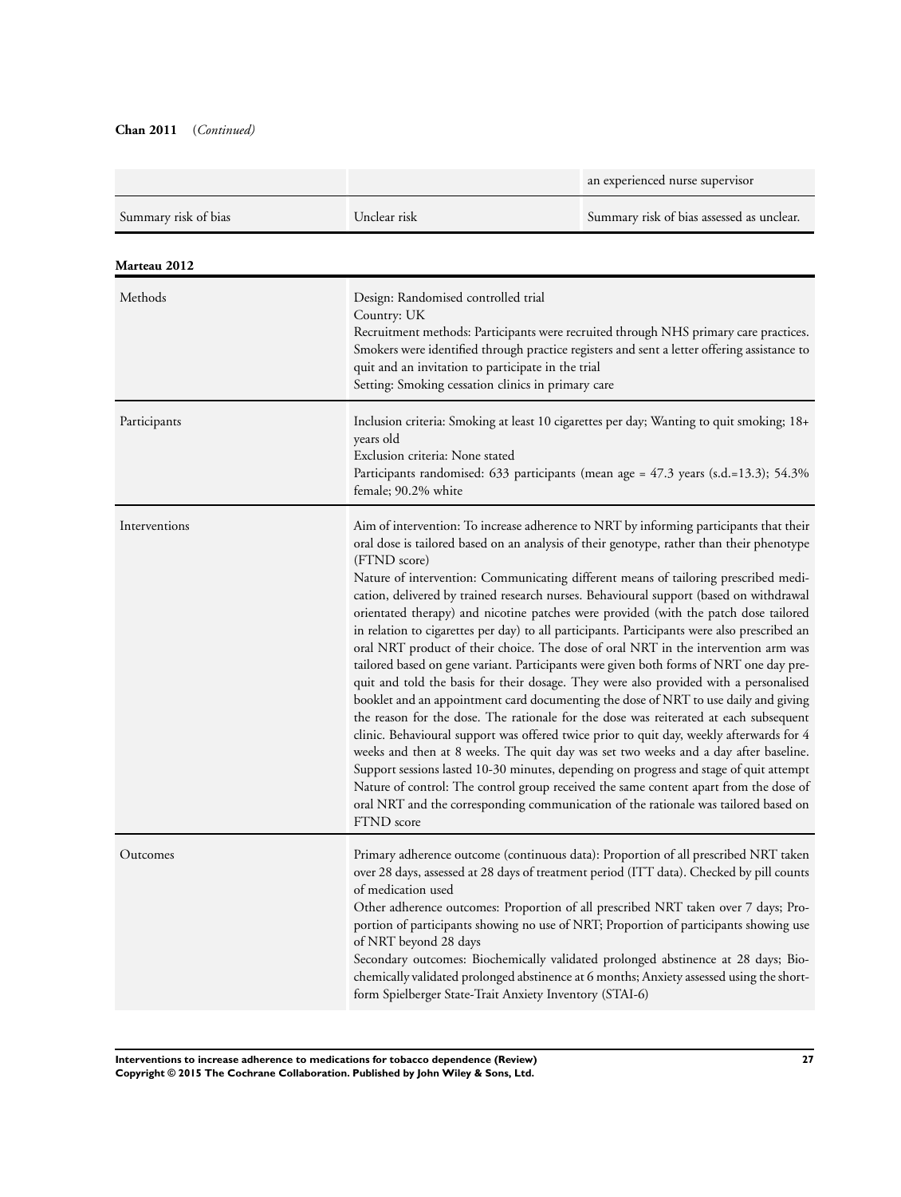**Chan 2011** (*Continued*)

| | | |
|---|---|---|
| | | an experienced nurse supervisor |
| Summary risk of bias | Unclear risk | Summary risk of bias assessed as unclear. |

**Marteau 2012**

| | |
|---|---|
| Methods | Design: Randomised controlled trial<br>Country: UK<br>Recruitment methods: Participants were recruited through NHS primary care practices. Smokers were identified through practice registers and sent a letter offering assistance to quit and an invitation to participate in the trial<br>Setting: Smoking cessation clinics in primary care |
| Participants | Inclusion criteria: Smoking at least 10 cigarettes per day; Wanting to quit smoking; 18+ years old<br>Exclusion criteria: None stated<br>Participants randomised: 633 participants (mean age = 47.3 years (s.d.=13.3); 54.3% female; 90.2% white |
| Interventions | Aim of intervention: To increase adherence to NRT by informing participants that their oral dose is tailored based on an analysis of their genotype, rather than their phenotype (FTND score)<br>Nature of intervention: Communicating different means of tailoring prescribed medication, delivered by trained research nurses. Behavioural support (based on withdrawal orientated therapy) and nicotine patches were provided (with the patch dose tailored in relation to cigarettes per day) to all participants. Participants were also prescribed an oral NRT product of their choice. The dose of oral NRT in the intervention arm was tailored based on gene variant. Participants were given both forms of NRT one day pre-quit and told the basis for their dosage. They were also provided with a personalised booklet and an appointment card documenting the dose of NRT to use daily and giving the reason for the dose. The rationale for the dose was reiterated at each subsequent clinic. Behavioural support was offered twice prior to quit day, weekly afterwards for 4 weeks and then at 8 weeks. The quit day was set two weeks and a day after baseline. Support sessions lasted 10-30 minutes, depending on progress and stage of quit attempt<br>Nature of control: The control group received the same content apart from the dose of oral NRT and the corresponding communication of the rationale was tailored based on FTND score |
| Outcomes | Primary adherence outcome (continuous data): Proportion of all prescribed NRT taken over 28 days, assessed at 28 days of treatment period (ITT data). Checked by pill counts of medication used<br>Other adherence outcomes: Proportion of all prescribed NRT taken over 7 days; Proportion of participants showing no use of NRT; Proportion of participants showing use of NRT beyond 28 days<br>Secondary outcomes: Biochemically validated prolonged abstinence at 28 days; Biochemically validated prolonged abstinence at 6 months; Anxiety assessed using the short-form Spielberger State-Trait Anxiety Inventory (STAI-6) |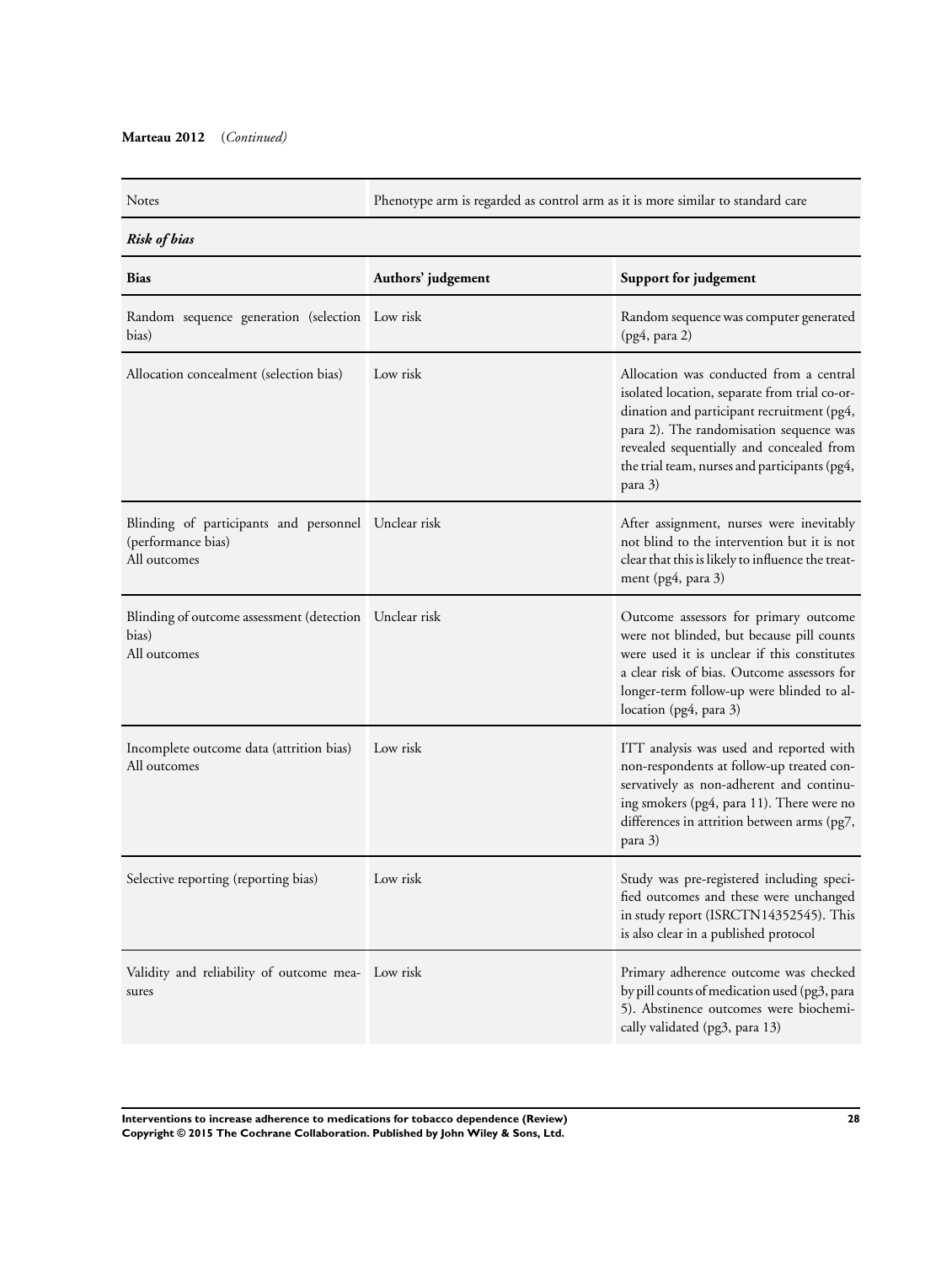**Marteau 2012** *(Continued)*

| Notes | Phenotype arm is regarded as control arm as it is more similar to standard care |
|---|---|

***Risk of bias***

| Bias | Authors' judgement | Support for judgement |
|---|---|---|
| Random sequence generation (selection bias) | Low risk | Random sequence was computer generated (pg4, para 2) |
| Allocation concealment (selection bias) | Low risk | Allocation was conducted from a central isolated location, separate from trial co-ordination and participant recruitment (pg4, para 2). The randomisation sequence was revealed sequentially and concealed from the trial team, nurses and participants (pg4, para 3) |
| Blinding of participants and personnel (performance bias)<br>All outcomes | Unclear risk | After assignment, nurses were inevitably not blind to the intervention but it is not clear that this is likely to influence the treatment (pg4, para 3) |
| Blinding of outcome assessment (detection bias)<br>All outcomes | Unclear risk | Outcome assessors for primary outcome were not blinded, but because pill counts were used it is unclear if this constitutes a clear risk of bias. Outcome assessors for longer-term follow-up were blinded to allocation (pg4, para 3) |
| Incomplete outcome data (attrition bias)<br>All outcomes | Low risk | ITT analysis was used and reported with non-respondents at follow-up treated conservatively as non-adherent and continuing smokers (pg4, para 11). There were no differences in attrition between arms (pg7, para 3) |
| Selective reporting (reporting bias) | Low risk | Study was pre-registered including specified outcomes and these were unchanged in study report (ISRCTN14352545). This is also clear in a published protocol |
| Validity and reliability of outcome measures | Low risk | Primary adherence outcome was checked by pill counts of medication used (pg3, para 5). Abstinence outcomes were biochemically validated (pg3, para 13) |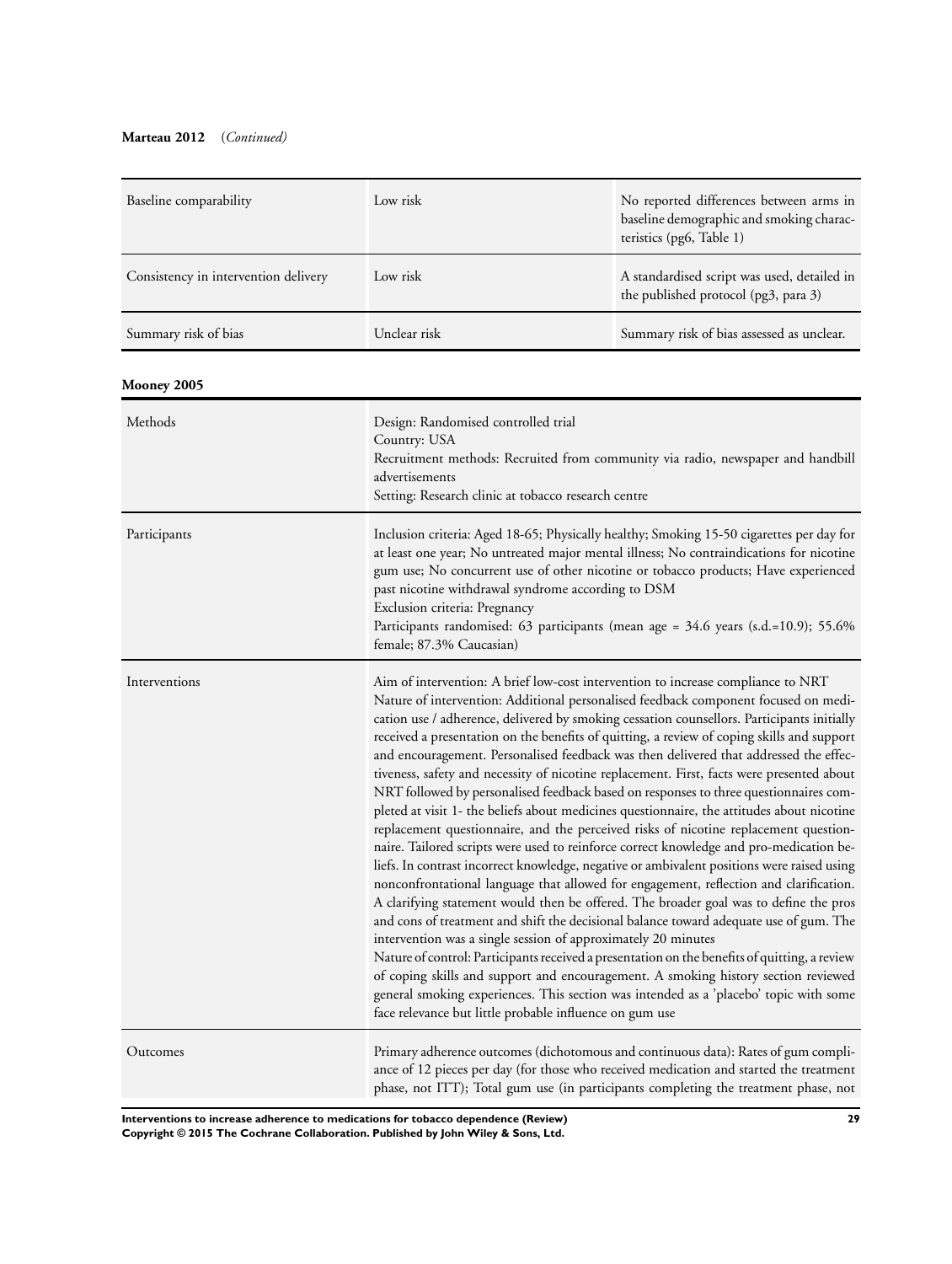**Marteau 2012** (*Continued*)

| | | |
|---|---|---|
| Baseline comparability | Low risk | No reported differences between arms in baseline demographic and smoking characteristics (pg6, Table 1) |
| Consistency in intervention delivery | Low risk | A standardised script was used, detailed in the published protocol (pg3, para 3) |
| Summary risk of bias | Unclear risk | Summary risk of bias assessed as unclear. |

**Mooney 2005**

| | |
|---|---|
| Methods | Design: Randomised controlled trial<br>Country: USA<br>Recruitment methods: Recruited from community via radio, newspaper and handbill advertisements<br>Setting: Research clinic at tobacco research centre |
| Participants | Inclusion criteria: Aged 18-65; Physically healthy; Smoking 15-50 cigarettes per day for at least one year; No untreated major mental illness; No contraindications for nicotine gum use; No concurrent use of other nicotine or tobacco products; Have experienced past nicotine withdrawal syndrome according to DSM<br>Exclusion criteria: Pregnancy<br>Participants randomised: 63 participants (mean age = 34.6 years (s.d.=10.9); 55.6% female; 87.3% Caucasian) |
| Interventions | Aim of intervention: A brief low-cost intervention to increase compliance to NRT<br>Nature of intervention: Additional personalised feedback component focused on medication use / adherence, delivered by smoking cessation counsellors. Participants initially received a presentation on the benefits of quitting, a review of coping skills and support and encouragement. Personalised feedback was then delivered that addressed the effectiveness, safety and necessity of nicotine replacement. First, facts were presented about NRT followed by personalised feedback based on responses to three questionnaires completed at visit 1- the beliefs about medicines questionnaire, the attitudes about nicotine replacement questionnaire, and the perceived risks of nicotine replacement questionnaire. Tailored scripts were used to reinforce correct knowledge and pro-medication beliefs. In contrast incorrect knowledge, negative or ambivalent positions were raised using nonconfrontational language that allowed for engagement, reflection and clarification. A clarifying statement would then be offered. The broader goal was to define the pros and cons of treatment and shift the decisional balance toward adequate use of gum. The intervention was a single session of approximately 20 minutes<br>Nature of control: Participants received a presentation on the benefits of quitting, a review of coping skills and support and encouragement. A smoking history section reviewed general smoking experiences. This section was intended as a 'placebo' topic with some face relevance but little probable influence on gum use |
| Outcomes | Primary adherence outcomes (dichotomous and continuous data): Rates of gum compliance of 12 pieces per day (for those who received medication and started the treatment phase, not ITT); Total gum use (in participants completing the treatment phase, not |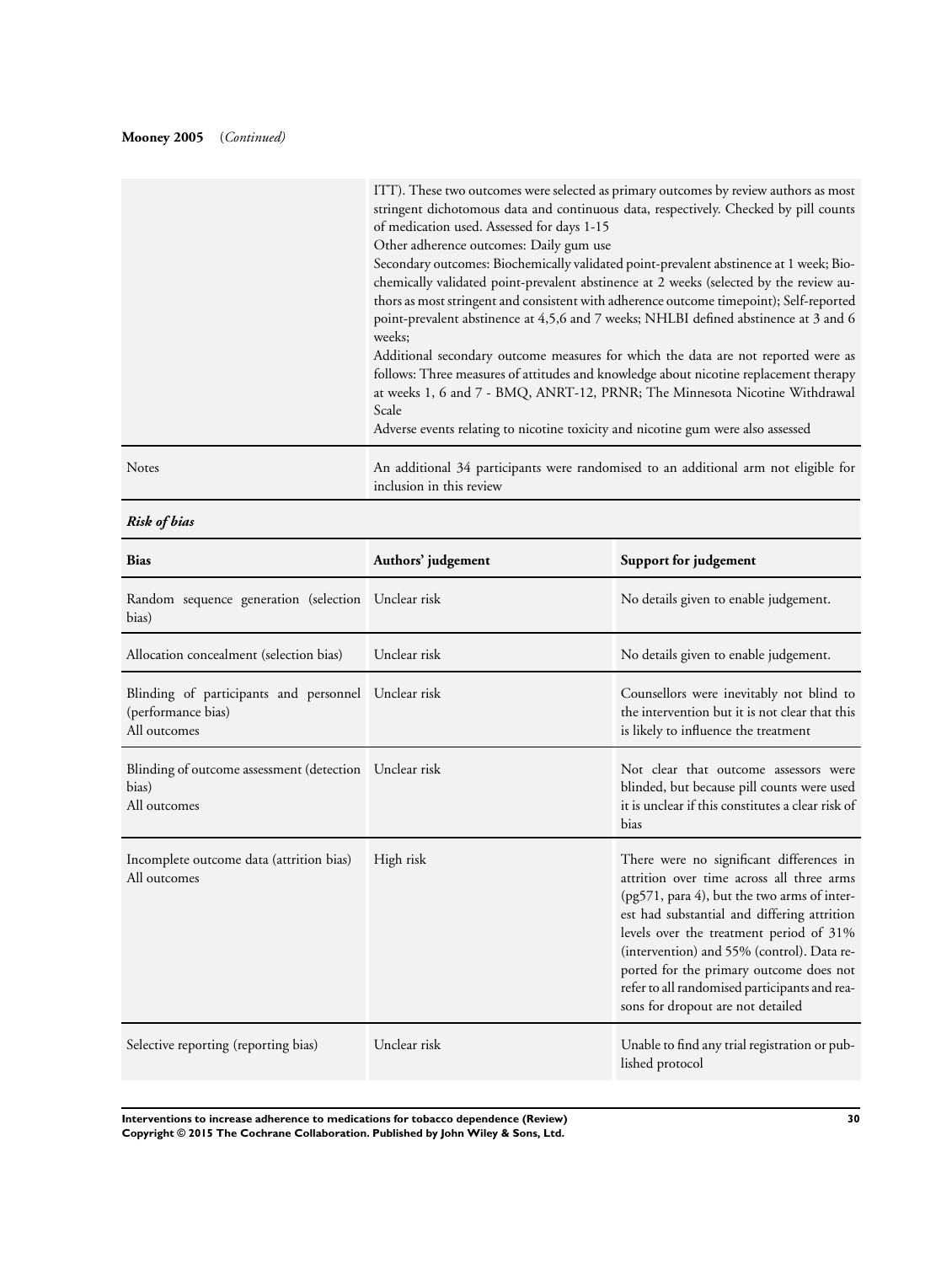**Mooney 2005** (*Continued*)

| | |
|---|---|
| | ITT). These two outcomes were selected as primary outcomes by review authors as most stringent dichotomous data and continuous data, respectively. Checked by pill counts of medication used. Assessed for days 1-15<br>Other adherence outcomes: Daily gum use<br>Secondary outcomes: Biochemically validated point-prevalent abstinence at 1 week; Biochemically validated point-prevalent abstinence at 2 weeks (selected by the review authors as most stringent and consistent with adherence outcome timepoint); Self-reported point-prevalent abstinence at 4,5,6 and 7 weeks; NHLBI defined abstinence at 3 and 6 weeks;<br>Additional secondary outcome measures for which the data are not reported were as follows: Three measures of attitudes and knowledge about nicotine replacement therapy at weeks 1, 6 and 7 - BMQ, ANRT-12, PRNR; The Minnesota Nicotine Withdrawal Scale<br>Adverse events relating to nicotine toxicity and nicotine gum were also assessed |
| Notes | An additional 34 participants were randomised to an additional arm not eligible for inclusion in this review |

***Risk of bias***

| Bias | Authors' judgement | Support for judgement |
|---|---|---|
| Random sequence generation (selection bias) | Unclear risk | No details given to enable judgement. |
| Allocation concealment (selection bias) | Unclear risk | No details given to enable judgement. |
| Blinding of participants and personnel (performance bias)<br>All outcomes | Unclear risk | Counsellors were inevitably not blind to the intervention but it is not clear that this is likely to influence the treatment |
| Blinding of outcome assessment (detection bias)<br>All outcomes | Unclear risk | Not clear that outcome assessors were blinded, but because pill counts were used it is unclear if this constitutes a clear risk of bias |
| Incomplete outcome data (attrition bias)<br>All outcomes | High risk | There were no significant differences in attrition over time across all three arms (pg571, para 4), but the two arms of interest had substantial and differing attrition levels over the treatment period of 31% (intervention) and 55% (control). Data reported for the primary outcome does not refer to all randomised participants and reasons for dropout are not detailed |
| Selective reporting (reporting bias) | Unclear risk | Unable to find any trial registration or published protocol |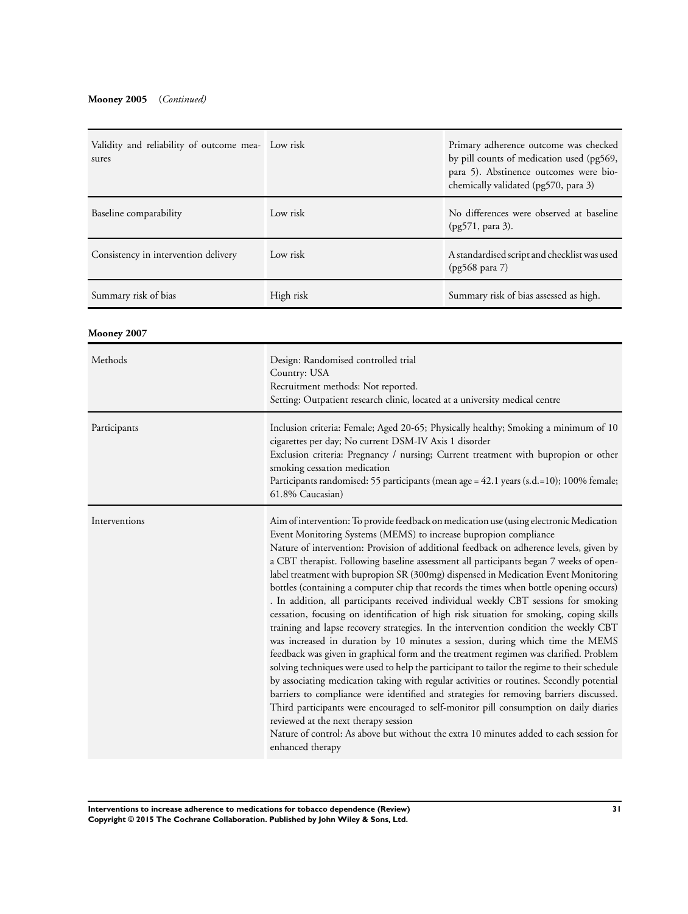**Mooney 2005** (*Continued*)

| | | |
|---|---|---|
| Validity and reliability of outcome measures | Low risk | Primary adherence outcome was checked by pill counts of medication used (pg569, para 5). Abstinence outcomes were biochemically validated (pg570, para 3) |
| Baseline comparability | Low risk | No differences were observed at baseline (pg571, para 3). |
| Consistency in intervention delivery | Low risk | A standardised script and checklist was used (pg568 para 7) |
| Summary risk of bias | High risk | Summary risk of bias assessed as high. |

**Mooney 2007**

| | |
|---|---|
| Methods | Design: Randomised controlled trial<br>Country: USA<br>Recruitment methods: Not reported.<br>Setting: Outpatient research clinic, located at a university medical centre |
| Participants | Inclusion criteria: Female; Aged 20-65; Physically healthy; Smoking a minimum of 10 cigarettes per day; No current DSM-IV Axis 1 disorder<br>Exclusion criteria: Pregnancy / nursing; Current treatment with bupropion or other smoking cessation medication<br>Participants randomised: 55 participants (mean age = 42.1 years (s.d.=10); 100% female; 61.8% Caucasian) |
| Interventions | Aim of intervention: To provide feedback on medication use (using electronic Medication Event Monitoring Systems (MEMS) to increase bupropion compliance<br>Nature of intervention: Provision of additional feedback on adherence levels, given by a CBT therapist. Following baseline assessment all participants began 7 weeks of open-label treatment with bupropion SR (300mg) dispensed in Medication Event Monitoring bottles (containing a computer chip that records the times when bottle opening occurs). In addition, all participants received individual weekly CBT sessions for smoking cessation, focusing on identification of high risk situation for smoking, coping skills training and lapse recovery strategies. In the intervention condition the weekly CBT was increased in duration by 10 minutes a session, during which time the MEMS feedback was given in graphical form and the treatment regimen was clarified. Problem solving techniques were used to help the participant to tailor the regime to their schedule by associating medication taking with regular activities or routines. Secondly potential barriers to compliance were identified and strategies for removing barriers discussed. Third participants were encouraged to self-monitor pill consumption on daily diaries reviewed at the next therapy session<br>Nature of control: As above but without the extra 10 minutes added to each session for enhanced therapy |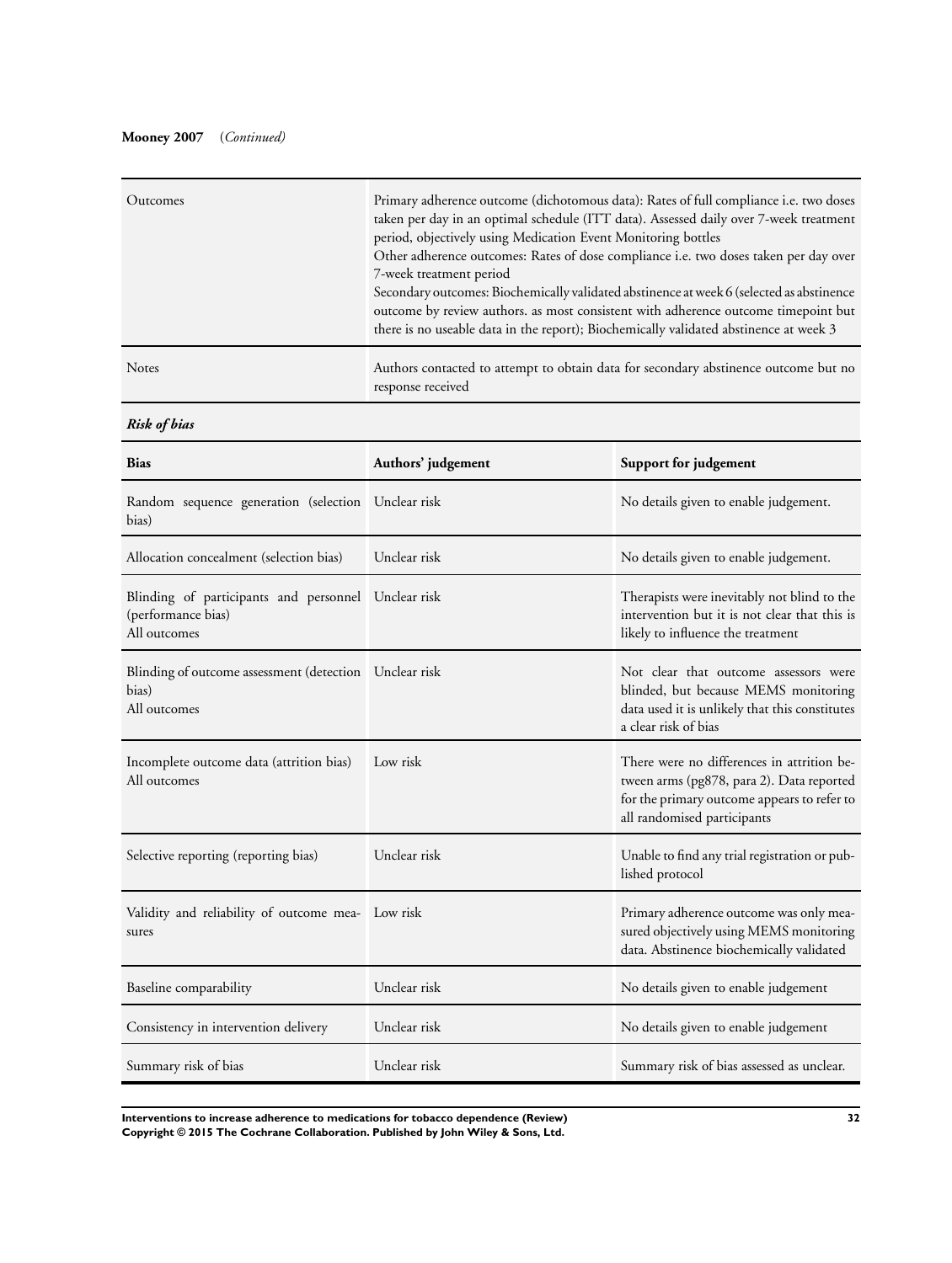**Mooney 2007** (*Continued*)

| | |
|---|---|
| Outcomes | Primary adherence outcome (dichotomous data): Rates of full compliance i.e. two doses taken per day in an optimal schedule (ITT data). Assessed daily over 7-week treatment period, objectively using Medication Event Monitoring bottles<br>Other adherence outcomes: Rates of dose compliance i.e. two doses taken per day over 7-week treatment period<br>Secondary outcomes: Biochemically validated abstinence at week 6 (selected as abstinence outcome by review authors. as most consistent with adherence outcome timepoint but there is no useable data in the report); Biochemically validated abstinence at week 3 |
| Notes | Authors contacted to attempt to obtain data for secondary abstinence outcome but no response received |

***Risk of bias***

| Bias | Authors' judgement | Support for judgement |
|---|---|---|
| Random sequence generation (selection bias) | Unclear risk | No details given to enable judgement. |
| Allocation concealment (selection bias) | Unclear risk | No details given to enable judgement. |
| Blinding of participants and personnel (performance bias)<br>All outcomes | Unclear risk | Therapists were inevitably not blind to the intervention but it is not clear that this is likely to influence the treatment |
| Blinding of outcome assessment (detection bias)<br>All outcomes | Unclear risk | Not clear that outcome assessors were blinded, but because MEMS monitoring data used it is unlikely that this constitutes a clear risk of bias |
| Incomplete outcome data (attrition bias)<br>All outcomes | Low risk | There were no differences in attrition between arms (pg878, para 2). Data reported for the primary outcome appears to refer to all randomised participants |
| Selective reporting (reporting bias) | Unclear risk | Unable to find any trial registration or published protocol |
| Validity and reliability of outcome measures | Low risk | Primary adherence outcome was only measured objectively using MEMS monitoring data. Abstinence biochemically validated |
| Baseline comparability | Unclear risk | No details given to enable judgement |
| Consistency in intervention delivery | Unclear risk | No details given to enable judgement |
| Summary risk of bias | Unclear risk | Summary risk of bias assessed as unclear. |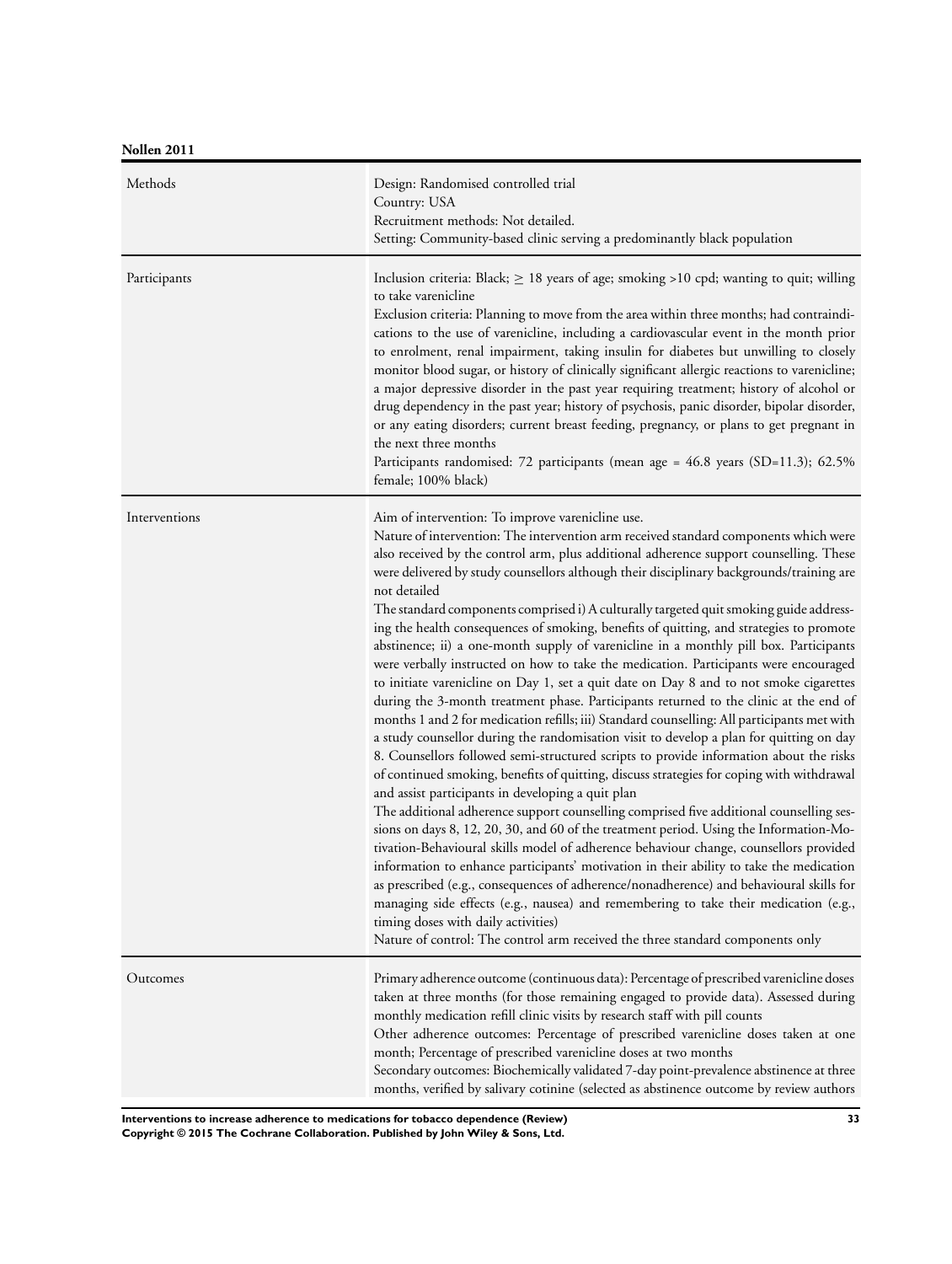**Nollen 2011**

| Methods | Design: Randomised controlled trial<br>Country: USA<br>Recruitment methods: Not detailed.<br>Setting: Community-based clinic serving a predominantly black population |
|---|---|
| Participants | Inclusion criteria: Black; ≥ 18 years of age; smoking >10 cpd; wanting to quit; willing to take varenicline<br>Exclusion criteria: Planning to move from the area within three months; had contraindications to the use of varenicline, including a cardiovascular event in the month prior to enrolment, renal impairment, taking insulin for diabetes but unwilling to closely monitor blood sugar, or history of clinically significant allergic reactions to varenicline; a major depressive disorder in the past year requiring treatment; history of alcohol or drug dependency in the past year; history of psychosis, panic disorder, bipolar disorder, or any eating disorders; current breast feeding, pregnancy, or plans to get pregnant in the next three months<br>Participants randomised: 72 participants (mean age = 46.8 years (SD=11.3); 62.5% female; 100% black) |
| Interventions | Aim of intervention: To improve varenicline use.<br>Nature of intervention: The intervention arm received standard components which were also received by the control arm, plus additional adherence support counselling. These were delivered by study counsellors although their disciplinary backgrounds/training are not detailed<br>The standard components comprised i) A culturally targeted quit smoking guide addressing the health consequences of smoking, benefits of quitting, and strategies to promote abstinence; ii) a one-month supply of varenicline in a monthly pill box. Participants were verbally instructed on how to take the medication. Participants were encouraged to initiate varenicline on Day 1, set a quit date on Day 8 and to not smoke cigarettes during the 3-month treatment phase. Participants returned to the clinic at the end of months 1 and 2 for medication refills; iii) Standard counselling: All participants met with a study counsellor during the randomisation visit to develop a plan for quitting on day 8. Counsellors followed semi-structured scripts to provide information about the risks of continued smoking, benefits of quitting, discuss strategies for coping with withdrawal and assist participants in developing a quit plan<br>The additional adherence support counselling comprised five additional counselling sessions on days 8, 12, 20, 30, and 60 of the treatment period. Using the Information-Motivation-Behavioural skills model of adherence behaviour change, counsellors provided information to enhance participants' motivation in their ability to take the medication as prescribed (e.g., consequences of adherence/nonadherence) and behavioural skills for managing side effects (e.g., nausea) and remembering to take their medication (e.g., timing doses with daily activities)<br>Nature of control: The control arm received the three standard components only |
| Outcomes | Primary adherence outcome (continuous data): Percentage of prescribed varenicline doses taken at three months (for those remaining engaged to provide data). Assessed during monthly medication refill clinic visits by research staff with pill counts<br>Other adherence outcomes: Percentage of prescribed varenicline doses taken at one month; Percentage of prescribed varenicline doses at two months<br>Secondary outcomes: Biochemically validated 7-day point-prevalence abstinence at three months, verified by salivary cotinine (selected as abstinence outcome by review authors |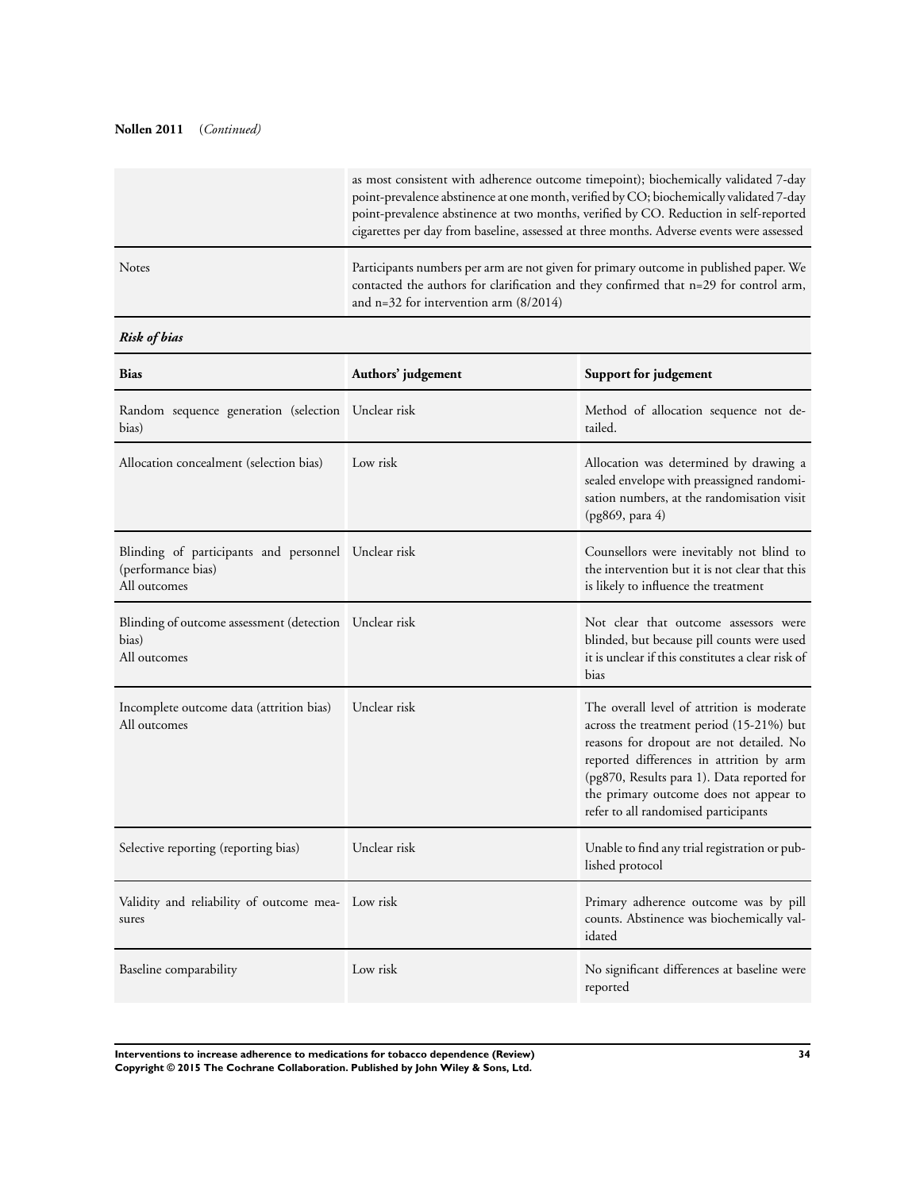**Nollen 2011** (*Continued*)

| | |
|---|---|
| | as most consistent with adherence outcome timepoint); biochemically validated 7-day point-prevalence abstinence at one month, verified by CO; biochemically validated 7-day point-prevalence abstinence at two months, verified by CO. Reduction in self-reported cigarettes per day from baseline, assessed at three months. Adverse events were assessed |
| Notes | Participants numbers per arm are not given for primary outcome in published paper. We contacted the authors for clarification and they confirmed that n=29 for control arm, and n=32 for intervention arm (8/2014) |

***Risk of bias***

| Bias | Authors' judgement | Support for judgement |
|---|---|---|
| Random sequence generation (selection bias) | Unclear risk | Method of allocation sequence not detailed. |
| Allocation concealment (selection bias) | Low risk | Allocation was determined by drawing a sealed envelope with preassigned randomisation numbers, at the randomisation visit (pg869, para 4) |
| Blinding of participants and personnel (performance bias) All outcomes | Unclear risk | Counsellors were inevitably not blind to the intervention but it is not clear that this is likely to influence the treatment |
| Blinding of outcome assessment (detection bias) All outcomes | Unclear risk | Not clear that outcome assessors were blinded, but because pill counts were used it is unclear if this constitutes a clear risk of bias |
| Incomplete outcome data (attrition bias) All outcomes | Unclear risk | The overall level of attrition is moderate across the treatment period (15-21%) but reasons for dropout are not detailed. No reported differences in attrition by arm (pg870, Results para 1). Data reported for the primary outcome does not appear to refer to all randomised participants |
| Selective reporting (reporting bias) | Unclear risk | Unable to find any trial registration or published protocol |
| Validity and reliability of outcome measures | Low risk | Primary adherence outcome was by pill counts. Abstinence was biochemically validated |
| Baseline comparability | Low risk | No significant differences at baseline were reported |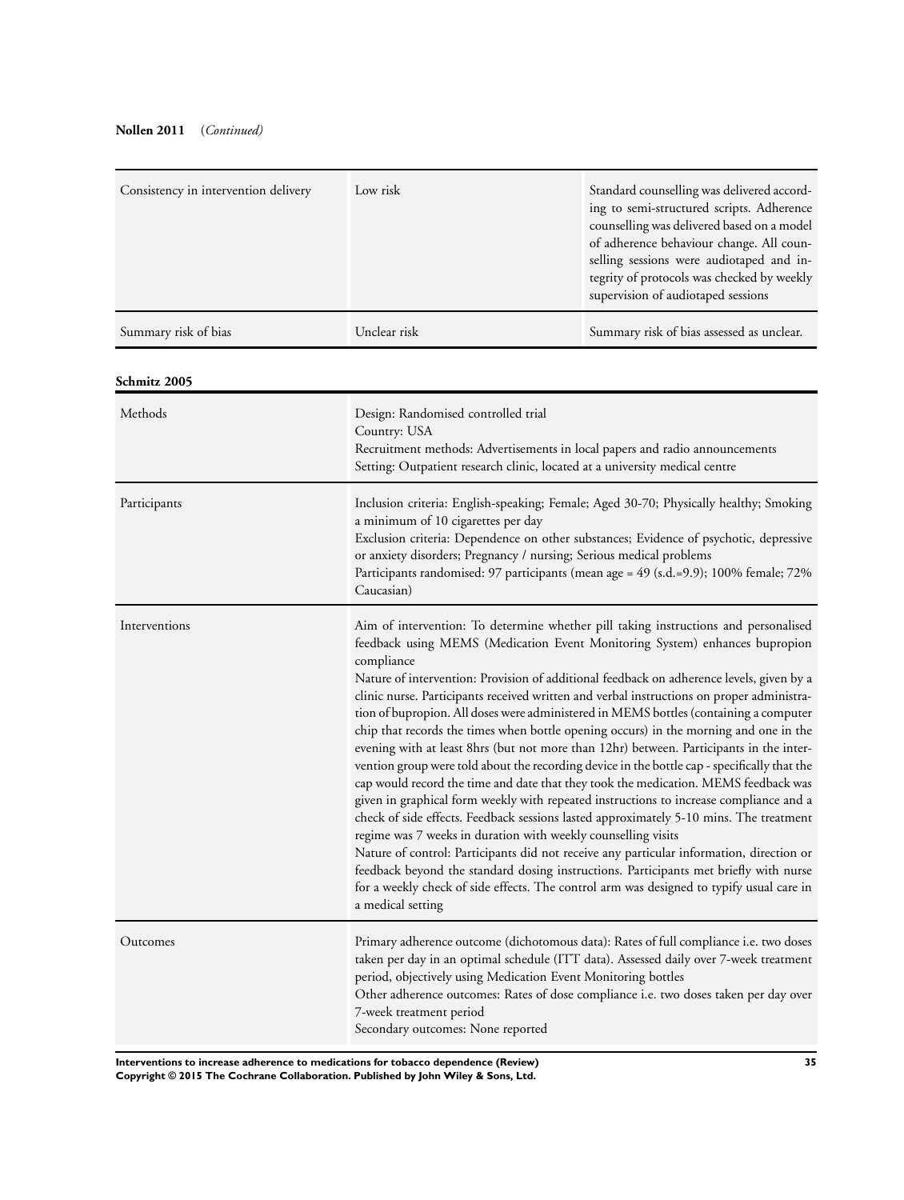**Nollen 2011** (*Continued)*

| | | |
|---|---|---|
| Consistency in intervention delivery | Low risk | Standard counselling was delivered according to semi-structured scripts. Adherence counselling was delivered based on a model of adherence behaviour change. All counselling sessions were audiotaped and integrity of protocols was checked by weekly supervision of audiotaped sessions |
| Summary risk of bias | Unclear risk | Summary risk of bias assessed as unclear. |

**Schmitz 2005**

| | |
|---|---|
| Methods | Design: Randomised controlled trial<br>Country: USA<br>Recruitment methods: Advertisements in local papers and radio announcements<br>Setting: Outpatient research clinic, located at a university medical centre |
| Participants | Inclusion criteria: English-speaking; Female; Aged 30-70; Physically healthy; Smoking a minimum of 10 cigarettes per day<br>Exclusion criteria: Dependence on other substances; Evidence of psychotic, depressive or anxiety disorders; Pregnancy / nursing; Serious medical problems<br>Participants randomised: 97 participants (mean age = 49 (s.d.=9.9); 100% female; 72% Caucasian) |
| Interventions | Aim of intervention: To determine whether pill taking instructions and personalised feedback using MEMS (Medication Event Monitoring System) enhances bupropion compliance<br>Nature of intervention: Provision of additional feedback on adherence levels, given by a clinic nurse. Participants received written and verbal instructions on proper administration of bupropion. All doses were administered in MEMS bottles (containing a computer chip that records the times when bottle opening occurs) in the morning and one in the evening with at least 8hrs (but not more than 12hr) between. Participants in the intervention group were told about the recording device in the bottle cap - specifically that the cap would record the time and date that they took the medication. MEMS feedback was given in graphical form weekly with repeated instructions to increase compliance and a check of side effects. Feedback sessions lasted approximately 5-10 mins. The treatment regime was 7 weeks in duration with weekly counselling visits<br>Nature of control: Participants did not receive any particular information, direction or feedback beyond the standard dosing instructions. Participants met briefly with nurse for a weekly check of side effects. The control arm was designed to typify usual care in a medical setting |
| Outcomes | Primary adherence outcome (dichotomous data): Rates of full compliance i.e. two doses taken per day in an optimal schedule (ITT data). Assessed daily over 7-week treatment period, objectively using Medication Event Monitoring bottles<br>Other adherence outcomes: Rates of dose compliance i.e. two doses taken per day over 7-week treatment period<br>Secondary outcomes: None reported |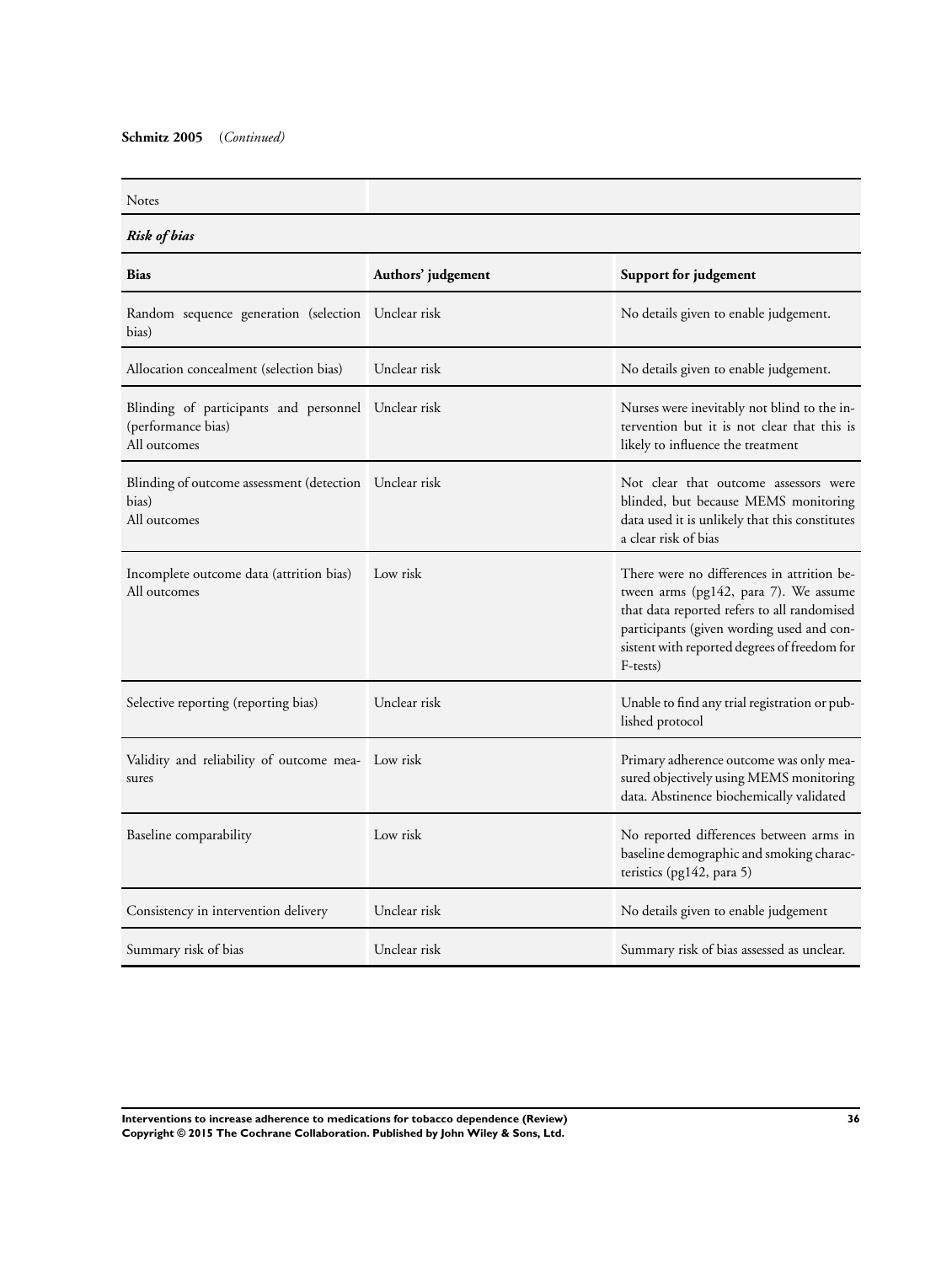**Schmitz 2005** (*Continued*)

| Notes | | |
|---|---|---|

***Risk of bias***

| Bias | Authors' judgement | Support for judgement |
|---|---|---|
| Random sequence generation (selection bias) | Unclear risk | No details given to enable judgement. |
| Allocation concealment (selection bias) | Unclear risk | No details given to enable judgement. |
| Blinding of participants and personnel (performance bias)<br>All outcomes | Unclear risk | Nurses were inevitably not blind to the intervention but it is not clear that this is likely to influence the treatment |
| Blinding of outcome assessment (detection bias)<br>All outcomes | Unclear risk | Not clear that outcome assessors were blinded, but because MEMS monitoring data used it is unlikely that this constitutes a clear risk of bias |
| Incomplete outcome data (attrition bias)<br>All outcomes | Low risk | There were no differences in attrition between arms (pg142, para 7). We assume that data reported refers to all randomised participants (given wording used and consistent with reported degrees of freedom for F-tests) |
| Selective reporting (reporting bias) | Unclear risk | Unable to find any trial registration or published protocol |
| Validity and reliability of outcome measures | Low risk | Primary adherence outcome was only measured objectively using MEMS monitoring data. Abstinence biochemically validated |
| Baseline comparability | Low risk | No reported differences between arms in baseline demographic and smoking characteristics (pg142, para 5) |
| Consistency in intervention delivery | Unclear risk | No details given to enable judgement |
| Summary risk of bias | Unclear risk | Summary risk of bias assessed as unclear. |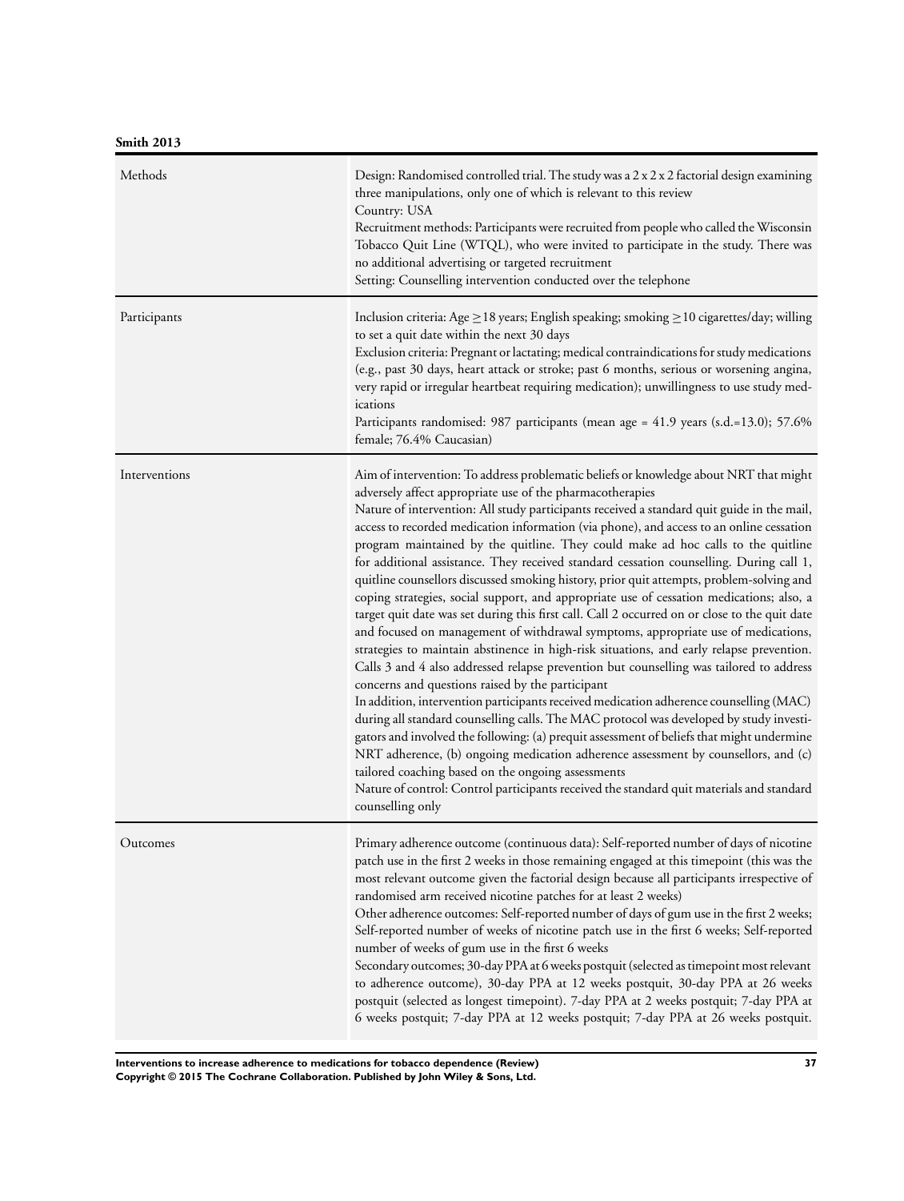**Smith 2013**

| | |
|---|---|
| Methods | Design: Randomised controlled trial. The study was a 2 x 2 x 2 factorial design examining three manipulations, only one of which is relevant to this review<br>Country: USA<br>Recruitment methods: Participants were recruited from people who called the Wisconsin Tobacco Quit Line (WTQL), who were invited to participate in the study. There was no additional advertising or targeted recruitment<br>Setting: Counselling intervention conducted over the telephone |
| Participants | Inclusion criteria: Age ≥18 years; English speaking; smoking ≥10 cigarettes/day; willing to set a quit date within the next 30 days<br>Exclusion criteria: Pregnant or lactating; medical contraindications for study medications (e.g., past 30 days, heart attack or stroke; past 6 months, serious or worsening angina, very rapid or irregular heartbeat requiring medication); unwillingness to use study medications<br>Participants randomised: 987 participants (mean age = 41.9 years (s.d.=13.0); 57.6% female; 76.4% Caucasian) |
| Interventions | Aim of intervention: To address problematic beliefs or knowledge about NRT that might adversely affect appropriate use of the pharmacotherapies<br>Nature of intervention: All study participants received a standard quit guide in the mail, access to recorded medication information (via phone), and access to an online cessation program maintained by the quitline. They could make ad hoc calls to the quitline for additional assistance. They received standard cessation counselling. During call 1, quitline counsellors discussed smoking history, prior quit attempts, problem-solving and coping strategies, social support, and appropriate use of cessation medications; also, a target quit date was set during this first call. Call 2 occurred on or close to the quit date and focused on management of withdrawal symptoms, appropriate use of medications, strategies to maintain abstinence in high-risk situations, and early relapse prevention. Calls 3 and 4 also addressed relapse prevention but counselling was tailored to address concerns and questions raised by the participant<br>In addition, intervention participants received medication adherence counselling (MAC) during all standard counselling calls. The MAC protocol was developed by study investigators and involved the following: (a) prequit assessment of beliefs that might undermine NRT adherence, (b) ongoing medication adherence assessment by counsellors, and (c) tailored coaching based on the ongoing assessments<br>Nature of control: Control participants received the standard quit materials and standard counselling only |
| Outcomes | Primary adherence outcome (continuous data): Self-reported number of days of nicotine patch use in the first 2 weeks in those remaining engaged at this timepoint (this was the most relevant outcome given the factorial design because all participants irrespective of randomised arm received nicotine patches for at least 2 weeks)<br>Other adherence outcomes: Self-reported number of days of gum use in the first 2 weeks; Self-reported number of weeks of nicotine patch use in the first 6 weeks; Self-reported number of weeks of gum use in the first 6 weeks<br>Secondary outcomes; 30-day PPA at 6 weeks postquit (selected as timepoint most relevant to adherence outcome), 30-day PPA at 12 weeks postquit, 30-day PPA at 26 weeks postquit (selected as longest timepoint). 7-day PPA at 2 weeks postquit; 7-day PPA at 6 weeks postquit; 7-day PPA at 12 weeks postquit; 7-day PPA at 26 weeks postquit. |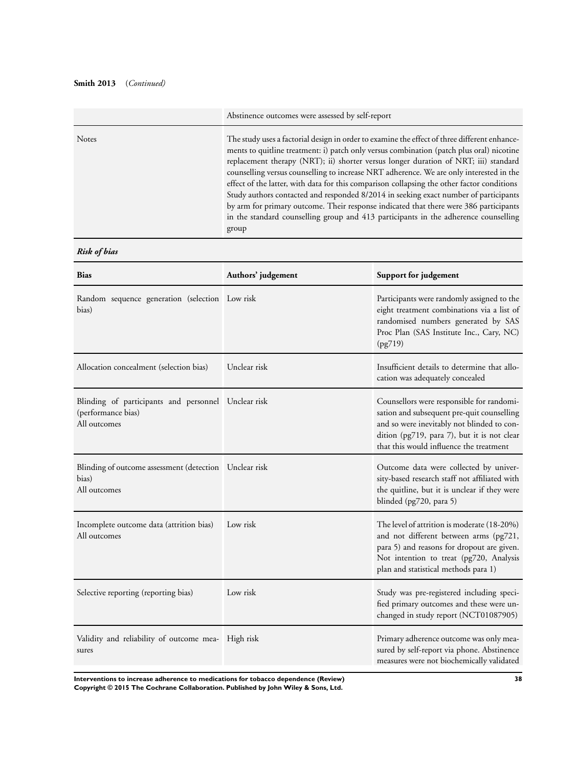**Smith 2013** (*Continued*)

| | |
|---|---|
| | Abstinence outcomes were assessed by self-report |
| Notes | The study uses a factorial design in order to examine the effect of three different enhancements to quitline treatment: i) patch only versus combination (patch plus oral) nicotine replacement therapy (NRT); ii) shorter versus longer duration of NRT; iii) standard counselling versus counselling to increase NRT adherence. We are only interested in the effect of the latter, with data for this comparison collapsing the other factor conditions<br>Study authors contacted and responded 8/2014 in seeking exact number of participants by arm for primary outcome. Their response indicated that there were 386 participants in the standard counselling group and 413 participants in the adherence counselling group |

***Risk of bias***

| Bias | Authors' judgement | Support for judgement |
|---|---|---|
| Random sequence generation (selection bias) | Low risk | Participants were randomly assigned to the eight treatment combinations via a list of randomised numbers generated by SAS Proc Plan (SAS Institute Inc., Cary, NC) (pg719) |
| Allocation concealment (selection bias) | Unclear risk | Insufficient details to determine that allocation was adequately concealed |
| Blinding of participants and personnel (performance bias)<br>All outcomes | Unclear risk | Counsellors were responsible for randomisation and subsequent pre-quit counselling and so were inevitably not blinded to condition (pg719, para 7), but it is not clear that this would influence the treatment |
| Blinding of outcome assessment (detection bias)<br>All outcomes | Unclear risk | Outcome data were collected by university-based research staff not affiliated with the quitline, but it is unclear if they were blinded (pg720, para 5) |
| Incomplete outcome data (attrition bias)<br>All outcomes | Low risk | The level of attrition is moderate (18-20%) and not different between arms (pg721, para 5) and reasons for dropout are given. Not intention to treat (pg720, Analysis plan and statistical methods para 1) |
| Selective reporting (reporting bias) | Low risk | Study was pre-registered including specified primary outcomes and these were unchanged in study report (NCT01087905) |
| Validity and reliability of outcome measures | High risk | Primary adherence outcome was only measured by self-report via phone. Abstinence measures were not biochemically validated |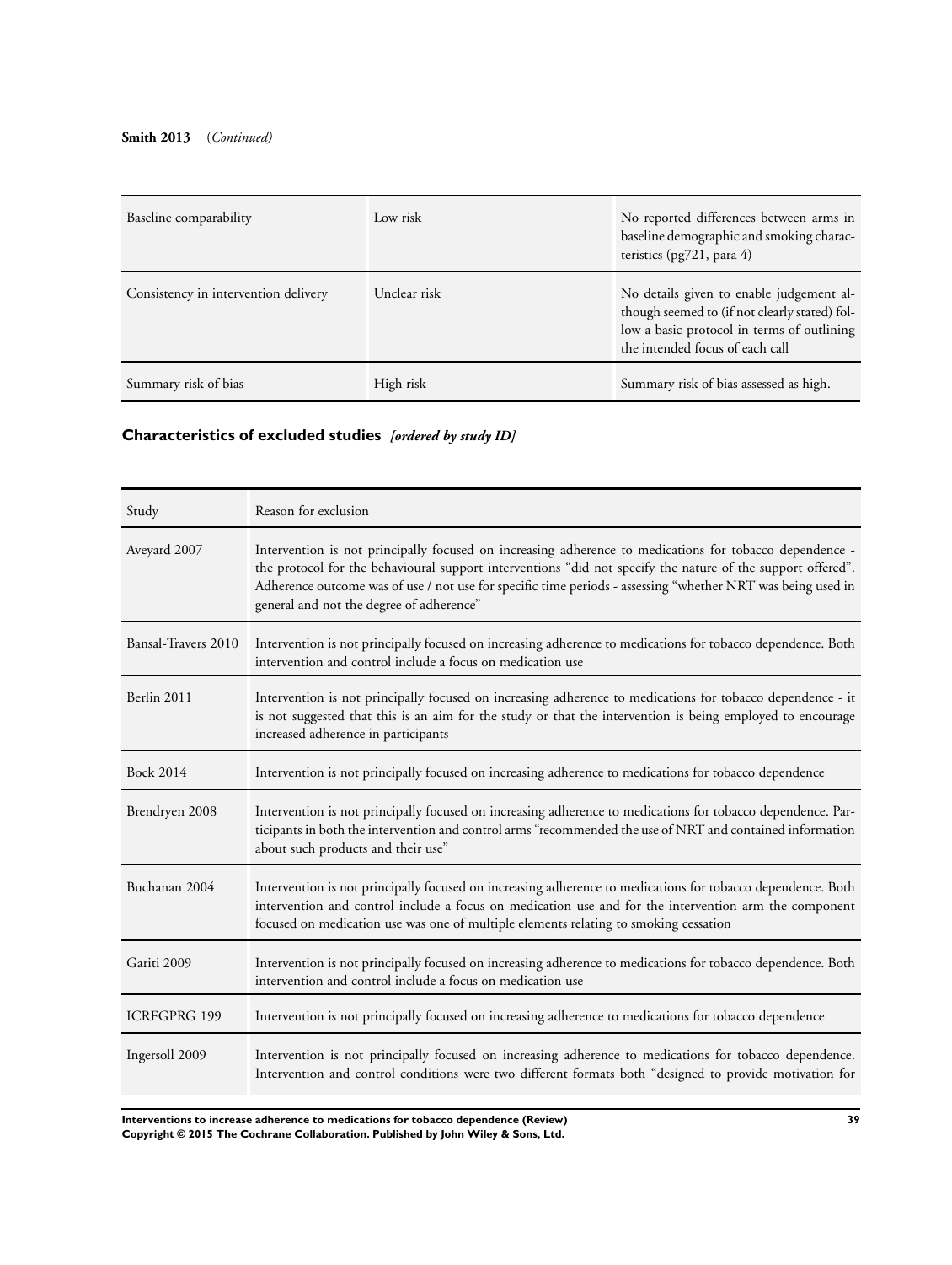**Smith 2013** (*Continued*)

| | | |
|---|---|---|
| Baseline comparability | Low risk | No reported differences between arms in baseline demographic and smoking characteristics (pg721, para 4) |
| Consistency in intervention delivery | Unclear risk | No details given to enable judgement although seemed to (if not clearly stated) follow a basic protocol in terms of outlining the intended focus of each call |
| Summary risk of bias | High risk | Summary risk of bias assessed as high. |

## Characteristics of excluded studies *[ordered by study ID]*

| Study | Reason for exclusion |
|---|---|
| Aveyard 2007 | Intervention is not principally focused on increasing adherence to medications for tobacco dependence - the protocol for the behavioural support interventions "did not specify the nature of the support offered". Adherence outcome was of use / not use for specific time periods - assessing "whether NRT was being used in general and not the degree of adherence" |
| Bansal-Travers 2010 | Intervention is not principally focused on increasing adherence to medications for tobacco dependence. Both intervention and control include a focus on medication use |
| Berlin 2011 | Intervention is not principally focused on increasing adherence to medications for tobacco dependence - it is not suggested that this is an aim for the study or that the intervention is being employed to encourage increased adherence in participants |
| Bock 2014 | Intervention is not principally focused on increasing adherence to medications for tobacco dependence |
| Brendryen 2008 | Intervention is not principally focused on increasing adherence to medications for tobacco dependence. Participants in both the intervention and control arms "recommended the use of NRT and contained information about such products and their use" |
| Buchanan 2004 | Intervention is not principally focused on increasing adherence to medications for tobacco dependence. Both intervention and control include a focus on medication use and for the intervention arm the component focused on medication use was one of multiple elements relating to smoking cessation |
| Gariti 2009 | Intervention is not principally focused on increasing adherence to medications for tobacco dependence. Both intervention and control include a focus on medication use |
| ICRFGPRG 199 | Intervention is not principally focused on increasing adherence to medications for tobacco dependence |
| Ingersoll 2009 | Intervention is not principally focused on increasing adherence to medications for tobacco dependence. Intervention and control conditions were two different formats both "designed to provide motivation for |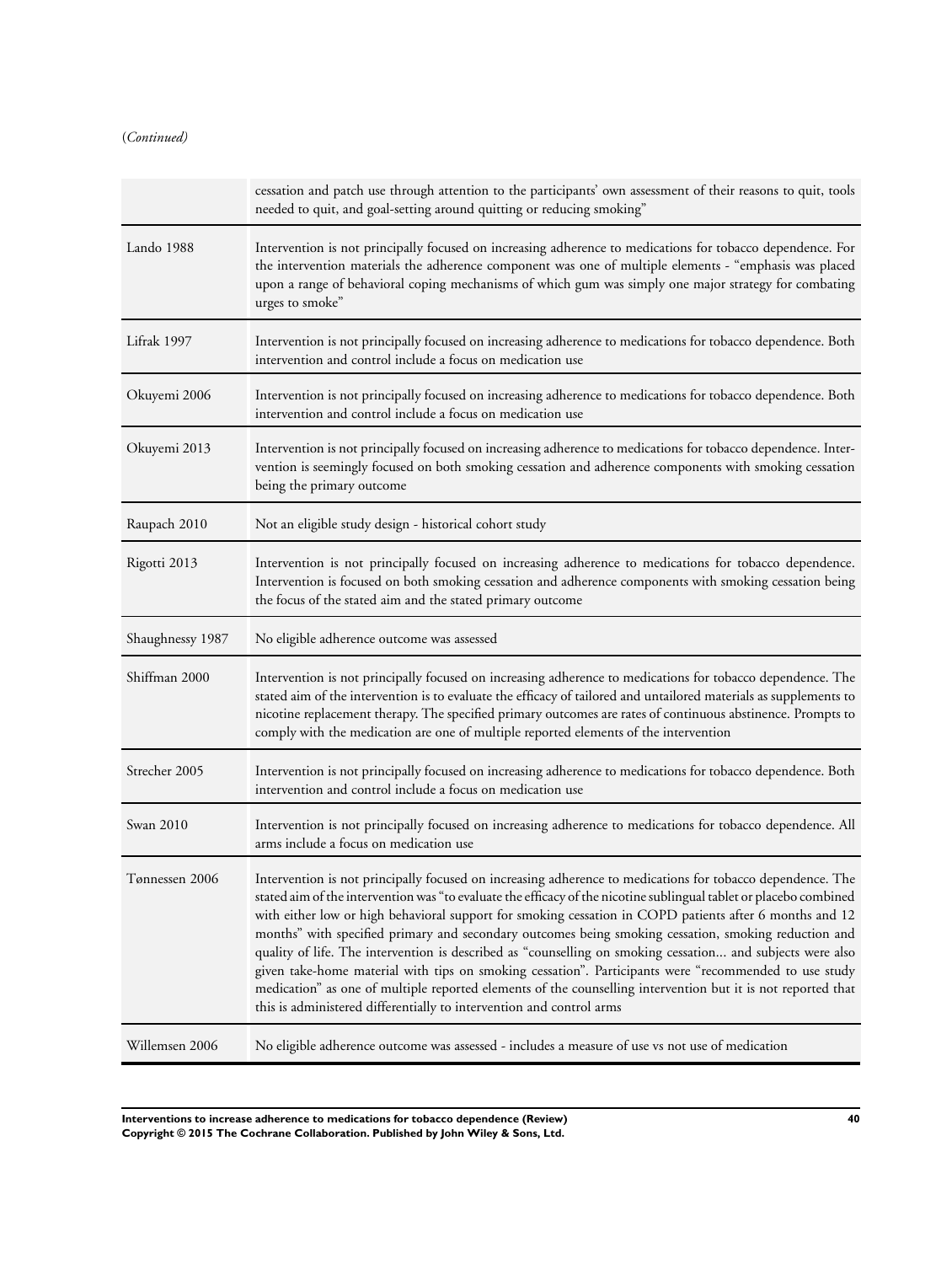(*Continued*)

| | |
|---|---|
| | cessation and patch use through attention to the participants' own assessment of their reasons to quit, tools needed to quit, and goal-setting around quitting or reducing smoking" |
| Lando 1988 | Intervention is not principally focused on increasing adherence to medications for tobacco dependence. For the intervention materials the adherence component was one of multiple elements - "emphasis was placed upon a range of behavioral coping mechanisms of which gum was simply one major strategy for combating urges to smoke" |
| Lifrak 1997 | Intervention is not principally focused on increasing adherence to medications for tobacco dependence. Both intervention and control include a focus on medication use |
| Okuyemi 2006 | Intervention is not principally focused on increasing adherence to medications for tobacco dependence. Both intervention and control include a focus on medication use |
| Okuyemi 2013 | Intervention is not principally focused on increasing adherence to medications for tobacco dependence. Intervention is seemingly focused on both smoking cessation and adherence components with smoking cessation being the primary outcome |
| Raupach 2010 | Not an eligible study design - historical cohort study |
| Rigotti 2013 | Intervention is not principally focused on increasing adherence to medications for tobacco dependence. Intervention is focused on both smoking cessation and adherence components with smoking cessation being the focus of the stated aim and the stated primary outcome |
| Shaughnessy 1987 | No eligible adherence outcome was assessed |
| Shiffman 2000 | Intervention is not principally focused on increasing adherence to medications for tobacco dependence. The stated aim of the intervention is to evaluate the efficacy of tailored and untailored materials as supplements to nicotine replacement therapy. The specified primary outcomes are rates of continuous abstinence. Prompts to comply with the medication are one of multiple reported elements of the intervention |
| Strecher 2005 | Intervention is not principally focused on increasing adherence to medications for tobacco dependence. Both intervention and control include a focus on medication use |
| Swan 2010 | Intervention is not principally focused on increasing adherence to medications for tobacco dependence. All arms include a focus on medication use |
| Tønnessen 2006 | Intervention is not principally focused on increasing adherence to medications for tobacco dependence. The stated aim of the intervention was "to evaluate the efficacy of the nicotine sublingual tablet or placebo combined with either low or high behavioral support for smoking cessation in COPD patients after 6 months and 12 months" with specified primary and secondary outcomes being smoking cessation, smoking reduction and quality of life. The intervention is described as "counselling on smoking cessation... and subjects were also given take-home material with tips on smoking cessation". Participants were "recommended to use study medication" as one of multiple reported elements of the counselling intervention but it is not reported that this is administered differentially to intervention and control arms |
| Willemsen 2006 | No eligible adherence outcome was assessed - includes a measure of use vs not use of medication |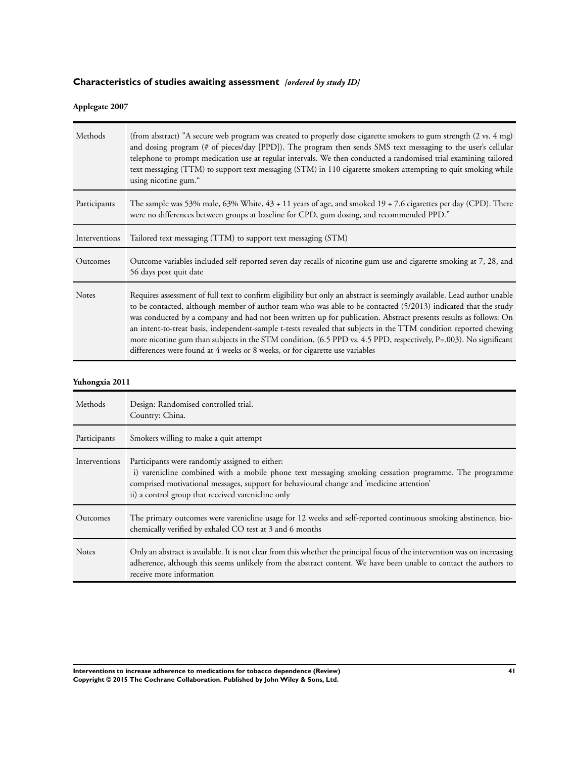## Characteristics of studies awaiting assessment *[ordered by study ID]*

### Applegate 2007

| | |
|---|---|
| Methods | (from abstract) "A secure web program was created to properly dose cigarette smokers to gum strength (2 vs. 4 mg) and dosing program (# of pieces/day [PPD]). The program then sends SMS text messaging to the user's cellular telephone to prompt medication use at regular intervals. We then conducted a randomised trial examining tailored text messaging (TTM) to support text messaging (STM) in 110 cigarette smokers attempting to quit smoking while using nicotine gum." |
| Participants | The sample was 53% male, 63% White, 43 + 11 years of age, and smoked 19 + 7.6 cigarettes per day (CPD). There were no differences between groups at baseline for CPD, gum dosing, and recommended PPD." |
| Interventions | Tailored text messaging (TTM) to support text messaging (STM) |
| Outcomes | Outcome variables included self-reported seven day recalls of nicotine gum use and cigarette smoking at 7, 28, and 56 days post quit date |
| Notes | Requires assessment of full text to confirm eligibility but only an abstract is seemingly available. Lead author unable to be contacted, although member of author team who was able to be contacted (5/2013) indicated that the study was conducted by a company and had not been written up for publication. Abstract presents results as follows: On an intent-to-treat basis, independent-sample t-tests revealed that subjects in the TTM condition reported chewing more nicotine gum than subjects in the STM condition, (6.5 PPD vs. 4.5 PPD, respectively, P=.003). No significant differences were found at 4 weeks or 8 weeks, or for cigarette use variables |

### Yuhongxia 2011

| | |
|---|---|
| Methods | Design: Randomised controlled trial.<br>Country: China. |
| Participants | Smokers willing to make a quit attempt |
| Interventions | Participants were randomly assigned to either:<br>i) varenicline combined with a mobile phone text messaging smoking cessation programme. The programme comprised motivational messages, support for behavioural change and 'medicine attention'<br>ii) a control group that received varenicline only |
| Outcomes | The primary outcomes were varenicline usage for 12 weeks and self-reported continuous smoking abstinence, biochemically verified by exhaled CO test at 3 and 6 months |
| Notes | Only an abstract is available. It is not clear from this whether the principal focus of the intervention was on increasing adherence, although this seems unlikely from the abstract content. We have been unable to contact the authors to receive more information |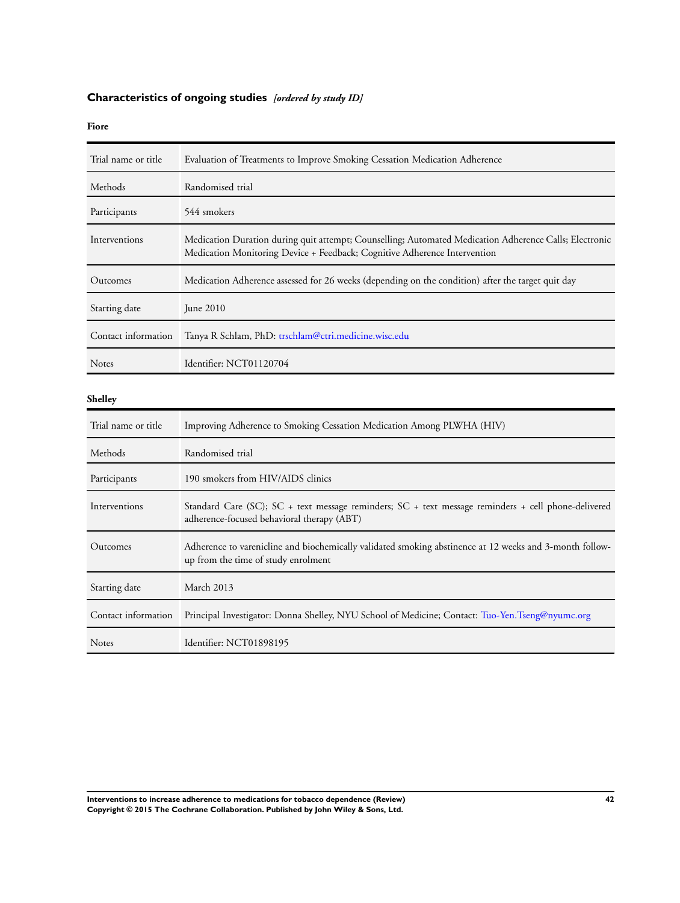## Characteristics of ongoing studies *[ordered by study ID]*

**Fiore**

| | |
|---|---|
| Trial name or title | Evaluation of Treatments to Improve Smoking Cessation Medication Adherence |
| Methods | Randomised trial |
| Participants | 544 smokers |
| Interventions | Medication Duration during quit attempt; Counselling; Automated Medication Adherence Calls; Electronic Medication Monitoring Device + Feedback; Cognitive Adherence Intervention |
| Outcomes | Medication Adherence assessed for 26 weeks (depending on the condition) after the target quit day |
| Starting date | June 2010 |
| Contact information | Tanya R Schlam, PhD: trschlam@ctri.medicine.wisc.edu |
| Notes | Identifier: NCT01120704 |

**Shelley**

| | |
|---|---|
| Trial name or title | Improving Adherence to Smoking Cessation Medication Among PLWHA (HIV) |
| Methods | Randomised trial |
| Participants | 190 smokers from HIV/AIDS clinics |
| Interventions | Standard Care (SC); SC + text message reminders; SC + text message reminders + cell phone-delivered adherence-focused behavioral therapy (ABT) |
| Outcomes | Adherence to varenicline and biochemically validated smoking abstinence at 12 weeks and 3-month follow-up from the time of study enrolment |
| Starting date | March 2013 |
| Contact information | Principal Investigator: Donna Shelley, NYU School of Medicine; Contact: Tuo-Yen.Tseng@nyumc.org |
| Notes | Identifier: NCT01898195 |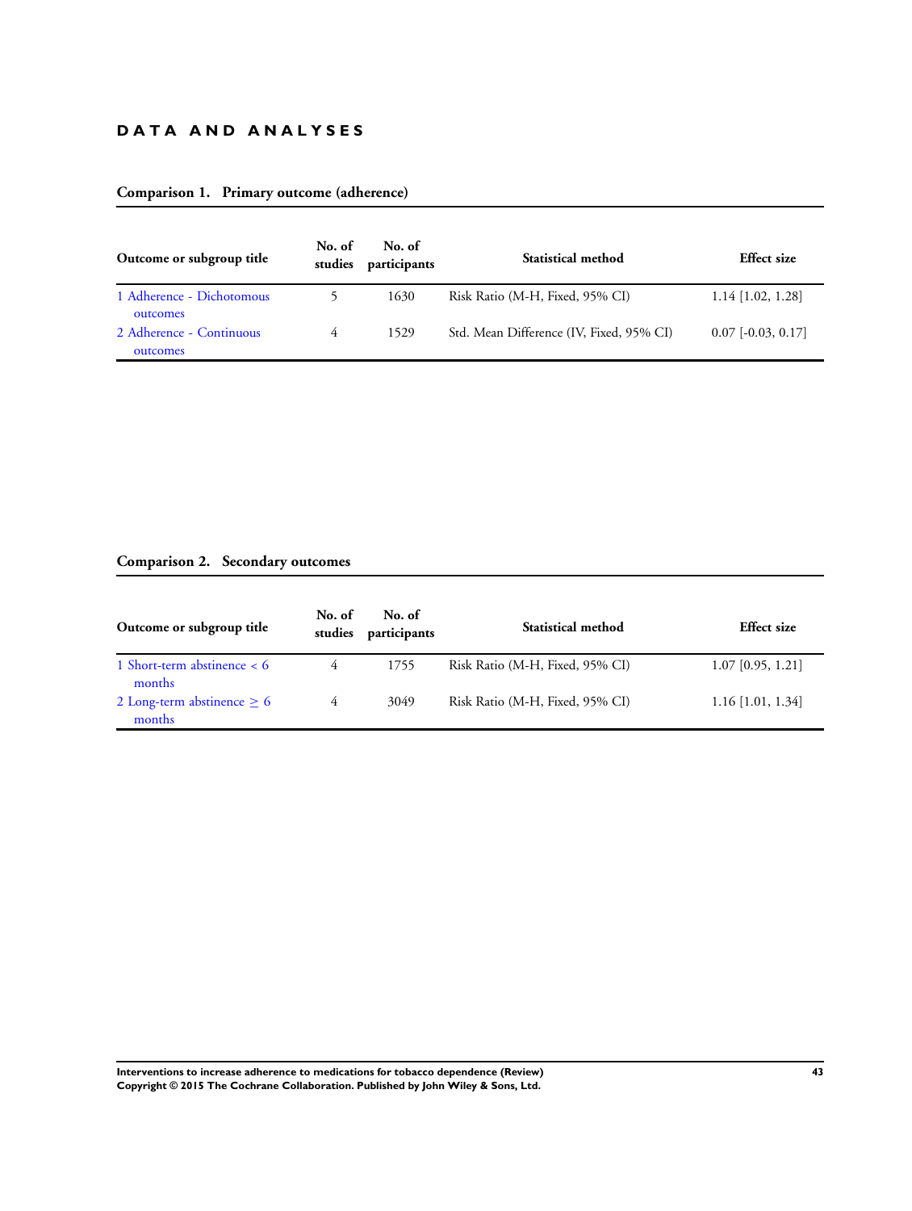# DATA AND ANALYSES

### Comparison 1. Primary outcome (adherence)

| Outcome or subgroup title | No. of studies | No. of participants | Statistical method | Effect size |
|---|---|---|---|---|
| 1 Adherence - Dichotomous outcomes | 5 | 1630 | Risk Ratio (M-H, Fixed, 95% CI) | 1.14 [1.02, 1.28] |
| 2 Adherence - Continuous outcomes | 4 | 1529 | Std. Mean Difference (IV, Fixed, 95% CI) | 0.07 [-0.03, 0.17] |

### Comparison 2. Secondary outcomes

| Outcome or subgroup title | No. of studies | No. of participants | Statistical method | Effect size |
|---|---|---|---|---|
| 1 Short-term abstinence < 6 months | 4 | 1755 | Risk Ratio (M-H, Fixed, 95% CI) | 1.07 [0.95, 1.21] |
| 2 Long-term abstinence ≥ 6 months | 4 | 3049 | Risk Ratio (M-H, Fixed, 95% CI) | 1.16 [1.01, 1.34] |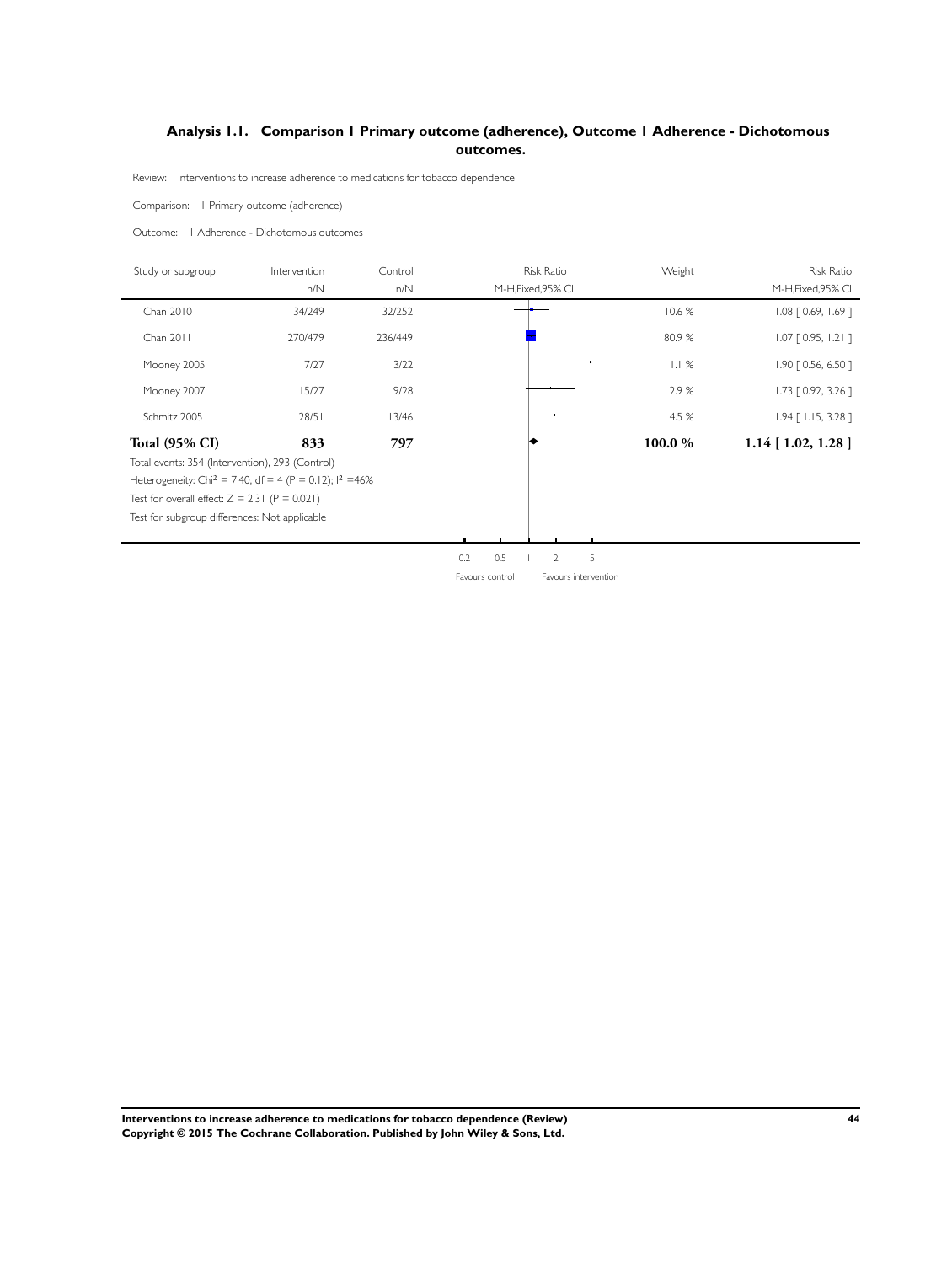### Analysis 1.1. Comparison 1 Primary outcome (adherence), Outcome 1 Adherence - Dichotomous outcomes.

Review: Interventions to increase adherence to medications for tobacco dependence

Comparison: 1 Primary outcome (adherence)

Outcome: 1 Adherence - Dichotomous outcomes

| Study or subgroup | Intervention n/N | Control n/N | Risk Ratio M-H,Fixed,95% CI | Weight | Risk Ratio M-H,Fixed,95% CI |
|---|---|---|---|---|---|
| Chan 2010 | 34/249 | 32/252 | | 10.6 % | 1.08 [ 0.69, 1.69 ] |
| Chan 2011 | 270/479 | 236/449 | | 80.9 % | 1.07 [ 0.95, 1.21 ] |
| Mooney 2005 | 7/27 | 3/22 | | 1.1 % | 1.90 [ 0.56, 6.50 ] |
| Mooney 2007 | 15/27 | 9/28 | | 2.9 % | 1.73 [ 0.92, 3.26 ] |
| Schmitz 2005 | 28/51 | 13/46 | | 4.5 % | 1.94 [ 1.15, 3.28 ] |
| **Total (95% CI)** | **833** | **797** | | **100.0 %** | **1.14 [ 1.02, 1.28 ]** |

Total events: 354 (Intervention), 293 (Control)

Heterogeneity: $Chi^2 = 7.40$, df = 4 (P = 0.12); $I^2 = 46\%$

Test for overall effect: Z = 2.31 (P = 0.021)

Test for subgroup differences: Not applicable

0.2 0.5 1 2 5

Favours control Favours intervention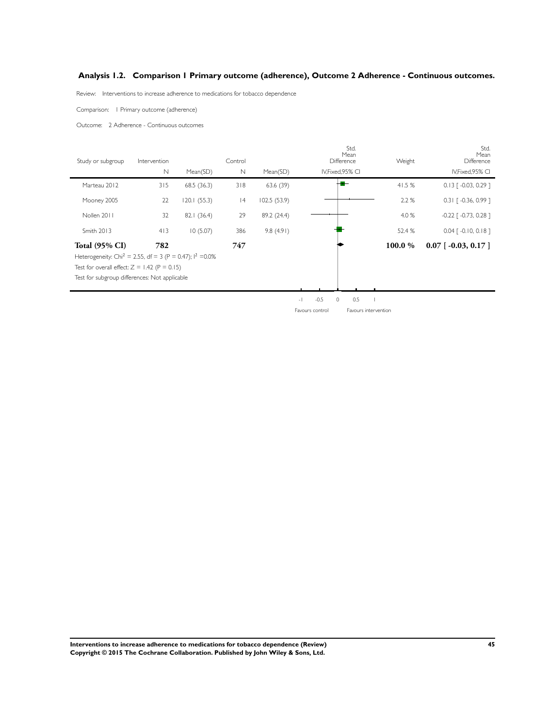## Analysis 1.2. Comparison 1 Primary outcome (adherence), Outcome 2 Adherence - Continuous outcomes.

Review: Interventions to increase adherence to medications for tobacco dependence

Comparison: 1 Primary outcome (adherence)

Outcome: 2 Adherence - Continuous outcomes

| Study or subgroup | Intervention N | Mean(SD) | Control N | Mean(SD) | Std. Mean Difference IV,Fixed,95% CI | Weight | Std. Mean Difference IV,Fixed,95% CI |
|---|---|---|---|---|---|---|---|
| Marteau 2012 | 315 | 68.5 (36.3) | 318 | 63.6 (39) | | 41.5 % | 0.13 [ -0.03, 0.29 ] |
| Mooney 2005 | 22 | 120.1 (55.3) | 14 | 102.5 (53.9) | | 2.2 % | 0.31 [ -0.36, 0.99 ] |
| Nollen 2011 | 32 | 82.1 (36.4) | 29 | 89.2 (24.4) | | 4.0 % | -0.22 [ -0.73, 0.28 ] |
| Smith 2013 | 413 | 10 (5.07) | 386 | 9.8 (4.91) | | 52.4 % | 0.04 [ -0.10, 0.18 ] |
| **Total (95% CI)** | **782** | | **747** | | | **100.0 %** | **0.07 [ -0.03, 0.17 ]** |

Heterogeneity: $Chi^2 = 2.55$, df = 3 (P = 0.47); $I^2 = 0.0\%$

Test for overall effect: Z = 1.42 (P = 0.15)

Test for subgroup differences: Not applicable

-1 -0.5 0 0.5 1

Favours control Favours intervention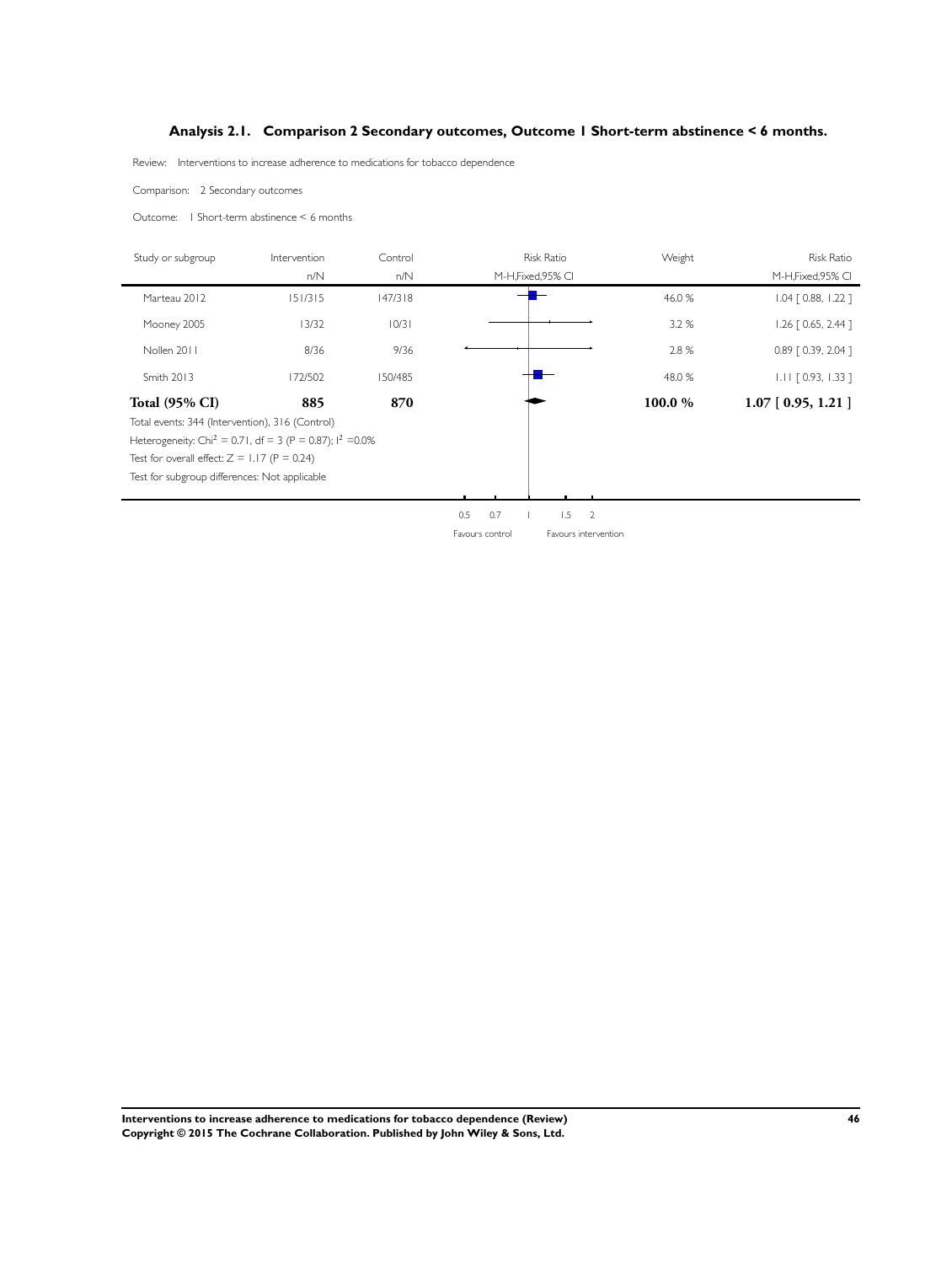### Analysis 2.1. Comparison 2 Secondary outcomes, Outcome 1 Short-term abstinence < 6 months.

Review: Interventions to increase adherence to medications for tobacco dependence

Comparison: 2 Secondary outcomes

Outcome: 1 Short-term abstinence < 6 months

| Study or subgroup | Intervention n/N | Control n/N | Risk Ratio M-H,Fixed,95% CI | Weight | Risk Ratio M-H,Fixed,95% CI |
|---|---|---|---|---|---|
| Marteau 2012 | 151/315 | 147/318 | | 46.0 % | 1.04 [ 0.88, 1.22 ] |
| Mooney 2005 | 13/32 | 10/31 | | 3.2 % | 1.26 [ 0.65, 2.44 ] |
| Nollen 2011 | 8/36 | 9/36 | | 2.8 % | 0.89 [ 0.39, 2.04 ] |
| Smith 2013 | 172/502 | 150/485 | | 48.0 % | 1.11 [ 0.93, 1.33 ] |
| **Total (95% CI)** | **885** | **870** | | **100.0 %** | **1.07 [ 0.95, 1.21 ]** |

Total events: 344 (Intervention), 316 (Control)

Heterogeneity: $Chi^2 = 0.71$, df = 3 (P = 0.87); $I^2 = 0.0\%$

Test for overall effect: Z = 1.17 (P = 0.24)

Test for subgroup differences: Not applicable

0.5 0.7 1 1.5 2

Favours control Favours intervention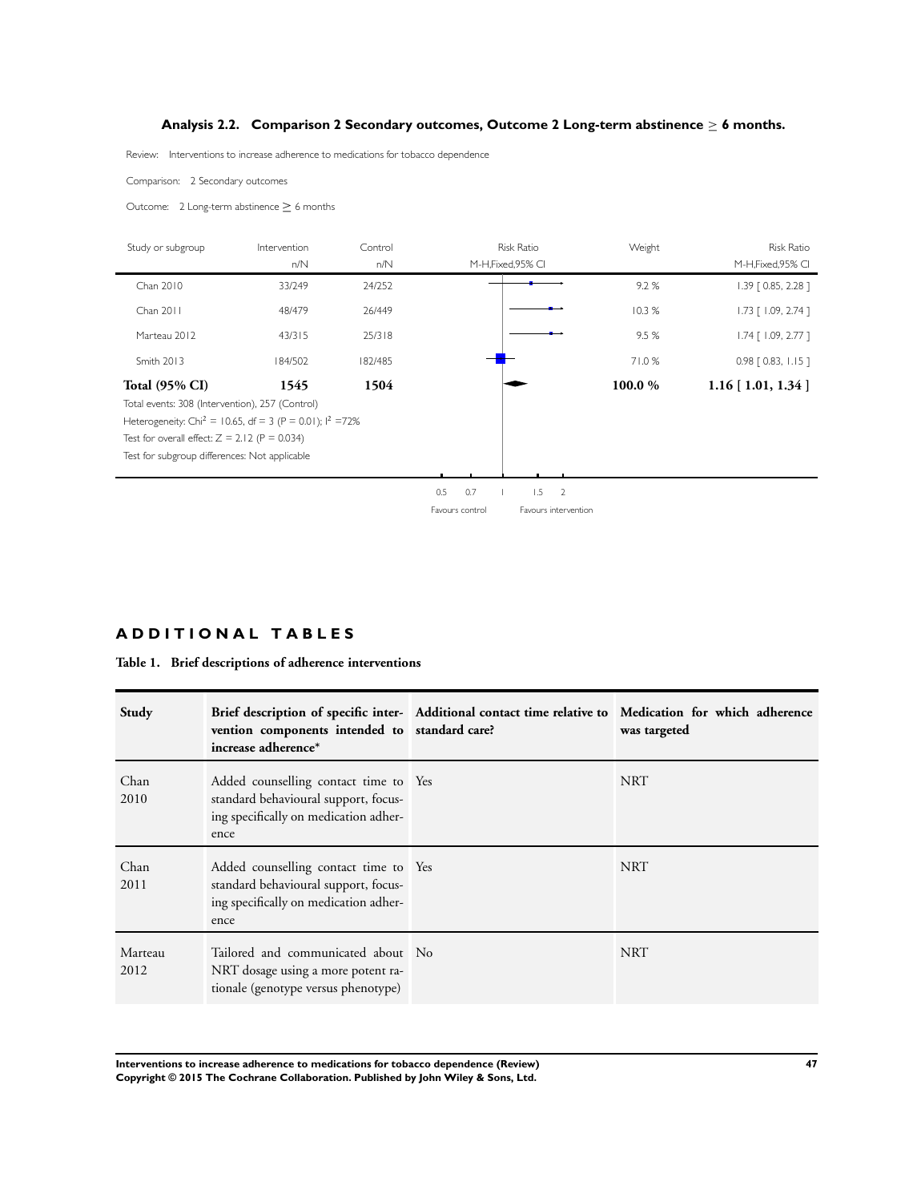### Analysis 2.2. Comparison 2 Secondary outcomes, Outcome 2 Long-term abstinence ≥ 6 months.

Review: Interventions to increase adherence to medications for tobacco dependence

Comparison: 2 Secondary outcomes

Outcome: 2 Long-term abstinence ≥ 6 months

| Study or subgroup | Intervention n/N | Control n/N | Weight | Risk Ratio M-H,Fixed,95% CI |
|---|---|---|---|---|
| Chan 2010 | 33/249 | 24/252 | 9.2 % | 1.39 [ 0.85, 2.28 ] |
| Chan 2011 | 48/479 | 26/449 | 10.3 % | 1.73 [ 1.09, 2.74 ] |
| Marteau 2012 | 43/315 | 25/318 | 9.5 % | 1.74 [ 1.09, 2.77 ] |
| Smith 2013 | 184/502 | 182/485 | 71.0 % | 0.98 [ 0.83, 1.15 ] |
| **Total (95% CI)** | **1545** | **1504** | **100.0 %** | **1.16 [ 1.01, 1.34 ]** |

Total events: 308 (Intervention), 257 (Control)

Heterogeneity: $Chi^2 = 10.65$, df = 3 (P = 0.01); $I^2 = 72\%$

Test for overall effect: Z = 2.12 (P = 0.034)

Test for subgroup differences: Not applicable

0.5 0.7 1 1.5 2

Favours control Favours intervention

## ADDITIONAL TABLES

**Table 1. Brief descriptions of adherence interventions**

| Study | Brief description of specific intervention components intended to increase adherence* | Additional contact time relative to standard care? | Medication for which adherence was targeted |
|---|---|---|---|
| Chan 2010 | Added counselling contact time to standard behavioural support, focusing specifically on medication adherence | Yes | NRT |
| Chan 2011 | Added counselling contact time to standard behavioural support, focusing specifically on medication adherence | Yes | NRT |
| Marteau 2012 | Tailored and communicated about NRT dosage using a more potent rationale (genotype versus phenotype) | No | NRT |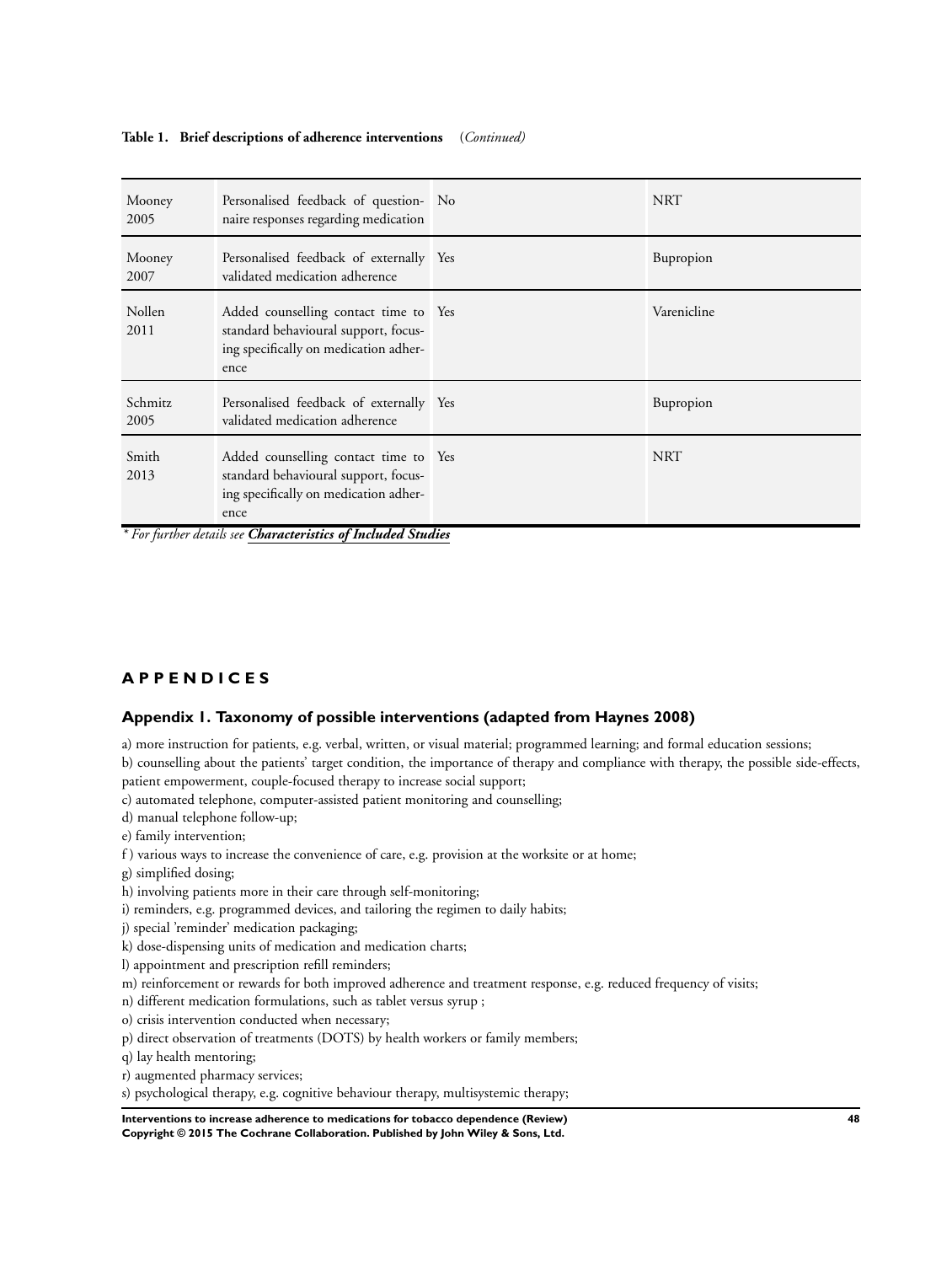**Table 1. Brief descriptions of adherence interventions** *(Continued)*

| | | | |
|---|---|---|---|
| Mooney 2005 | Personalised feedback of questionnaire responses regarding medication | No | NRT |
| Mooney 2007 | Personalised feedback of externally validated medication adherence | Yes | Bupropion |
| Nollen 2011 | Added counselling contact time to standard behavioural support, focusing specifically on medication adherence | Yes | Varenicline |
| Schmitz 2005 | Personalised feedback of externally validated medication adherence | Yes | Bupropion |
| Smith 2013 | Added counselling contact time to standard behavioural support, focusing specifically on medication adherence | Yes | NRT |

*\* For further details see* ***Characteristics of Included Studies***

# APPENDICES

## Appendix 1. Taxonomy of possible interventions (adapted from Haynes 2008)

a) more instruction for patients, e.g. verbal, written, or visual material; programmed learning; and formal education sessions;
b) counselling about the patients' target condition, the importance of therapy and compliance with therapy, the possible side-effects, patient empowerment, couple-focused therapy to increase social support;
c) automated telephone, computer-assisted patient monitoring and counselling;
d) manual telephone follow-up;
e) family intervention;
f ) various ways to increase the convenience of care, e.g. provision at the worksite or at home;
g) simplified dosing;
h) involving patients more in their care through self-monitoring;
i) reminders, e.g. programmed devices, and tailoring the regimen to daily habits;
j) special 'reminder' medication packaging;
k) dose-dispensing units of medication and medication charts;
l) appointment and prescription refill reminders;
m) reinforcement or rewards for both improved adherence and treatment response, e.g. reduced frequency of visits;
n) different medication formulations, such as tablet versus syrup ;
o) crisis intervention conducted when necessary;
p) direct observation of treatments (DOTS) by health workers or family members;
q) lay health mentoring;
r) augmented pharmacy services;
s) psychological therapy, e.g. cognitive behaviour therapy, multisystemic therapy;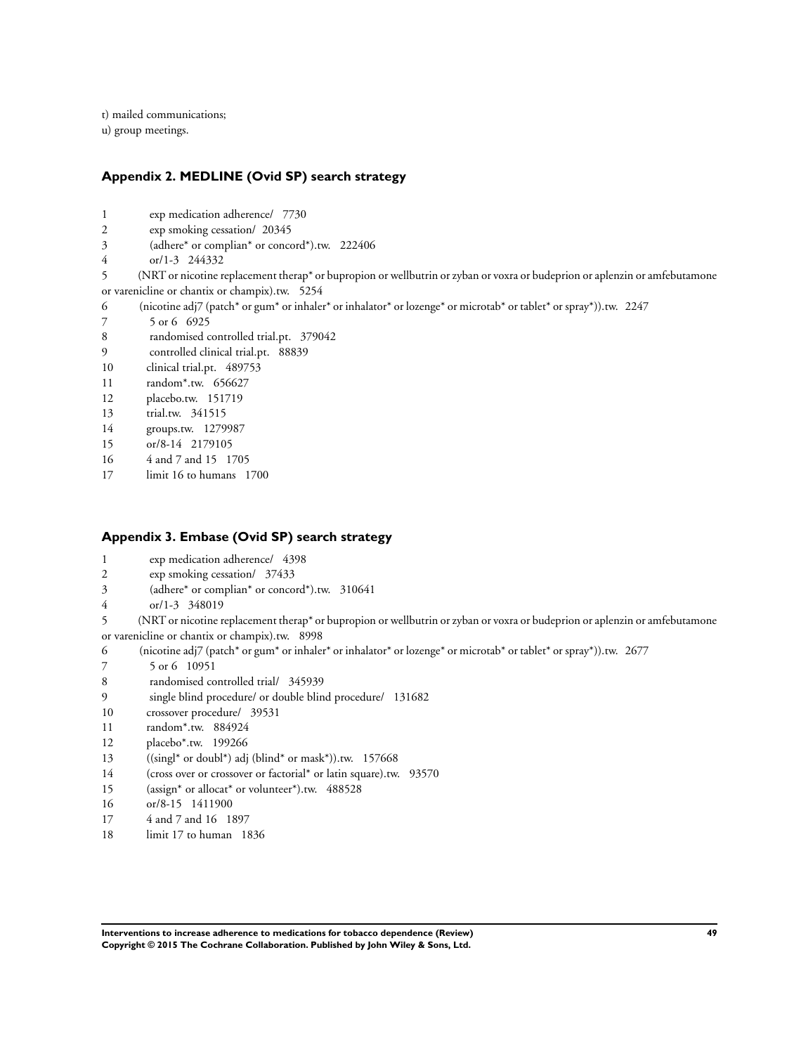t) mailed communications;

u) group meetings.

## Appendix 2. MEDLINE (Ovid SP) search strategy

1 exp medication adherence/ 7730
2 exp smoking cessation/ 20345
3 (adhere* or complian* or concord*).tw. 222406
4 or/1-3 244332
5 (NRT or nicotine replacement therap* or bupropion or wellbutrin or zyban or voxra or budeprion or aplenzin or amfebutamone or varenicline or chantix or champix).tw. 5254
6 (nicotine adj7 (patch* or gum* or inhaler* or inhalator* or lozenge* or microtab* or tablet* or spray*)).tw. 2247
7 5 or 6 6925
8 randomised controlled trial.pt. 379042
9 controlled clinical trial.pt. 88839
10 clinical trial.pt. 489753
11 random*.tw. 656627
12 placebo.tw. 151719
13 trial.tw. 341515
14 groups.tw. 1279987
15 or/8-14 2179105
16 4 and 7 and 15 1705
17 limit 16 to humans 1700

## Appendix 3. Embase (Ovid SP) search strategy

1 exp medication adherence/ 4398
2 exp smoking cessation/ 37433
3 (adhere* or complian* or concord*).tw. 310641
4 or/1-3 348019
5 (NRT or nicotine replacement therap* or bupropion or wellbutrin or zyban or voxra or budeprion or aplenzin or amfebutamone or varenicline or chantix or champix).tw. 8998
6 (nicotine adj7 (patch* or gum* or inhaler* or inhalator* or lozenge* or microtab* or tablet* or spray*)).tw. 2677
7 5 or 6 10951
8 randomised controlled trial/ 345939
9 single blind procedure/ or double blind procedure/ 131682
10 crossover procedure/ 39531
11 random*.tw. 884924
12 placebo*.tw. 199266
13 ((singl* or doubl*) adj (blind* or mask*)).tw. 157668
14 (cross over or crossover or factorial* or latin square).tw. 93570
15 (assign* or allocat* or volunteer*).tw. 488528
16 or/8-15 1411900
17 4 and 7 and 16 1897
18 limit 17 to human 1836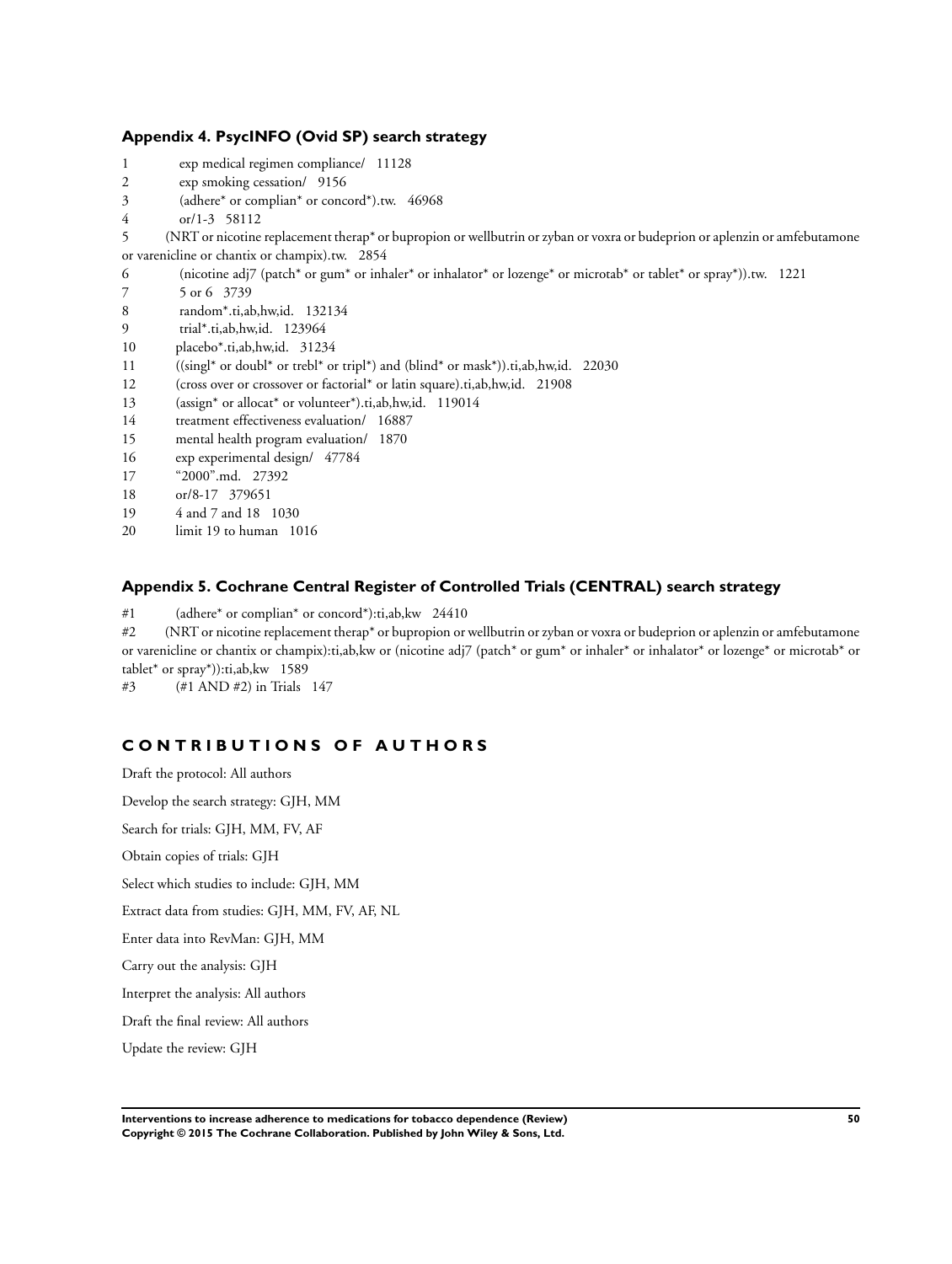### Appendix 4. PsycINFO (Ovid SP) search strategy

1 exp medical regimen compliance/ 11128

2 exp smoking cessation/ 9156

3 (adhere* or complian* or concord*).tw. 46968

4 or/1-3 58112

5 (NRT or nicotine replacement therap* or bupropion or wellbutrin or zyban or voxra or budeprion or aplenzin or amfebutamone or varenicline or chantix or champix).tw. 2854

6 (nicotine adj7 (patch* or gum* or inhaler* or inhalator* or lozenge* or microtab* or tablet* or spray*)).tw. 1221

7 5 or 6 3739

8 random*.ti,ab,hw,id. 132134

9 trial*.ti,ab,hw,id. 123964

10 placebo*.ti,ab,hw,id. 31234

11 ((singl* or doubl* or trebl* or tripl*) and (blind* or mask*)).ti,ab,hw,id. 22030

12 (cross over or crossover or factorial* or latin square).ti,ab,hw,id. 21908

13 (assign* or allocat* or volunteer*).ti,ab,hw,id. 119014

14 treatment effectiveness evaluation/ 16887

15 mental health program evaluation/ 1870

16 exp experimental design/ 47784

17 "2000".md. 27392

18 or/8-17 379651

19 4 and 7 and 18 1030

20 limit 19 to human 1016

### Appendix 5. Cochrane Central Register of Controlled Trials (CENTRAL) search strategy

#1 (adhere* or complian* or concord*):ti,ab,kw 24410

#2 (NRT or nicotine replacement therap* or bupropion or wellbutrin or zyban or voxra or budeprion or aplenzin or amfebutamone or varenicline or chantix or champix):ti,ab,kw or (nicotine adj7 (patch* or gum* or inhaler* or inhalator* or lozenge* or microtab* or tablet* or spray*)):ti,ab,kw 1589

#3 (#1 AND #2) in Trials 147

## CONTRIBUTIONS OF AUTHORS

Draft the protocol: All authors

Develop the search strategy: GJH, MM

Search for trials: GJH, MM, FV, AF

Obtain copies of trials: GJH

Select which studies to include: GJH, MM

Extract data from studies: GJH, MM, FV, AF, NL

Enter data into RevMan: GJH, MM

Carry out the analysis: GJH

Interpret the analysis: All authors

Draft the final review: All authors

Update the review: GJH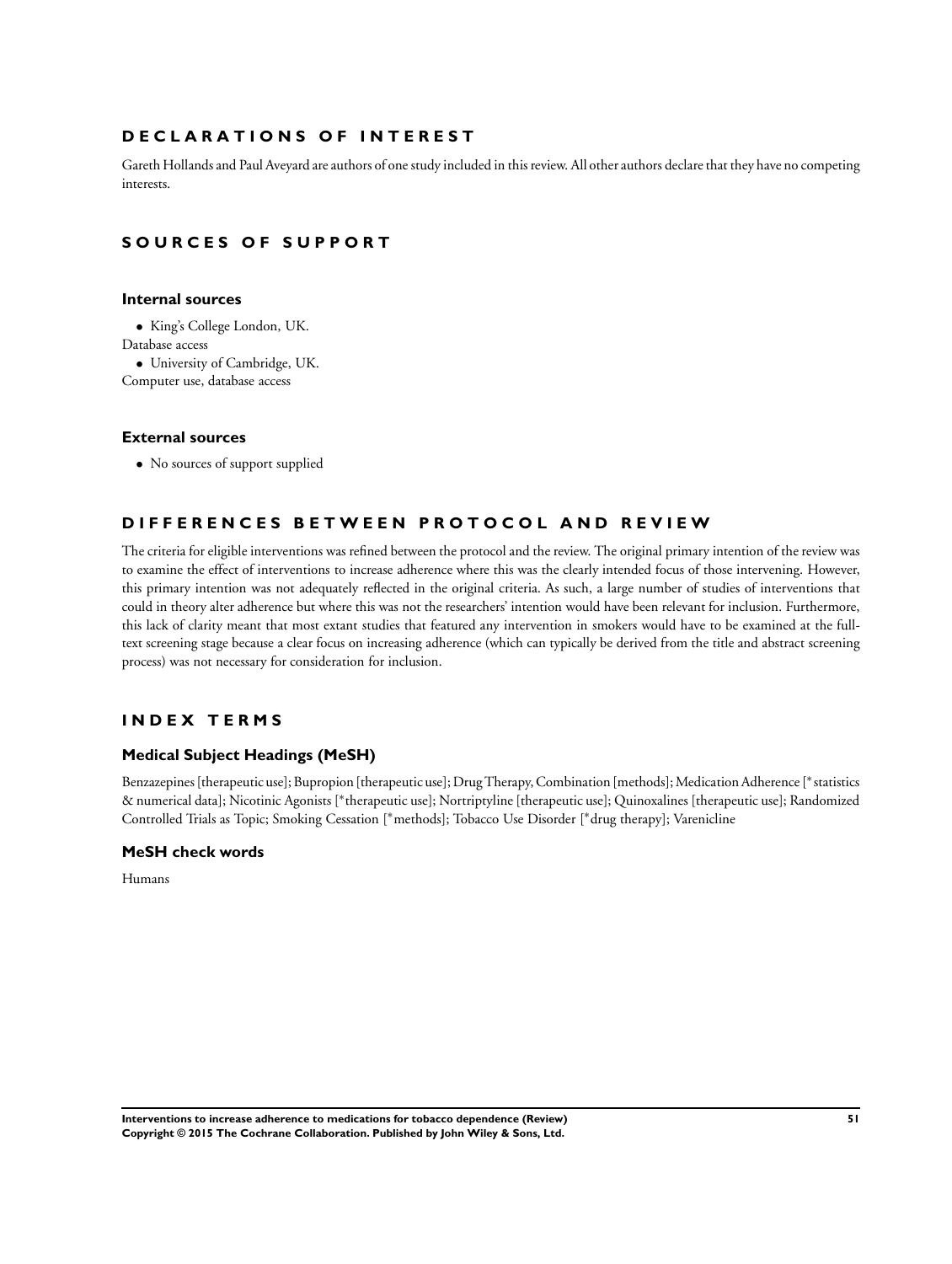## DECLARATIONS OF INTEREST

Gareth Hollands and Paul Aveyard are authors of one study included in this review. All other authors declare that they have no competing interests.

## SOURCES OF SUPPORT

### Internal sources

- King's College London, UK.

Database access

- University of Cambridge, UK.

Computer use, database access

### External sources

- No sources of support supplied

## DIFFERENCES BETWEEN PROTOCOL AND REVIEW

The criteria for eligible interventions was refined between the protocol and the review. The original primary intention of the review was to examine the effect of interventions to increase adherence where this was the clearly intended focus of those intervening. However, this primary intention was not adequately reflected in the original criteria. As such, a large number of studies of interventions that could in theory alter adherence but where this was not the researchers' intention would have been relevant for inclusion. Furthermore, this lack of clarity meant that most extant studies that featured any intervention in smokers would have to be examined at the full-text screening stage because a clear focus on increasing adherence (which can typically be derived from the title and abstract screening process) was not necessary for consideration for inclusion.

## INDEX TERMS

### Medical Subject Headings (MeSH)

Benzazepines [therapeutic use]; Bupropion [therapeutic use]; Drug Therapy, Combination [methods]; Medication Adherence [*statistics & numerical data]; Nicotinic Agonists [*therapeutic use]; Nortriptyline [therapeutic use]; Quinoxalines [therapeutic use]; Randomized Controlled Trials as Topic; Smoking Cessation [*methods]; Tobacco Use Disorder [*drug therapy]; Varenicline

### MeSH check words

Humans